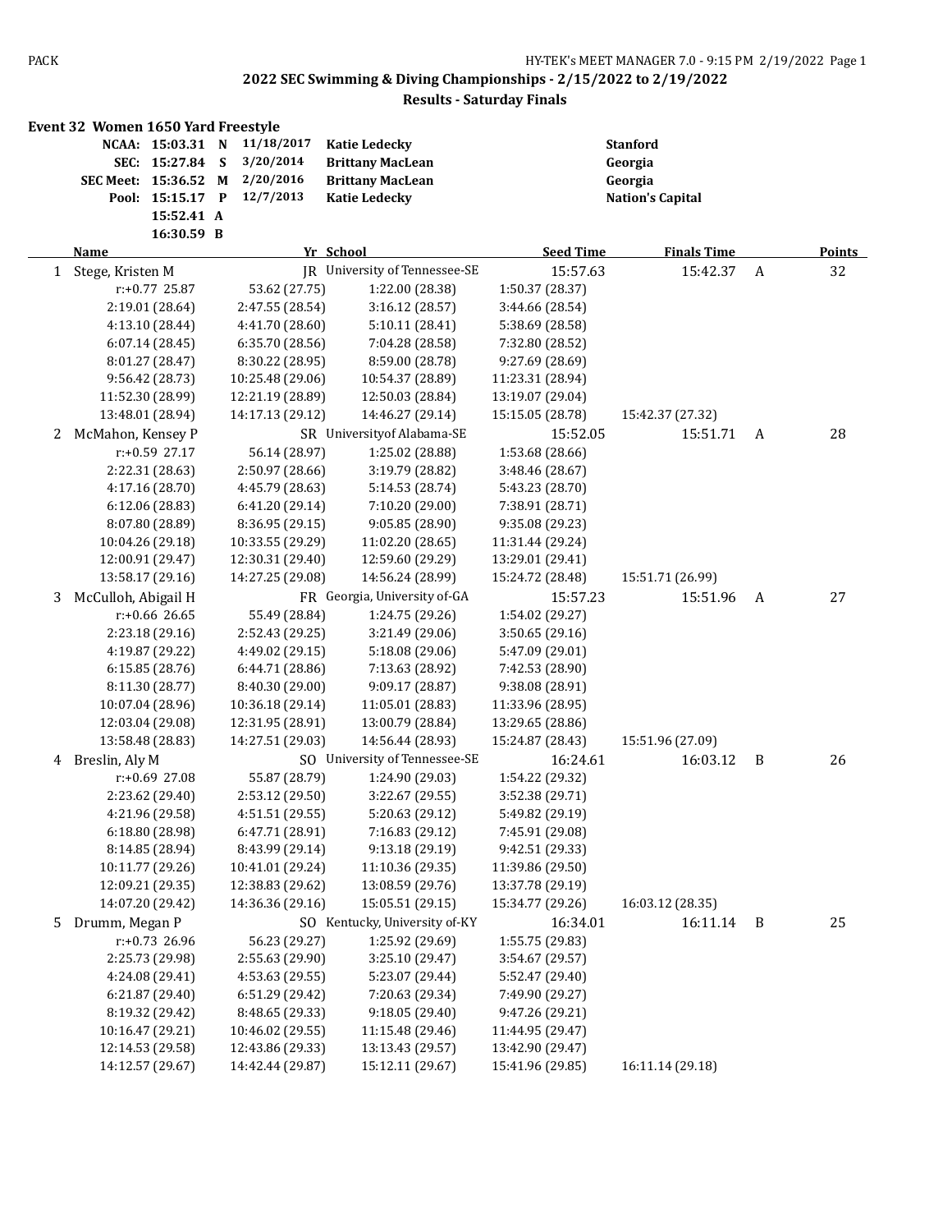**2022 SEC Swimming & Diving Championships - 2/15/2022 to 2/19/2022**

**Results - Saturday Finals**

## Event 32 Women 1650 Yard Freestyle

| | Time | | Date | Name | School |
|---|---|---|---|---|---|
| NCAA: | 15:03.31 | N | 11/18/2017 | Katie Ledecky | Stanford |
| SEC: | 15:27.84 | S | 3/20/2014 | Brittany MacLean | Georgia |
| SEC Meet: | 15:36.52 | M | 2/20/2016 | Brittany MacLean | Georgia |
| Pool: | 15:15.17 | P | 12/7/2013 | Katie Ledecky | Nation's Capital |
| | 15:52.41 | A | | | |
| | 16:30.59 | B | | | |

| | Name | Yr | School | Seed Time | Finals Time | | Points |
|---|---|---|---|---|---|---|---|
| 1 | Stege, Kristen M | JR | University of Tennessee-SE | 15:57.63 | 15:42.37 | A | 32 |
| | r:+0.77 25.87 | 53.62 (27.75) | 1:22.00 (28.38) | 1:50.37 (28.37) | | | |
| | 2:19.01 (28.64) | 2:47.55 (28.54) | 3:16.12 (28.57) | 3:44.66 (28.54) | | | |
| | 4:13.10 (28.44) | 4:41.70 (28.60) | 5:10.11 (28.41) | 5:38.69 (28.58) | | | |
| | 6:07.14 (28.45) | 6:35.70 (28.56) | 7:04.28 (28.58) | 7:32.80 (28.52) | | | |
| | 8:01.27 (28.47) | 8:30.22 (28.95) | 8:59.00 (28.78) | 9:27.69 (28.69) | | | |
| | 9:56.42 (28.73) | 10:25.48 (29.06) | 10:54.37 (28.89) | 11:23.31 (28.94) | | | |
| | 11:52.30 (28.99) | 12:21.19 (28.89) | 12:50.03 (28.84) | 13:19.07 (29.04) | | | |
| | 13:48.01 (28.94) | 14:17.13 (29.12) | 14:46.27 (29.14) | 15:15.05 (28.78) | 15:42.37 (27.32) | | |
| 2 | McMahon, Kensey P | SR | Universityof Alabama-SE | 15:52.05 | 15:51.71 | A | 28 |
| | r:+0.59 27.17 | 56.14 (28.97) | 1:25.02 (28.88) | 1:53.68 (28.66) | | | |
| | 2:22.31 (28.63) | 2:50.97 (28.66) | 3:19.79 (28.82) | 3:48.46 (28.67) | | | |
| | 4:17.16 (28.70) | 4:45.79 (28.63) | 5:14.53 (28.74) | 5:43.23 (28.70) | | | |
| | 6:12.06 (28.83) | 6:41.20 (29.14) | 7:10.20 (29.00) | 7:38.91 (28.71) | | | |
| | 8:07.80 (28.89) | 8:36.95 (29.15) | 9:05.85 (28.90) | 9:35.08 (29.23) | | | |
| | 10:04.26 (29.18) | 10:33.55 (29.29) | 11:02.20 (28.65) | 11:31.44 (29.24) | | | |
| | 12:00.91 (29.47) | 12:30.31 (29.40) | 12:59.60 (29.29) | 13:29.01 (29.41) | | | |
| | 13:58.17 (29.16) | 14:27.25 (29.08) | 14:56.24 (28.99) | 15:24.72 (28.48) | 15:51.71 (26.99) | | |
| 3 | McCulloh, Abigail H | FR | Georgia, University of-GA | 15:57.23 | 15:51.96 | A | 27 |
| | r:+0.66 26.65 | 55.49 (28.84) | 1:24.75 (29.26) | 1:54.02 (29.27) | | | |
| | 2:23.18 (29.16) | 2:52.43 (29.25) | 3:21.49 (29.06) | 3:50.65 (29.16) | | | |
| | 4:19.87 (29.22) | 4:49.02 (29.15) | 5:18.08 (29.06) | 5:47.09 (29.01) | | | |
| | 6:15.85 (28.76) | 6:44.71 (28.86) | 7:13.63 (28.92) | 7:42.53 (28.90) | | | |
| | 8:11.30 (28.77) | 8:40.30 (29.00) | 9:09.17 (28.87) | 9:38.08 (28.91) | | | |
| | 10:07.04 (28.96) | 10:36.18 (29.14) | 11:05.01 (28.83) | 11:33.96 (28.95) | | | |
| | 12:03.04 (29.08) | 12:31.95 (28.91) | 13:00.79 (28.84) | 13:29.65 (28.86) | | | |
| | 13:58.48 (28.83) | 14:27.51 (29.03) | 14:56.44 (28.93) | 15:24.87 (28.43) | 15:51.96 (27.09) | | |
| 4 | Breslin, Aly M | SO | University of Tennessee-SE | 16:24.61 | 16:03.12 | B | 26 |
| | r:+0.69 27.08 | 55.87 (28.79) | 1:24.90 (29.03) | 1:54.22 (29.32) | | | |
| | 2:23.62 (29.40) | 2:53.12 (29.50) | 3:22.67 (29.55) | 3:52.38 (29.71) | | | |
| | 4:21.96 (29.58) | 4:51.51 (29.55) | 5:20.63 (29.12) | 5:49.82 (29.19) | | | |
| | 6:18.80 (28.98) | 6:47.71 (28.91) | 7:16.83 (29.12) | 7:45.91 (29.08) | | | |
| | 8:14.85 (28.94) | 8:43.99 (29.14) | 9:13.18 (29.19) | 9:42.51 (29.33) | | | |
| | 10:11.77 (29.26) | 10:41.01 (29.24) | 11:10.36 (29.35) | 11:39.86 (29.50) | | | |
| | 12:09.21 (29.35) | 12:38.83 (29.62) | 13:08.59 (29.76) | 13:37.78 (29.19) | | | |
| | 14:07.20 (29.42) | 14:36.36 (29.16) | 15:05.51 (29.15) | 15:34.77 (29.26) | 16:03.12 (28.35) | | |
| 5 | Drumm, Megan P | SO | Kentucky, University of-KY | 16:34.01 | 16:11.14 | B | 25 |
| | r:+0.73 26.96 | 56.23 (29.27) | 1:25.92 (29.69) | 1:55.75 (29.83) | | | |
| | 2:25.73 (29.98) | 2:55.63 (29.90) | 3:25.10 (29.47) | 3:54.67 (29.57) | | | |
| | 4:24.08 (29.41) | 4:53.63 (29.55) | 5:23.07 (29.44) | 5:52.47 (29.40) | | | |
| | 6:21.87 (29.40) | 6:51.29 (29.42) | 7:20.63 (29.34) | 7:49.90 (29.27) | | | |
| | 8:19.32 (29.42) | 8:48.65 (29.33) | 9:18.05 (29.40) | 9:47.26 (29.21) | | | |
| | 10:16.47 (29.21) | 10:46.02 (29.55) | 11:15.48 (29.46) | 11:44.95 (29.47) | | | |
| | 12:14.53 (29.58) | 12:43.86 (29.33) | 13:13.43 (29.57) | 13:42.90 (29.47) | | | |
| | 14:12.57 (29.67) | 14:42.44 (29.87) | 15:12.11 (29.67) | 15:41.96 (29.85) | 16:11.14 (29.18) | | |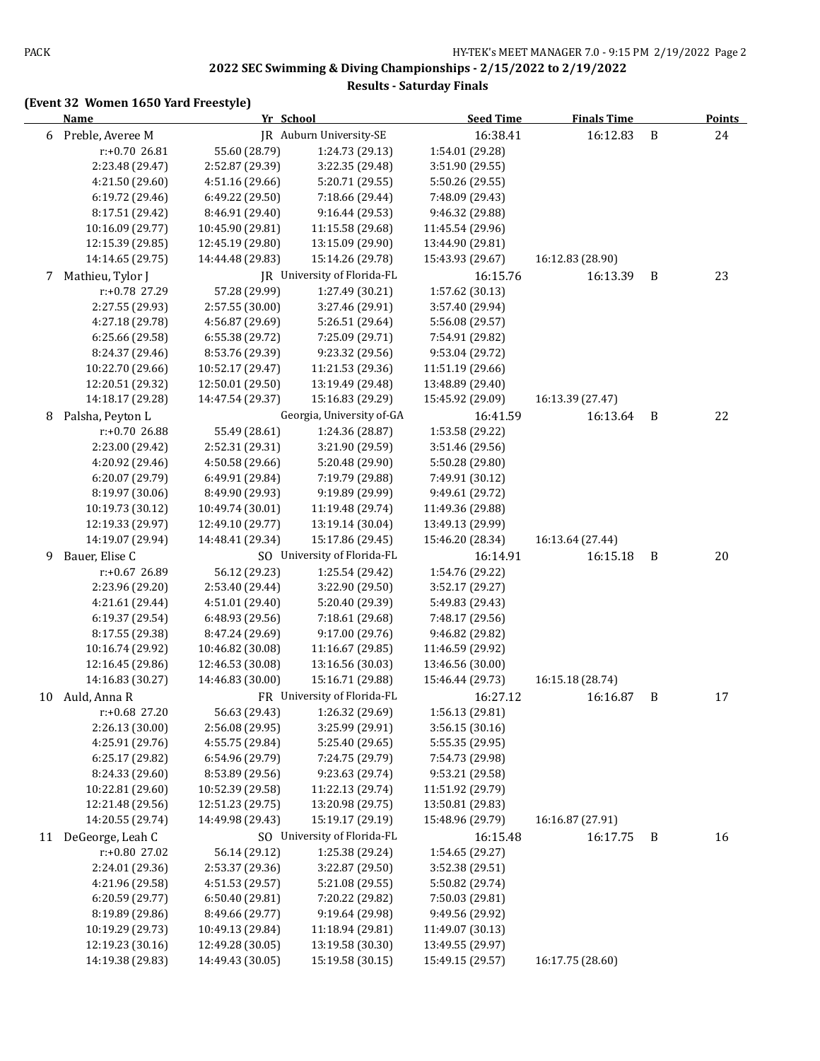## 2022 SEC Swimming & Diving Championships - 2/15/2022 to 2/19/2022

### Results - Saturday Finals

**(Event 32 Women 1650 Yard Freestyle)**

| | Name | Yr | School | Seed Time | Finals Time | | Points |
|---|---|---|---|---|---|---|---|
| 6 | Preble, Averee M | JR | Auburn University-SE | 16:38.41 | 16:12.83 | B | 24 |
| | r:+0.70 26.81 | 55.60 (28.79) | 1:24.73 (29.13) | 1:54.01 (29.28) | | | |
| | 2:23.48 (29.47) | 2:52.87 (29.39) | 3:22.35 (29.48) | 3:51.90 (29.55) | | | |
| | 4:21.50 (29.60) | 4:51.16 (29.66) | 5:20.71 (29.55) | 5:50.26 (29.55) | | | |
| | 6:19.72 (29.46) | 6:49.22 (29.50) | 7:18.66 (29.44) | 7:48.09 (29.43) | | | |
| | 8:17.51 (29.42) | 8:46.91 (29.40) | 9:16.44 (29.53) | 9:46.32 (29.88) | | | |
| | 10:16.09 (29.77) | 10:45.90 (29.81) | 11:15.58 (29.68) | 11:45.54 (29.96) | | | |
| | 12:15.39 (29.85) | 12:45.19 (29.80) | 13:15.09 (29.90) | 13:44.90 (29.81) | | | |
| | 14:14.65 (29.75) | 14:44.48 (29.83) | 15:14.26 (29.78) | 15:43.93 (29.67) | 16:12.83 (28.90) | | |
| 7 | Mathieu, Tylor J | JR | University of Florida-FL | 16:15.76 | 16:13.39 | B | 23 |
| | r:+0.78 27.29 | 57.28 (29.99) | 1:27.49 (30.21) | 1:57.62 (30.13) | | | |
| | 2:27.55 (29.93) | 2:57.55 (30.00) | 3:27.46 (29.91) | 3:57.40 (29.94) | | | |
| | 4:27.18 (29.78) | 4:56.87 (29.69) | 5:26.51 (29.64) | 5:56.08 (29.57) | | | |
| | 6:25.66 (29.58) | 6:55.38 (29.72) | 7:25.09 (29.71) | 7:54.91 (29.82) | | | |
| | 8:24.37 (29.46) | 8:53.76 (29.39) | 9:23.32 (29.56) | 9:53.04 (29.72) | | | |
| | 10:22.70 (29.66) | 10:52.17 (29.47) | 11:21.53 (29.36) | 11:51.19 (29.66) | | | |
| | 12:20.51 (29.32) | 12:50.01 (29.50) | 13:19.49 (29.48) | 13:48.89 (29.40) | | | |
| | 14:18.17 (29.28) | 14:47.54 (29.37) | 15:16.83 (29.29) | 15:45.92 (29.09) | 16:13.39 (27.47) | | |
| 8 | Palsha, Peyton L | | Georgia, University of-GA | 16:41.59 | 16:13.64 | B | 22 |
| | r:+0.70 26.88 | 55.49 (28.61) | 1:24.36 (28.87) | 1:53.58 (29.22) | | | |
| | 2:23.00 (29.42) | 2:52.31 (29.31) | 3:21.90 (29.59) | 3:51.46 (29.56) | | | |
| | 4:20.92 (29.46) | 4:50.58 (29.66) | 5:20.48 (29.90) | 5:50.28 (29.80) | | | |
| | 6:20.07 (29.79) | 6:49.91 (29.84) | 7:19.79 (29.88) | 7:49.91 (30.12) | | | |
| | 8:19.97 (30.06) | 8:49.90 (29.93) | 9:19.89 (29.99) | 9:49.61 (29.72) | | | |
| | 10:19.73 (30.12) | 10:49.74 (30.01) | 11:19.48 (29.74) | 11:49.36 (29.88) | | | |
| | 12:19.33 (29.97) | 12:49.10 (29.77) | 13:19.14 (30.04) | 13:49.13 (29.99) | | | |
| | 14:19.07 (29.94) | 14:48.41 (29.34) | 15:17.86 (29.45) | 15:46.20 (28.34) | 16:13.64 (27.44) | | |
| 9 | Bauer, Elise C | SO | University of Florida-FL | 16:14.91 | 16:15.18 | B | 20 |
| | r:+0.67 26.89 | 56.12 (29.23) | 1:25.54 (29.42) | 1:54.76 (29.22) | | | |
| | 2:23.96 (29.20) | 2:53.40 (29.44) | 3:22.90 (29.50) | 3:52.17 (29.27) | | | |
| | 4:21.61 (29.44) | 4:51.01 (29.40) | 5:20.40 (29.39) | 5:49.83 (29.43) | | | |
| | 6:19.37 (29.54) | 6:48.93 (29.56) | 7:18.61 (29.68) | 7:48.17 (29.56) | | | |
| | 8:17.55 (29.38) | 8:47.24 (29.69) | 9:17.00 (29.76) | 9:46.82 (29.82) | | | |
| | 10:16.74 (29.92) | 10:46.82 (30.08) | 11:16.67 (29.85) | 11:46.59 (29.92) | | | |
| | 12:16.45 (29.86) | 12:46.53 (30.08) | 13:16.56 (30.03) | 13:46.56 (30.00) | | | |
| | 14:16.83 (30.27) | 14:46.83 (30.00) | 15:16.71 (29.88) | 15:46.44 (29.73) | 16:15.18 (28.74) | | |
| 10 | Auld, Anna R | FR | University of Florida-FL | 16:27.12 | 16:16.87 | B | 17 |
| | r:+0.68 27.20 | 56.63 (29.43) | 1:26.32 (29.69) | 1:56.13 (29.81) | | | |
| | 2:26.13 (30.00) | 2:56.08 (29.95) | 3:25.99 (29.91) | 3:56.15 (30.16) | | | |
| | 4:25.91 (29.76) | 4:55.75 (29.84) | 5:25.40 (29.65) | 5:55.35 (29.95) | | | |
| | 6:25.17 (29.82) | 6:54.96 (29.79) | 7:24.75 (29.79) | 7:54.73 (29.98) | | | |
| | 8:24.33 (29.60) | 8:53.89 (29.56) | 9:23.63 (29.74) | 9:53.21 (29.58) | | | |
| | 10:22.81 (29.60) | 10:52.39 (29.58) | 11:22.13 (29.74) | 11:51.92 (29.79) | | | |
| | 12:21.48 (29.56) | 12:51.23 (29.75) | 13:20.98 (29.75) | 13:50.81 (29.83) | | | |
| | 14:20.55 (29.74) | 14:49.98 (29.43) | 15:19.17 (29.19) | 15:48.96 (29.79) | 16:16.87 (27.91) | | |
| 11 | DeGeorge, Leah C | SO | University of Florida-FL | 16:15.48 | 16:17.75 | B | 16 |
| | r:+0.80 27.02 | 56.14 (29.12) | 1:25.38 (29.24) | 1:54.65 (29.27) | | | |
| | 2:24.01 (29.36) | 2:53.37 (29.36) | 3:22.87 (29.50) | 3:52.38 (29.51) | | | |
| | 4:21.96 (29.58) | 4:51.53 (29.57) | 5:21.08 (29.55) | 5:50.82 (29.74) | | | |
| | 6:20.59 (29.77) | 6:50.40 (29.81) | 7:20.22 (29.82) | 7:50.03 (29.81) | | | |
| | 8:19.89 (29.86) | 8:49.66 (29.77) | 9:19.64 (29.98) | 9:49.56 (29.92) | | | |
| | 10:19.29 (29.73) | 10:49.13 (29.84) | 11:18.94 (29.81) | 11:49.07 (30.13) | | | |
| | 12:19.23 (30.16) | 12:49.28 (30.05) | 13:19.58 (30.30) | 13:49.55 (29.97) | | | |
| | 14:19.38 (29.83) | 14:49.43 (30.05) | 15:19.58 (30.15) | 15:49.15 (29.57) | 16:17.75 (28.60) | | |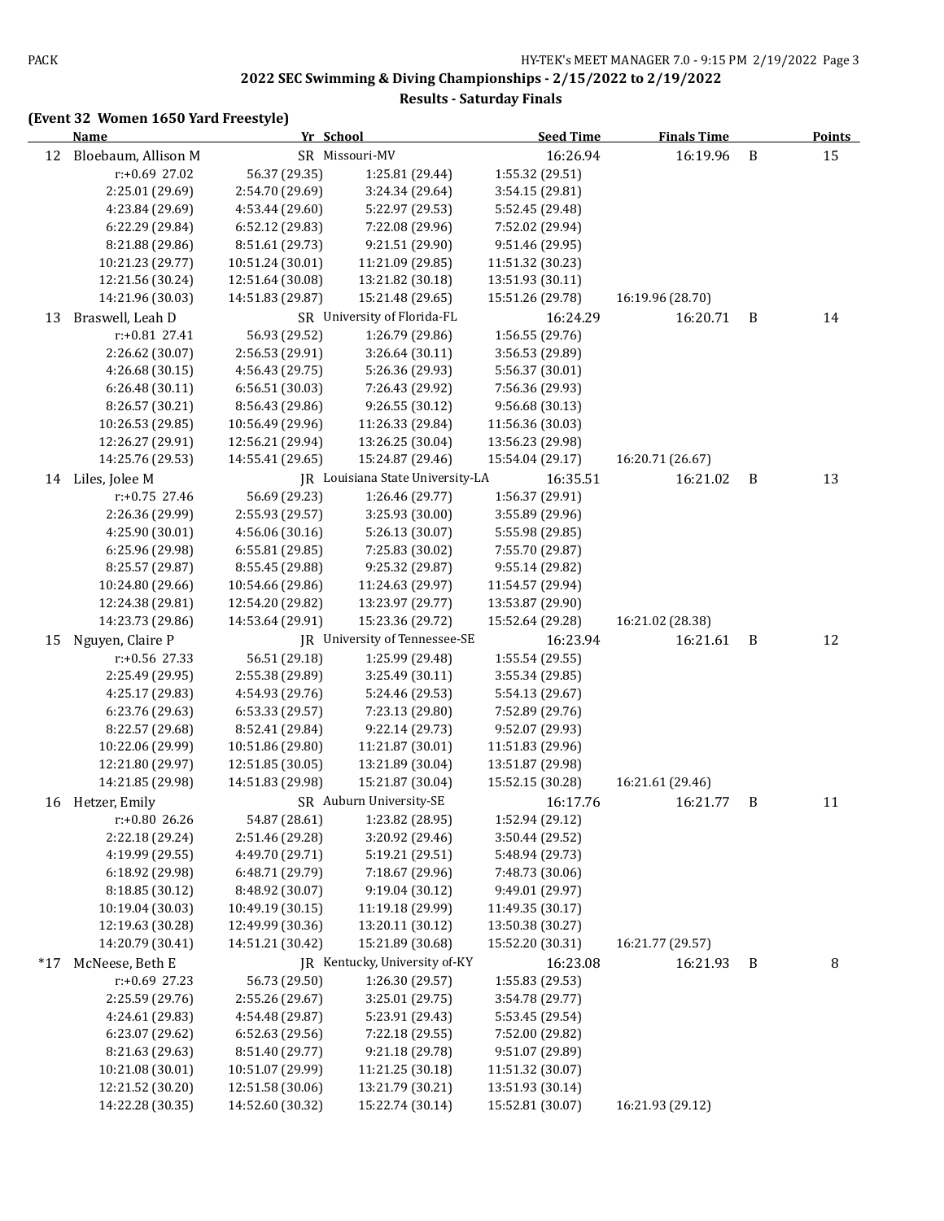## 2022 SEC Swimming & Diving Championships - 2/15/2022 to 2/19/2022

### Results - Saturday Finals

### (Event 32 Women 1650 Yard Freestyle)

| | Name | Yr | School | Seed Time | Finals Time | | Points |
|---|---|---|---|---|---|---|---|
| 12 | Bloebaum, Allison M | SR | Missouri-MV | 16:26.94 | 16:19.96 | B | 15 |
| | r:+0.69 27.02 | 56.37 (29.35) | 1:25.81 (29.44) | 1:55.32 (29.51) | | | |
| | 2:25.01 (29.69) | 2:54.70 (29.69) | 3:24.34 (29.64) | 3:54.15 (29.81) | | | |
| | 4:23.84 (29.69) | 4:53.44 (29.60) | 5:22.97 (29.53) | 5:52.45 (29.48) | | | |
| | 6:22.29 (29.84) | 6:52.12 (29.83) | 7:22.08 (29.96) | 7:52.02 (29.94) | | | |
| | 8:21.88 (29.86) | 8:51.61 (29.73) | 9:21.51 (29.90) | 9:51.46 (29.95) | | | |
| | 10:21.23 (29.77) | 10:51.24 (30.01) | 11:21.09 (29.85) | 11:51.32 (30.23) | | | |
| | 12:21.56 (30.24) | 12:51.64 (30.08) | 13:21.82 (30.18) | 13:51.93 (30.11) | | | |
| | 14:21.96 (30.03) | 14:51.83 (29.87) | 15:21.48 (29.65) | 15:51.26 (29.78) | 16:19.96 (28.70) | | |
| 13 | Braswell, Leah D | SR | University of Florida-FL | 16:24.29 | 16:20.71 | B | 14 |
| | r:+0.81 27.41 | 56.93 (29.52) | 1:26.79 (29.86) | 1:56.55 (29.76) | | | |
| | 2:26.62 (30.07) | 2:56.53 (29.91) | 3:26.64 (30.11) | 3:56.53 (29.89) | | | |
| | 4:26.68 (30.15) | 4:56.43 (29.75) | 5:26.36 (29.93) | 5:56.37 (30.01) | | | |
| | 6:26.48 (30.11) | 6:56.51 (30.03) | 7:26.43 (29.92) | 7:56.36 (29.93) | | | |
| | 8:26.57 (30.21) | 8:56.43 (29.86) | 9:26.55 (30.12) | 9:56.68 (30.13) | | | |
| | 10:26.53 (29.85) | 10:56.49 (29.96) | 11:26.33 (29.84) | 11:56.36 (30.03) | | | |
| | 12:26.27 (29.91) | 12:56.21 (29.94) | 13:26.25 (30.04) | 13:56.23 (29.98) | | | |
| | 14:25.76 (29.53) | 14:55.41 (29.65) | 15:24.87 (29.46) | 15:54.04 (29.17) | 16:20.71 (26.67) | | |
| 14 | Liles, Jolee M | JR | Louisiana State University-LA | 16:35.51 | 16:21.02 | B | 13 |
| | r:+0.75 27.46 | 56.69 (29.23) | 1:26.46 (29.77) | 1:56.37 (29.91) | | | |
| | 2:26.36 (29.99) | 2:55.93 (29.57) | 3:25.93 (30.00) | 3:55.89 (29.96) | | | |
| | 4:25.90 (30.01) | 4:56.06 (30.16) | 5:26.13 (30.07) | 5:55.98 (29.85) | | | |
| | 6:25.96 (29.98) | 6:55.81 (29.85) | 7:25.83 (30.02) | 7:55.70 (29.87) | | | |
| | 8:25.57 (29.87) | 8:55.45 (29.88) | 9:25.32 (29.87) | 9:55.14 (29.82) | | | |
| | 10:24.80 (29.66) | 10:54.66 (29.86) | 11:24.63 (29.97) | 11:54.57 (29.94) | | | |
| | 12:24.38 (29.81) | 12:54.20 (29.82) | 13:23.97 (29.77) | 13:53.87 (29.90) | | | |
| | 14:23.73 (29.86) | 14:53.64 (29.91) | 15:23.36 (29.72) | 15:52.64 (29.28) | 16:21.02 (28.38) | | |
| 15 | Nguyen, Claire P | JR | University of Tennessee-SE | 16:23.94 | 16:21.61 | B | 12 |
| | r:+0.56 27.33 | 56.51 (29.18) | 1:25.99 (29.48) | 1:55.54 (29.55) | | | |
| | 2:25.49 (29.95) | 2:55.38 (29.89) | 3:25.49 (30.11) | 3:55.34 (29.85) | | | |
| | 4:25.17 (29.83) | 4:54.93 (29.76) | 5:24.46 (29.53) | 5:54.13 (29.67) | | | |
| | 6:23.76 (29.63) | 6:53.33 (29.57) | 7:23.13 (29.80) | 7:52.89 (29.76) | | | |
| | 8:22.57 (29.68) | 8:52.41 (29.84) | 9:22.14 (29.73) | 9:52.07 (29.93) | | | |
| | 10:22.06 (29.99) | 10:51.86 (29.80) | 11:21.87 (30.01) | 11:51.83 (29.96) | | | |
| | 12:21.80 (29.97) | 12:51.85 (30.05) | 13:21.89 (30.04) | 13:51.87 (29.98) | | | |
| | 14:21.85 (29.98) | 14:51.83 (29.98) | 15:21.87 (30.04) | 15:52.15 (30.28) | 16:21.61 (29.46) | | |
| 16 | Hetzer, Emily | SR | Auburn University-SE | 16:17.76 | 16:21.77 | B | 11 |
| | r:+0.80 26.26 | 54.87 (28.61) | 1:23.82 (28.95) | 1:52.94 (29.12) | | | |
| | 2:22.18 (29.24) | 2:51.46 (29.28) | 3:20.92 (29.46) | 3:50.44 (29.52) | | | |
| | 4:19.99 (29.55) | 4:49.70 (29.71) | 5:19.21 (29.51) | 5:48.94 (29.73) | | | |
| | 6:18.92 (29.98) | 6:48.71 (29.79) | 7:18.67 (29.96) | 7:48.73 (30.06) | | | |
| | 8:18.85 (30.12) | 8:48.92 (30.07) | 9:19.04 (30.12) | 9:49.01 (29.97) | | | |
| | 10:19.04 (30.03) | 10:49.19 (30.15) | 11:19.18 (29.99) | 11:49.35 (30.17) | | | |
| | 12:19.63 (30.28) | 12:49.99 (30.36) | 13:20.11 (30.12) | 13:50.38 (30.27) | | | |
| | 14:20.79 (30.41) | 14:51.21 (30.42) | 15:21.89 (30.68) | 15:52.20 (30.31) | 16:21.77 (29.57) | | |
| *17 | McNeese, Beth E | JR | Kentucky, University of-KY | 16:23.08 | 16:21.93 | B | 8 |
| | r:+0.69 27.23 | 56.73 (29.50) | 1:26.30 (29.57) | 1:55.83 (29.53) | | | |
| | 2:25.59 (29.76) | 2:55.26 (29.67) | 3:25.01 (29.75) | 3:54.78 (29.77) | | | |
| | 4:24.61 (29.83) | 4:54.48 (29.87) | 5:23.91 (29.43) | 5:53.45 (29.54) | | | |
| | 6:23.07 (29.62) | 6:52.63 (29.56) | 7:22.18 (29.55) | 7:52.00 (29.82) | | | |
| | 8:21.63 (29.63) | 8:51.40 (29.77) | 9:21.18 (29.78) | 9:51.07 (29.89) | | | |
| | 10:21.08 (30.01) | 10:51.07 (29.99) | 11:21.25 (30.18) | 11:51.32 (30.07) | | | |
| | 12:21.52 (30.20) | 12:51.58 (30.06) | 13:21.79 (30.21) | 13:51.93 (30.14) | | | |
| | 14:22.28 (30.35) | 14:52.60 (30.32) | 15:22.74 (30.14) | 15:52.81 (30.07) | 16:21.93 (29.12) | | |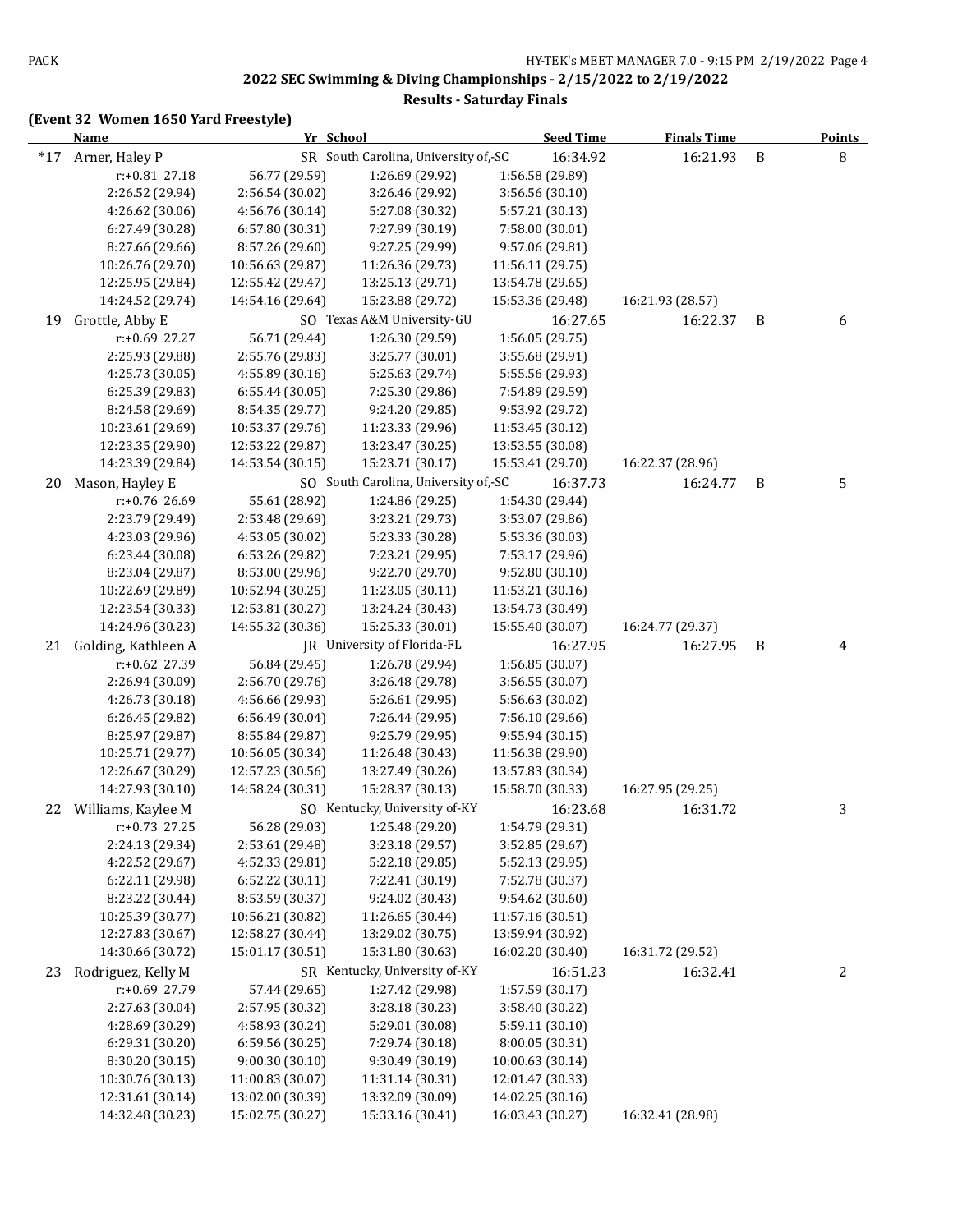## 2022 SEC Swimming & Diving Championships - 2/15/2022 to 2/19/2022

### Results - Saturday Finals

**(Event 32 Women 1650 Yard Freestyle)**

| | Name | Yr | School | Seed Time | Finals Time | | Points |
|---|---|---|---|---|---|---|---|
| *17 | Arner, Haley P | SR | South Carolina, University of,-SC | 16:34.92 | 16:21.93 | B | 8 |
| | r:+0.81 27.18 | 56.77 (29.59) | 1:26.69 (29.92) | 1:56.58 (29.89) | | | |
| | 2:26.52 (29.94) | 2:56.54 (30.02) | 3:26.46 (29.92) | 3:56.56 (30.10) | | | |
| | 4:26.62 (30.06) | 4:56.76 (30.14) | 5:27.08 (30.32) | 5:57.21 (30.13) | | | |
| | 6:27.49 (30.28) | 6:57.80 (30.31) | 7:27.99 (30.19) | 7:58.00 (30.01) | | | |
| | 8:27.66 (29.66) | 8:57.26 (29.60) | 9:27.25 (29.99) | 9:57.06 (29.81) | | | |
| | 10:26.76 (29.70) | 10:56.63 (29.87) | 11:26.36 (29.73) | 11:56.11 (29.75) | | | |
| | 12:25.95 (29.84) | 12:55.42 (29.47) | 13:25.13 (29.71) | 13:54.78 (29.65) | | | |
| | 14:24.52 (29.74) | 14:54.16 (29.64) | 15:23.88 (29.72) | 15:53.36 (29.48) | 16:21.93 (28.57) | | |
| 19 | Grottle, Abby E | SO | Texas A&M University-GU | 16:27.65 | 16:22.37 | B | 6 |
| | r:+0.69 27.27 | 56.71 (29.44) | 1:26.30 (29.59) | 1:56.05 (29.75) | | | |
| | 2:25.93 (29.88) | 2:55.76 (29.83) | 3:25.77 (30.01) | 3:55.68 (29.91) | | | |
| | 4:25.73 (30.05) | 4:55.89 (30.16) | 5:25.63 (29.74) | 5:55.56 (29.93) | | | |
| | 6:25.39 (29.83) | 6:55.44 (30.05) | 7:25.30 (29.86) | 7:54.89 (29.59) | | | |
| | 8:24.58 (29.69) | 8:54.35 (29.77) | 9:24.20 (29.85) | 9:53.92 (29.72) | | | |
| | 10:23.61 (29.69) | 10:53.37 (29.76) | 11:23.33 (29.96) | 11:53.45 (30.12) | | | |
| | 12:23.35 (29.90) | 12:53.22 (29.87) | 13:23.47 (30.25) | 13:53.55 (30.08) | | | |
| | 14:23.39 (29.84) | 14:53.54 (30.15) | 15:23.71 (30.17) | 15:53.41 (29.70) | 16:22.37 (28.96) | | |
| 20 | Mason, Hayley E | SO | South Carolina, University of,-SC | 16:37.73 | 16:24.77 | B | 5 |
| | r:+0.76 26.69 | 55.61 (28.92) | 1:24.86 (29.25) | 1:54.30 (29.44) | | | |
| | 2:23.79 (29.49) | 2:53.48 (29.69) | 3:23.21 (29.73) | 3:53.07 (29.86) | | | |
| | 4:23.03 (29.96) | 4:53.05 (30.02) | 5:23.33 (30.28) | 5:53.36 (30.03) | | | |
| | 6:23.44 (30.08) | 6:53.26 (29.82) | 7:23.21 (29.95) | 7:53.17 (29.96) | | | |
| | 8:23.04 (29.87) | 8:53.00 (29.96) | 9:22.70 (29.70) | 9:52.80 (30.10) | | | |
| | 10:22.69 (29.89) | 10:52.94 (30.25) | 11:23.05 (30.11) | 11:53.21 (30.16) | | | |
| | 12:23.54 (30.33) | 12:53.81 (30.27) | 13:24.24 (30.43) | 13:54.73 (30.49) | | | |
| | 14:24.96 (30.23) | 14:55.32 (30.36) | 15:25.33 (30.01) | 15:55.40 (30.07) | 16:24.77 (29.37) | | |
| 21 | Golding, Kathleen A | JR | University of Florida-FL | 16:27.95 | 16:27.95 | B | 4 |
| | r:+0.62 27.39 | 56.84 (29.45) | 1:26.78 (29.94) | 1:56.85 (30.07) | | | |
| | 2:26.94 (30.09) | 2:56.70 (29.76) | 3:26.48 (29.78) | 3:56.55 (30.07) | | | |
| | 4:26.73 (30.18) | 4:56.66 (29.93) | 5:26.61 (29.95) | 5:56.63 (30.02) | | | |
| | 6:26.45 (29.82) | 6:56.49 (30.04) | 7:26.44 (29.95) | 7:56.10 (29.66) | | | |
| | 8:25.97 (29.87) | 8:55.84 (29.87) | 9:25.79 (29.95) | 9:55.94 (30.15) | | | |
| | 10:25.71 (29.77) | 10:56.05 (30.34) | 11:26.48 (30.43) | 11:56.38 (29.90) | | | |
| | 12:26.67 (30.29) | 12:57.23 (30.56) | 13:27.49 (30.26) | 13:57.83 (30.34) | | | |
| | 14:27.93 (30.10) | 14:58.24 (30.31) | 15:28.37 (30.13) | 15:58.70 (30.33) | 16:27.95 (29.25) | | |
| 22 | Williams, Kaylee M | SO | Kentucky, University of-KY | 16:23.68 | 16:31.72 | | 3 |
| | r:+0.73 27.25 | 56.28 (29.03) | 1:25.48 (29.20) | 1:54.79 (29.31) | | | |
| | 2:24.13 (29.34) | 2:53.61 (29.48) | 3:23.18 (29.57) | 3:52.85 (29.67) | | | |
| | 4:22.52 (29.67) | 4:52.33 (29.81) | 5:22.18 (29.85) | 5:52.13 (29.95) | | | |
| | 6:22.11 (29.98) | 6:52.22 (30.11) | 7:22.41 (30.19) | 7:52.78 (30.37) | | | |
| | 8:23.22 (30.44) | 8:53.59 (30.37) | 9:24.02 (30.43) | 9:54.62 (30.60) | | | |
| | 10:25.39 (30.77) | 10:56.21 (30.82) | 11:26.65 (30.44) | 11:57.16 (30.51) | | | |
| | 12:27.83 (30.67) | 12:58.27 (30.44) | 13:29.02 (30.75) | 13:59.94 (30.92) | | | |
| | 14:30.66 (30.72) | 15:01.17 (30.51) | 15:31.80 (30.63) | 16:02.20 (30.40) | 16:31.72 (29.52) | | |
| 23 | Rodriguez, Kelly M | SR | Kentucky, University of-KY | 16:51.23 | 16:32.41 | | 2 |
| | r:+0.69 27.79 | 57.44 (29.65) | 1:27.42 (29.98) | 1:57.59 (30.17) | | | |
| | 2:27.63 (30.04) | 2:57.95 (30.32) | 3:28.18 (30.23) | 3:58.40 (30.22) | | | |
| | 4:28.69 (30.29) | 4:58.93 (30.24) | 5:29.01 (30.08) | 5:59.11 (30.10) | | | |
| | 6:29.31 (30.20) | 6:59.56 (30.25) | 7:29.74 (30.18) | 8:00.05 (30.31) | | | |
| | 8:30.20 (30.15) | 9:00.30 (30.10) | 9:30.49 (30.19) | 10:00.63 (30.14) | | | |
| | 10:30.76 (30.13) | 11:00.83 (30.07) | 11:31.14 (30.31) | 12:01.47 (30.33) | | | |
| | 12:31.61 (30.14) | 13:02.00 (30.39) | 13:32.09 (30.09) | 14:02.25 (30.16) | | | |
| | 14:32.48 (30.23) | 15:02.75 (30.27) | 15:33.16 (30.41) | 16:03.43 (30.27) | 16:32.41 (28.98) | | |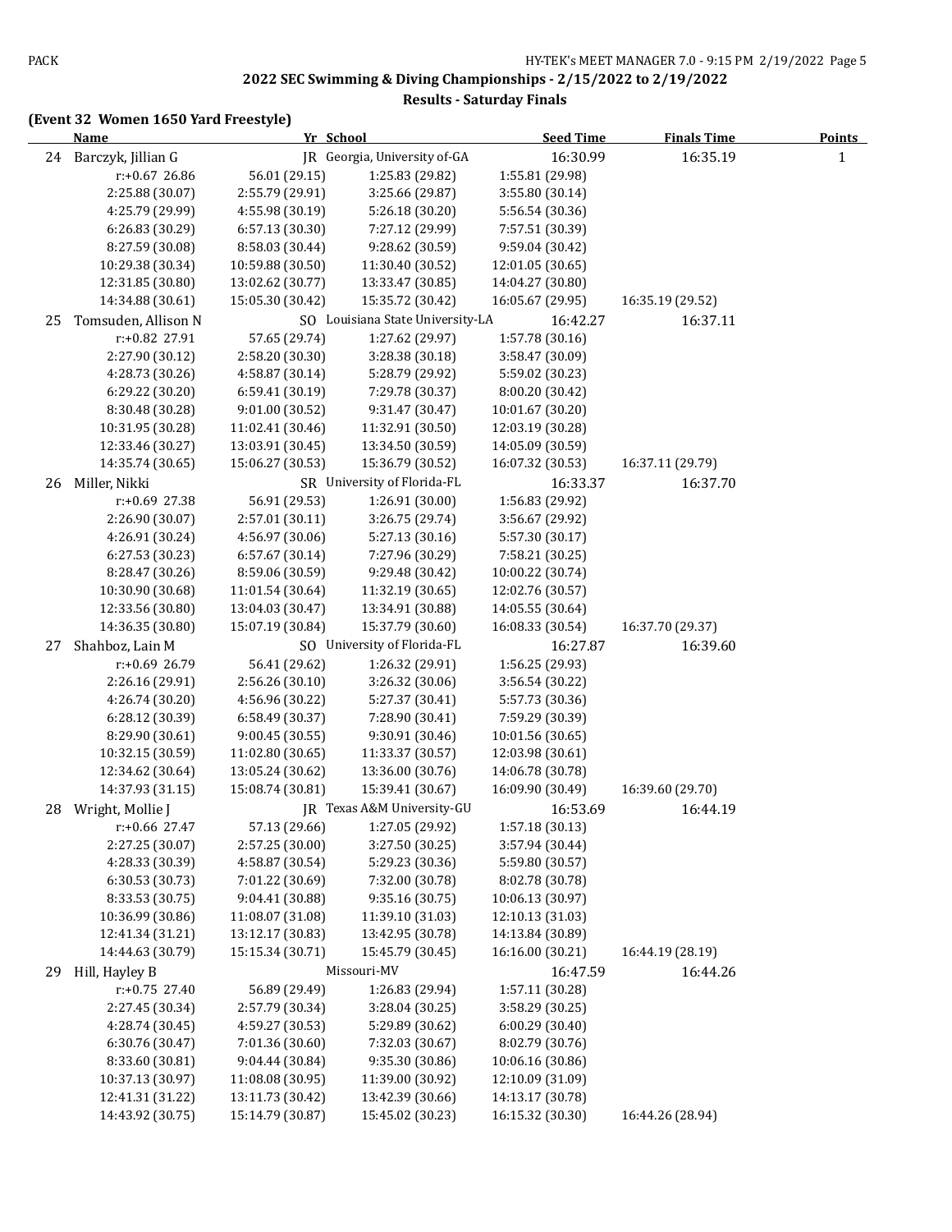## 2022 SEC Swimming & Diving Championships - 2/15/2022 to 2/19/2022

### Results - Saturday Finals

**(Event 32 Women 1650 Yard Freestyle)**

| | Name | Yr | School | Seed Time | Finals Time | Points |
|---|---|---|---|---|---|---|
| 24 | Barczyk, Jillian G | JR | Georgia, University of-GA | 16:30.99 | 16:35.19 | 1 |
| | r:+0.67 26.86 | 56.01 (29.15) | 1:25.83 (29.82) | 1:55.81 (29.98) | | |
| | 2:25.88 (30.07) | 2:55.79 (29.91) | 3:25.66 (29.87) | 3:55.80 (30.14) | | |
| | 4:25.79 (29.99) | 4:55.98 (30.19) | 5:26.18 (30.20) | 5:56.54 (30.36) | | |
| | 6:26.83 (30.29) | 6:57.13 (30.30) | 7:27.12 (29.99) | 7:57.51 (30.39) | | |
| | 8:27.59 (30.08) | 8:58.03 (30.44) | 9:28.62 (30.59) | 9:59.04 (30.42) | | |
| | 10:29.38 (30.34) | 10:59.88 (30.50) | 11:30.40 (30.52) | 12:01.05 (30.65) | | |
| | 12:31.85 (30.80) | 13:02.62 (30.77) | 13:33.47 (30.85) | 14:04.27 (30.80) | | |
| | 14:34.88 (30.61) | 15:05.30 (30.42) | 15:35.72 (30.42) | 16:05.67 (29.95) | 16:35.19 (29.52) | |
| 25 | Tomsuden, Allison N | SO | Louisiana State University-LA | 16:42.27 | 16:37.11 | |
| | r:+0.82 27.91 | 57.65 (29.74) | 1:27.62 (29.97) | 1:57.78 (30.16) | | |
| | 2:27.90 (30.12) | 2:58.20 (30.30) | 3:28.38 (30.18) | 3:58.47 (30.09) | | |
| | 4:28.73 (30.26) | 4:58.87 (30.14) | 5:28.79 (29.92) | 5:59.02 (30.23) | | |
| | 6:29.22 (30.20) | 6:59.41 (30.19) | 7:29.78 (30.37) | 8:00.20 (30.42) | | |
| | 8:30.48 (30.28) | 9:01.00 (30.52) | 9:31.47 (30.47) | 10:01.67 (30.20) | | |
| | 10:31.95 (30.28) | 11:02.41 (30.46) | 11:32.91 (30.50) | 12:03.19 (30.28) | | |
| | 12:33.46 (30.27) | 13:03.91 (30.45) | 13:34.50 (30.59) | 14:05.09 (30.59) | | |
| | 14:35.74 (30.65) | 15:06.27 (30.53) | 15:36.79 (30.52) | 16:07.32 (30.53) | 16:37.11 (29.79) | |
| 26 | Miller, Nikki | SR | University of Florida-FL | 16:33.37 | 16:37.70 | |
| | r:+0.69 27.38 | 56.91 (29.53) | 1:26.91 (30.00) | 1:56.83 (29.92) | | |
| | 2:26.90 (30.07) | 2:57.01 (30.11) | 3:26.75 (29.74) | 3:56.67 (29.92) | | |
| | 4:26.91 (30.24) | 4:56.97 (30.06) | 5:27.13 (30.16) | 5:57.30 (30.17) | | |
| | 6:27.53 (30.23) | 6:57.67 (30.14) | 7:27.96 (30.29) | 7:58.21 (30.25) | | |
| | 8:28.47 (30.26) | 8:59.06 (30.59) | 9:29.48 (30.42) | 10:00.22 (30.74) | | |
| | 10:30.90 (30.68) | 11:01.54 (30.64) | 11:32.19 (30.65) | 12:02.76 (30.57) | | |
| | 12:33.56 (30.80) | 13:04.03 (30.47) | 13:34.91 (30.88) | 14:05.55 (30.64) | | |
| | 14:36.35 (30.80) | 15:07.19 (30.84) | 15:37.79 (30.60) | 16:08.33 (30.54) | 16:37.70 (29.37) | |
| 27 | Shahboz, Lain M | SO | University of Florida-FL | 16:27.87 | 16:39.60 | |
| | r:+0.69 26.79 | 56.41 (29.62) | 1:26.32 (29.91) | 1:56.25 (29.93) | | |
| | 2:26.16 (29.91) | 2:56.26 (30.10) | 3:26.32 (30.06) | 3:56.54 (30.22) | | |
| | 4:26.74 (30.20) | 4:56.96 (30.22) | 5:27.37 (30.41) | 5:57.73 (30.36) | | |
| | 6:28.12 (30.39) | 6:58.49 (30.37) | 7:28.90 (30.41) | 7:59.29 (30.39) | | |
| | 8:29.90 (30.61) | 9:00.45 (30.55) | 9:30.91 (30.46) | 10:01.56 (30.65) | | |
| | 10:32.15 (30.59) | 11:02.80 (30.65) | 11:33.37 (30.57) | 12:03.98 (30.61) | | |
| | 12:34.62 (30.64) | 13:05.24 (30.62) | 13:36.00 (30.76) | 14:06.78 (30.78) | | |
| | 14:37.93 (31.15) | 15:08.74 (30.81) | 15:39.41 (30.67) | 16:09.90 (30.49) | 16:39.60 (29.70) | |
| 28 | Wright, Mollie J | JR | Texas A&M University-GU | 16:53.69 | 16:44.19 | |
| | r:+0.66 27.47 | 57.13 (29.66) | 1:27.05 (29.92) | 1:57.18 (30.13) | | |
| | 2:27.25 (30.07) | 2:57.25 (30.00) | 3:27.50 (30.25) | 3:57.94 (30.44) | | |
| | 4:28.33 (30.39) | 4:58.87 (30.54) | 5:29.23 (30.36) | 5:59.80 (30.57) | | |
| | 6:30.53 (30.73) | 7:01.22 (30.69) | 7:32.00 (30.78) | 8:02.78 (30.78) | | |
| | 8:33.53 (30.75) | 9:04.41 (30.88) | 9:35.16 (30.75) | 10:06.13 (30.97) | | |
| | 10:36.99 (30.86) | 11:08.07 (31.08) | 11:39.10 (31.03) | 12:10.13 (31.03) | | |
| | 12:41.34 (31.21) | 13:12.17 (30.83) | 13:42.95 (30.78) | 14:13.84 (30.89) | | |
| | 14:44.63 (30.79) | 15:15.34 (30.71) | 15:45.79 (30.45) | 16:16.00 (30.21) | 16:44.19 (28.19) | |
| 29 | Hill, Hayley B | | Missouri-MV | 16:47.59 | 16:44.26 | |
| | r:+0.75 27.40 | 56.89 (29.49) | 1:26.83 (29.94) | 1:57.11 (30.28) | | |
| | 2:27.45 (30.34) | 2:57.79 (30.34) | 3:28.04 (30.25) | 3:58.29 (30.25) | | |
| | 4:28.74 (30.45) | 4:59.27 (30.53) | 5:29.89 (30.62) | 6:00.29 (30.40) | | |
| | 6:30.76 (30.47) | 7:01.36 (30.60) | 7:32.03 (30.67) | 8:02.79 (30.76) | | |
| | 8:33.60 (30.81) | 9:04.44 (30.84) | 9:35.30 (30.86) | 10:06.16 (30.86) | | |
| | 10:37.13 (30.97) | 11:08.08 (30.95) | 11:39.00 (30.92) | 12:10.09 (31.09) | | |
| | 12:41.31 (31.22) | 13:11.73 (30.42) | 13:42.39 (30.66) | 14:13.17 (30.78) | | |
| | 14:43.92 (30.75) | 15:14.79 (30.87) | 15:45.02 (30.23) | 16:15.32 (30.30) | 16:44.26 (28.94) | |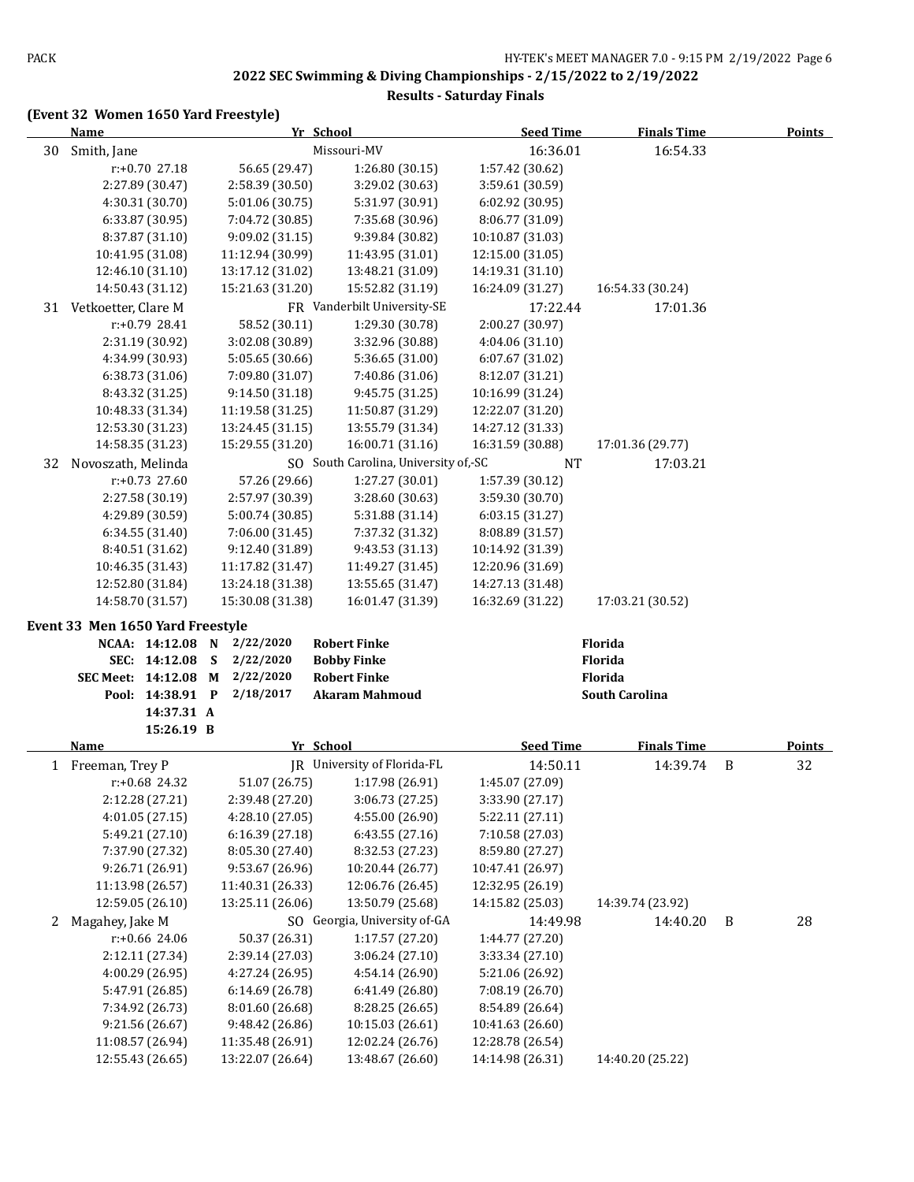## 2022 SEC Swimming & Diving Championships - 2/15/2022 to 2/19/2022

### Results - Saturday Finals

**(Event 32 Women 1650 Yard Freestyle)**

| | Name | Yr | School | Seed Time | Finals Time | | Points |
|---|---|---|---|---|---|---|---|
| 30 | Smith, Jane | | Missouri-MV | 16:36.01 | 16:54.33 | | |

r:+0.70 27.18 | 56.65 (29.47) | 1:26.80 (30.15) | 1:57.42 (30.62)
2:27.89 (30.47) | 2:58.39 (30.50) | 3:29.02 (30.63) | 3:59.61 (30.59)
4:30.31 (30.70) | 5:01.06 (30.75) | 5:31.97 (30.91) | 6:02.92 (30.95)
6:33.87 (30.95) | 7:04.72 (30.85) | 7:35.68 (30.96) | 8:06.77 (31.09)
8:37.87 (31.10) | 9:09.02 (31.15) | 9:39.84 (30.82) | 10:10.87 (31.03)
10:41.95 (31.08) | 11:12.94 (30.99) | 11:43.95 (31.01) | 12:15.00 (31.05)
12:46.10 (31.10) | 13:17.12 (31.02) | 13:48.21 (31.09) | 14:19.31 (31.10)
14:50.43 (31.12) | 15:21.63 (31.20) | 15:52.82 (31.19) | 16:24.09 (31.27) | 16:54.33 (30.24)

| | Name | Yr | School | Seed Time | Finals Time | | Points |
|---|---|---|---|---|---|---|---|
| 31 | Vetkoetter, Clare M | FR | Vanderbilt University-SE | 17:22.44 | 17:01.36 | | |

r:+0.79 28.41 | 58.52 (30.11) | 1:29.30 (30.78) | 2:00.27 (30.97)
2:31.19 (30.92) | 3:02.08 (30.89) | 3:32.96 (30.88) | 4:04.06 (31.10)
4:34.99 (30.93) | 5:05.65 (30.66) | 5:36.65 (31.00) | 6:07.67 (31.02)
6:38.73 (31.06) | 7:09.80 (31.07) | 7:40.86 (31.06) | 8:12.07 (31.21)
8:43.32 (31.25) | 9:14.50 (31.18) | 9:45.75 (31.25) | 10:16.99 (31.24)
10:48.33 (31.34) | 11:19.58 (31.25) | 11:50.87 (31.29) | 12:22.07 (31.20)
12:53.30 (31.23) | 13:24.45 (31.15) | 13:55.79 (31.34) | 14:27.12 (31.33)
14:58.35 (31.23) | 15:29.55 (31.20) | 16:00.71 (31.16) | 16:31.59 (30.88) | 17:01.36 (29.77)

| | Name | Yr | School | Seed Time | Finals Time | | Points |
|---|---|---|---|---|---|---|---|
| 32 | Novoszath, Melinda | SO | South Carolina, University of,-SC | NT | 17:03.21 | | |

r:+0.73 27.60 | 57.26 (29.66) | 1:27.27 (30.01) | 1:57.39 (30.12)
2:27.58 (30.19) | 2:57.97 (30.39) | 3:28.60 (30.63) | 3:59.30 (30.70)
4:29.89 (30.59) | 5:00.74 (30.85) | 5:31.88 (31.14) | 6:03.15 (31.27)
6:34.55 (31.40) | 7:06.00 (31.45) | 7:37.32 (31.32) | 8:08.89 (31.57)
8:40.51 (31.62) | 9:12.40 (31.89) | 9:43.53 (31.13) | 10:14.92 (31.39)
10:46.35 (31.43) | 11:17.82 (31.47) | 11:49.27 (31.45) | 12:20.96 (31.69)
12:52.80 (31.84) | 13:24.18 (31.38) | 13:55.65 (31.47) | 14:27.13 (31.48)
14:58.70 (31.57) | 15:30.08 (31.38) | 16:01.47 (31.39) | 16:32.69 (31.22) | 17:03.21 (30.52)

**Event 33 Men 1650 Yard Freestyle**

| Record | Time | Code | Date | Name | School |
|---|---|---|---|---|---|
| NCAA: | 14:12.08 | N | 2/22/2020 | Robert Finke | Florida |
| SEC: | 14:12.08 | S | 2/22/2020 | Bobby Finke | Florida |
| SEC Meet: | 14:12.08 | M | 2/22/2020 | Robert Finke | Florida |
| Pool: | 14:38.91 | P | 2/18/2017 | Akaram Mahmoud | South Carolina |
| | 14:37.31 | A | | | |
| | 15:26.19 | B | | | |

| | Name | Yr | School | Seed Time | Finals Time | | Points |
|---|---|---|---|---|---|---|---|
| 1 | Freeman, Trey P | JR | University of Florida-FL | 14:50.11 | 14:39.74 | B | 32 |

r:+0.68 24.32 | 51.07 (26.75) | 1:17.98 (26.91) | 1:45.07 (27.09)
2:12.28 (27.21) | 2:39.48 (27.20) | 3:06.73 (27.25) | 3:33.90 (27.17)
4:01.05 (27.15) | 4:28.10 (27.05) | 4:55.00 (26.90) | 5:22.11 (27.11)
5:49.21 (27.10) | 6:16.39 (27.18) | 6:43.55 (27.16) | 7:10.58 (27.03)
7:37.90 (27.32) | 8:05.30 (27.40) | 8:32.53 (27.23) | 8:59.80 (27.27)
9:26.71 (26.91) | 9:53.67 (26.96) | 10:20.44 (26.77) | 10:47.41 (26.97)
11:13.98 (26.57) | 11:40.31 (26.33) | 12:06.76 (26.45) | 12:32.95 (26.19)
12:59.05 (26.10) | 13:25.11 (26.06) | 13:50.79 (25.68) | 14:15.82 (25.03) | 14:39.74 (23.92)

| | Name | Yr | School | Seed Time | Finals Time | | Points |
|---|---|---|---|---|---|---|---|
| 2 | Magahey, Jake M | SO | Georgia, University of-GA | 14:49.98 | 14:40.20 | B | 28 |

r:+0.66 24.06 | 50.37 (26.31) | 1:17.57 (27.20) | 1:44.77 (27.20)
2:12.11 (27.34) | 2:39.14 (27.03) | 3:06.24 (27.10) | 3:33.34 (27.10)
4:00.29 (26.95) | 4:27.24 (26.95) | 4:54.14 (26.90) | 5:21.06 (26.92)
5:47.91 (26.85) | 6:14.69 (26.78) | 6:41.49 (26.80) | 7:08.19 (26.70)
7:34.92 (26.73) | 8:01.60 (26.68) | 8:28.25 (26.65) | 8:54.89 (26.64)
9:21.56 (26.67) | 9:48.42 (26.86) | 10:15.03 (26.61) | 10:41.63 (26.60)
11:08.57 (26.94) | 11:35.48 (26.91) | 12:02.24 (26.76) | 12:28.78 (26.54)
12:55.43 (26.65) | 13:22.07 (26.64) | 13:48.67 (26.60) | 14:14.98 (26.31) | 14:40.20 (25.22)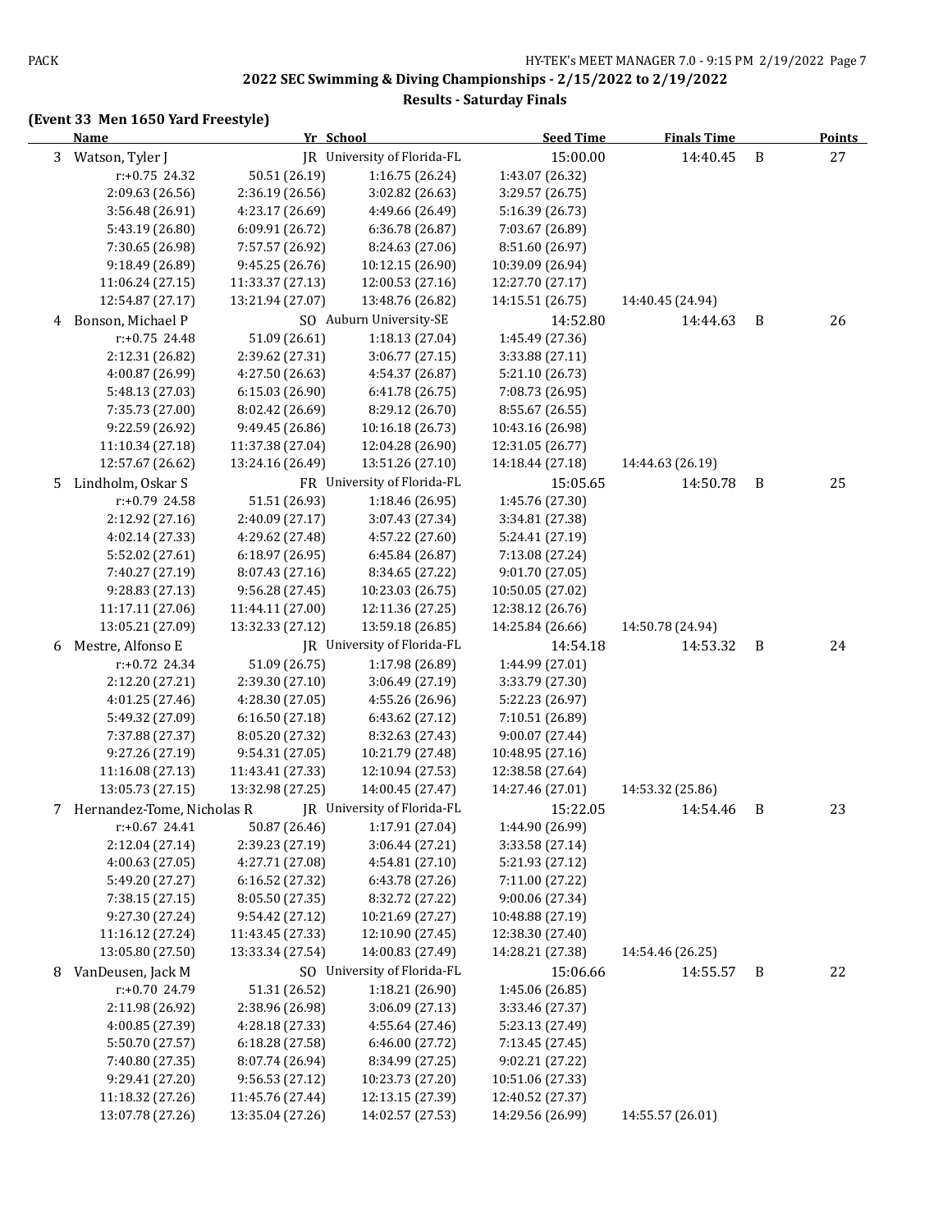## 2022 SEC Swimming & Diving Championships - 2/15/2022 to 2/19/2022

### Results - Saturday Finals

**(Event 33 Men 1650 Yard Freestyle)**

| | Name | Yr | School | Seed Time | Finals Time | | Points |
|---|---|---|---|---|---|---|---|
| 3 | Watson, Tyler J | JR | University of Florida-FL | 15:00.00 | 14:40.45 | B | 27 |
| | r:+0.75 24.32 | 50.51 (26.19) | 1:16.75 (26.24) | 1:43.07 (26.32) | | | |
| | 2:09.63 (26.56) | 2:36.19 (26.56) | 3:02.82 (26.63) | 3:29.57 (26.75) | | | |
| | 3:56.48 (26.91) | 4:23.17 (26.69) | 4:49.66 (26.49) | 5:16.39 (26.73) | | | |
| | 5:43.19 (26.80) | 6:09.91 (26.72) | 6:36.78 (26.87) | 7:03.67 (26.89) | | | |
| | 7:30.65 (26.98) | 7:57.57 (26.92) | 8:24.63 (27.06) | 8:51.60 (26.97) | | | |
| | 9:18.49 (26.89) | 9:45.25 (26.76) | 10:12.15 (26.90) | 10:39.09 (26.94) | | | |
| | 11:06.24 (27.15) | 11:33.37 (27.13) | 12:00.53 (27.16) | 12:27.70 (27.17) | | | |
| | 12:54.87 (27.17) | 13:21.94 (27.07) | 13:48.76 (26.82) | 14:15.51 (26.75) | 14:40.45 (24.94) | | |
| 4 | Bonson, Michael P | SO | Auburn University-SE | 14:52.80 | 14:44.63 | B | 26 |
| | r:+0.75 24.48 | 51.09 (26.61) | 1:18.13 (27.04) | 1:45.49 (27.36) | | | |
| | 2:12.31 (26.82) | 2:39.62 (27.31) | 3:06.77 (27.15) | 3:33.88 (27.11) | | | |
| | 4:00.87 (26.99) | 4:27.50 (26.63) | 4:54.37 (26.87) | 5:21.10 (26.73) | | | |
| | 5:48.13 (27.03) | 6:15.03 (26.90) | 6:41.78 (26.75) | 7:08.73 (26.95) | | | |
| | 7:35.73 (27.00) | 8:02.42 (26.69) | 8:29.12 (26.70) | 8:55.67 (26.55) | | | |
| | 9:22.59 (26.92) | 9:49.45 (26.86) | 10:16.18 (26.73) | 10:43.16 (26.98) | | | |
| | 11:10.34 (27.18) | 11:37.38 (27.04) | 12:04.28 (26.90) | 12:31.05 (26.77) | | | |
| | 12:57.67 (26.62) | 13:24.16 (26.49) | 13:51.26 (27.10) | 14:18.44 (27.18) | 14:44.63 (26.19) | | |
| 5 | Lindholm, Oskar S | FR | University of Florida-FL | 15:05.65 | 14:50.78 | B | 25 |
| | r:+0.79 24.58 | 51.51 (26.93) | 1:18.46 (26.95) | 1:45.76 (27.30) | | | |
| | 2:12.92 (27.16) | 2:40.09 (27.17) | 3:07.43 (27.34) | 3:34.81 (27.38) | | | |
| | 4:02.14 (27.33) | 4:29.62 (27.48) | 4:57.22 (27.60) | 5:24.41 (27.19) | | | |
| | 5:52.02 (27.61) | 6:18.97 (26.95) | 6:45.84 (26.87) | 7:13.08 (27.24) | | | |
| | 7:40.27 (27.19) | 8:07.43 (27.16) | 8:34.65 (27.22) | 9:01.70 (27.05) | | | |
| | 9:28.83 (27.13) | 9:56.28 (27.45) | 10:23.03 (26.75) | 10:50.05 (27.02) | | | |
| | 11:17.11 (27.06) | 11:44.11 (27.00) | 12:11.36 (27.25) | 12:38.12 (26.76) | | | |
| | 13:05.21 (27.09) | 13:32.33 (27.12) | 13:59.18 (26.85) | 14:25.84 (26.66) | 14:50.78 (24.94) | | |
| 6 | Mestre, Alfonso E | JR | University of Florida-FL | 14:54.18 | 14:53.32 | B | 24 |
| | r:+0.72 24.34 | 51.09 (26.75) | 1:17.98 (26.89) | 1:44.99 (27.01) | | | |
| | 2:12.20 (27.21) | 2:39.30 (27.10) | 3:06.49 (27.19) | 3:33.79 (27.30) | | | |
| | 4:01.25 (27.46) | 4:28.30 (27.05) | 4:55.26 (26.96) | 5:22.23 (26.97) | | | |
| | 5:49.32 (27.09) | 6:16.50 (27.18) | 6:43.62 (27.12) | 7:10.51 (26.89) | | | |
| | 7:37.88 (27.37) | 8:05.20 (27.32) | 8:32.63 (27.43) | 9:00.07 (27.44) | | | |
| | 9:27.26 (27.19) | 9:54.31 (27.05) | 10:21.79 (27.48) | 10:48.95 (27.16) | | | |
| | 11:16.08 (27.13) | 11:43.41 (27.33) | 12:10.94 (27.53) | 12:38.58 (27.64) | | | |
| | 13:05.73 (27.15) | 13:32.98 (27.25) | 14:00.45 (27.47) | 14:27.46 (27.01) | 14:53.32 (25.86) | | |
| 7 | Hernandez-Tome, Nicholas R | JR | University of Florida-FL | 15:22.05 | 14:54.46 | B | 23 |
| | r:+0.67 24.41 | 50.87 (26.46) | 1:17.91 (27.04) | 1:44.90 (26.99) | | | |
| | 2:12.04 (27.14) | 2:39.23 (27.19) | 3:06.44 (27.21) | 3:33.58 (27.14) | | | |
| | 4:00.63 (27.05) | 4:27.71 (27.08) | 4:54.81 (27.10) | 5:21.93 (27.12) | | | |
| | 5:49.20 (27.27) | 6:16.52 (27.32) | 6:43.78 (27.26) | 7:11.00 (27.22) | | | |
| | 7:38.15 (27.15) | 8:05.50 (27.35) | 8:32.72 (27.22) | 9:00.06 (27.34) | | | |
| | 9:27.30 (27.24) | 9:54.42 (27.12) | 10:21.69 (27.27) | 10:48.88 (27.19) | | | |
| | 11:16.12 (27.24) | 11:43.45 (27.33) | 12:10.90 (27.45) | 12:38.30 (27.40) | | | |
| | 13:05.80 (27.50) | 13:33.34 (27.54) | 14:00.83 (27.49) | 14:28.21 (27.38) | 14:54.46 (26.25) | | |
| 8 | VanDeusen, Jack M | SO | University of Florida-FL | 15:06.66 | 14:55.57 | B | 22 |
| | r:+0.70 24.79 | 51.31 (26.52) | 1:18.21 (26.90) | 1:45.06 (26.85) | | | |
| | 2:11.98 (26.92) | 2:38.96 (26.98) | 3:06.09 (27.13) | 3:33.46 (27.37) | | | |
| | 4:00.85 (27.39) | 4:28.18 (27.33) | 4:55.64 (27.46) | 5:23.13 (27.49) | | | |
| | 5:50.70 (27.57) | 6:18.28 (27.58) | 6:46.00 (27.72) | 7:13.45 (27.45) | | | |
| | 7:40.80 (27.35) | 8:07.74 (26.94) | 8:34.99 (27.25) | 9:02.21 (27.22) | | | |
| | 9:29.41 (27.20) | 9:56.53 (27.12) | 10:23.73 (27.20) | 10:51.06 (27.33) | | | |
| | 11:18.32 (27.26) | 11:45.76 (27.44) | 12:13.15 (27.39) | 12:40.52 (27.37) | | | |
| | 13:07.78 (27.26) | 13:35.04 (27.26) | 14:02.57 (27.53) | 14:29.56 (26.99) | 14:55.57 (26.01) | | |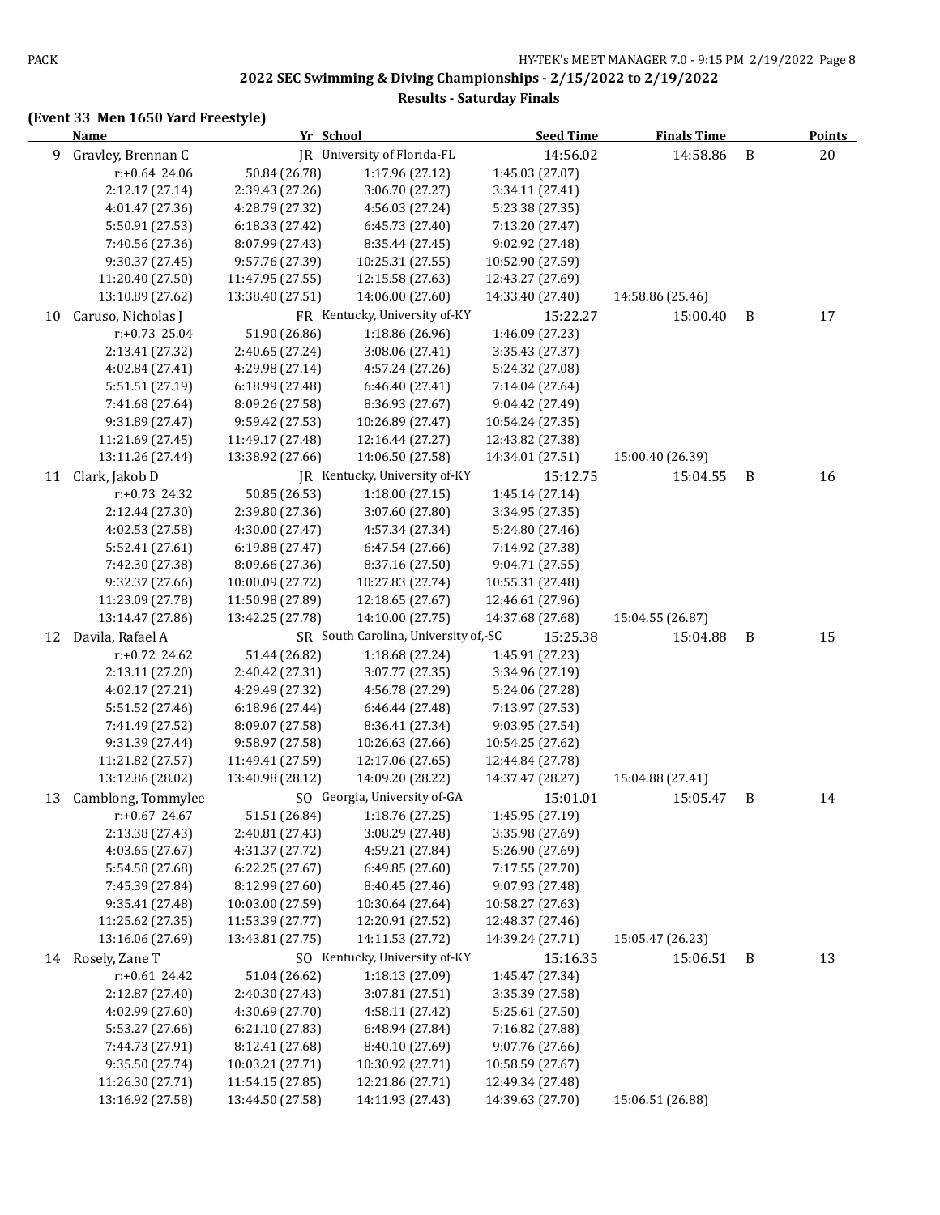## 2022 SEC Swimming & Diving Championships - 2/15/2022 to 2/19/2022

### Results - Saturday Finals

**(Event 33 Men 1650 Yard Freestyle)**

| | Name | Yr | School | Seed Time | Finals Time | | Points |
|---|---|---|---|---|---|---|---|
| 9 | Gravley, Brennan C | JR | University of Florida-FL | 14:56.02 | 14:58.86 | B | 20 |
| | r:+0.64 24.06 | 50.84 (26.78) | 1:17.96 (27.12) | 1:45.03 (27.07) | | | |
| | 2:12.17 (27.14) | 2:39.43 (27.26) | 3:06.70 (27.27) | 3:34.11 (27.41) | | | |
| | 4:01.47 (27.36) | 4:28.79 (27.32) | 4:56.03 (27.24) | 5:23.38 (27.35) | | | |
| | 5:50.91 (27.53) | 6:18.33 (27.42) | 6:45.73 (27.40) | 7:13.20 (27.47) | | | |
| | 7:40.56 (27.36) | 8:07.99 (27.43) | 8:35.44 (27.45) | 9:02.92 (27.48) | | | |
| | 9:30.37 (27.45) | 9:57.76 (27.39) | 10:25.31 (27.55) | 10:52.90 (27.59) | | | |
| | 11:20.40 (27.50) | 11:47.95 (27.55) | 12:15.58 (27.63) | 12:43.27 (27.69) | | | |
| | 13:10.89 (27.62) | 13:38.40 (27.51) | 14:06.00 (27.60) | 14:33.40 (27.40) | 14:58.86 (25.46) | | |
| 10 | Caruso, Nicholas J | FR | Kentucky, University of-KY | 15:22.27 | 15:00.40 | B | 17 |
| | r:+0.73 25.04 | 51.90 (26.86) | 1:18.86 (26.96) | 1:46.09 (27.23) | | | |
| | 2:13.41 (27.32) | 2:40.65 (27.24) | 3:08.06 (27.41) | 3:35.43 (27.37) | | | |
| | 4:02.84 (27.41) | 4:29.98 (27.14) | 4:57.24 (27.26) | 5:24.32 (27.08) | | | |
| | 5:51.51 (27.19) | 6:18.99 (27.48) | 6:46.40 (27.41) | 7:14.04 (27.64) | | | |
| | 7:41.68 (27.64) | 8:09.26 (27.58) | 8:36.93 (27.67) | 9:04.42 (27.49) | | | |
| | 9:31.89 (27.47) | 9:59.42 (27.53) | 10:26.89 (27.47) | 10:54.24 (27.35) | | | |
| | 11:21.69 (27.45) | 11:49.17 (27.48) | 12:16.44 (27.27) | 12:43.82 (27.38) | | | |
| | 13:11.26 (27.44) | 13:38.92 (27.66) | 14:06.50 (27.58) | 14:34.01 (27.51) | 15:00.40 (26.39) | | |
| 11 | Clark, Jakob D | JR | Kentucky, University of-KY | 15:12.75 | 15:04.55 | B | 16 |
| | r:+0.73 24.32 | 50.85 (26.53) | 1:18.00 (27.15) | 1:45.14 (27.14) | | | |
| | 2:12.44 (27.30) | 2:39.80 (27.36) | 3:07.60 (27.80) | 3:34.95 (27.35) | | | |
| | 4:02.53 (27.58) | 4:30.00 (27.47) | 4:57.34 (27.34) | 5:24.80 (27.46) | | | |
| | 5:52.41 (27.61) | 6:19.88 (27.47) | 6:47.54 (27.66) | 7:14.92 (27.38) | | | |
| | 7:42.30 (27.38) | 8:09.66 (27.36) | 8:37.16 (27.50) | 9:04.71 (27.55) | | | |
| | 9:32.37 (27.66) | 10:00.09 (27.72) | 10:27.83 (27.74) | 10:55.31 (27.48) | | | |
| | 11:23.09 (27.78) | 11:50.98 (27.89) | 12:18.65 (27.67) | 12:46.61 (27.96) | | | |
| | 13:14.47 (27.86) | 13:42.25 (27.78) | 14:10.00 (27.75) | 14:37.68 (27.68) | 15:04.55 (26.87) | | |
| 12 | Davila, Rafael A | SR | South Carolina, University of,-SC | 15:25.38 | 15:04.88 | B | 15 |
| | r:+0.72 24.62 | 51.44 (26.82) | 1:18.68 (27.24) | 1:45.91 (27.23) | | | |
| | 2:13.11 (27.20) | 2:40.42 (27.31) | 3:07.77 (27.35) | 3:34.96 (27.19) | | | |
| | 4:02.17 (27.21) | 4:29.49 (27.32) | 4:56.78 (27.29) | 5:24.06 (27.28) | | | |
| | 5:51.52 (27.46) | 6:18.96 (27.44) | 6:46.44 (27.48) | 7:13.97 (27.53) | | | |
| | 7:41.49 (27.52) | 8:09.07 (27.58) | 8:36.41 (27.34) | 9:03.95 (27.54) | | | |
| | 9:31.39 (27.44) | 9:58.97 (27.58) | 10:26.63 (27.66) | 10:54.25 (27.62) | | | |
| | 11:21.82 (27.57) | 11:49.41 (27.59) | 12:17.06 (27.65) | 12:44.84 (27.78) | | | |
| | 13:12.86 (28.02) | 13:40.98 (28.12) | 14:09.20 (28.22) | 14:37.47 (28.27) | 15:04.88 (27.41) | | |
| 13 | Camblong, Tommylee | SO | Georgia, University of-GA | 15:01.01 | 15:05.47 | B | 14 |
| | r:+0.67 24.67 | 51.51 (26.84) | 1:18.76 (27.25) | 1:45.95 (27.19) | | | |
| | 2:13.38 (27.43) | 2:40.81 (27.43) | 3:08.29 (27.48) | 3:35.98 (27.69) | | | |
| | 4:03.65 (27.67) | 4:31.37 (27.72) | 4:59.21 (27.84) | 5:26.90 (27.69) | | | |
| | 5:54.58 (27.68) | 6:22.25 (27.67) | 6:49.85 (27.60) | 7:17.55 (27.70) | | | |
| | 7:45.39 (27.84) | 8:12.99 (27.60) | 8:40.45 (27.46) | 9:07.93 (27.48) | | | |
| | 9:35.41 (27.48) | 10:03.00 (27.59) | 10:30.64 (27.64) | 10:58.27 (27.63) | | | |
| | 11:25.62 (27.35) | 11:53.39 (27.77) | 12:20.91 (27.52) | 12:48.37 (27.46) | | | |
| | 13:16.06 (27.69) | 13:43.81 (27.75) | 14:11.53 (27.72) | 14:39.24 (27.71) | 15:05.47 (26.23) | | |
| 14 | Rosely, Zane T | SO | Kentucky, University of-KY | 15:16.35 | 15:06.51 | B | 13 |
| | r:+0.61 24.42 | 51.04 (26.62) | 1:18.13 (27.09) | 1:45.47 (27.34) | | | |
| | 2:12.87 (27.40) | 2:40.30 (27.43) | 3:07.81 (27.51) | 3:35.39 (27.58) | | | |
| | 4:02.99 (27.60) | 4:30.69 (27.70) | 4:58.11 (27.42) | 5:25.61 (27.50) | | | |
| | 5:53.27 (27.66) | 6:21.10 (27.83) | 6:48.94 (27.84) | 7:16.82 (27.88) | | | |
| | 7:44.73 (27.91) | 8:12.41 (27.68) | 8:40.10 (27.69) | 9:07.76 (27.66) | | | |
| | 9:35.50 (27.74) | 10:03.21 (27.71) | 10:30.92 (27.71) | 10:58.59 (27.67) | | | |
| | 11:26.30 (27.71) | 11:54.15 (27.85) | 12:21.86 (27.71) | 12:49.34 (27.48) | | | |
| | 13:16.92 (27.58) | 13:44.50 (27.58) | 14:11.93 (27.43) | 14:39.63 (27.70) | 15:06.51 (26.88) | | |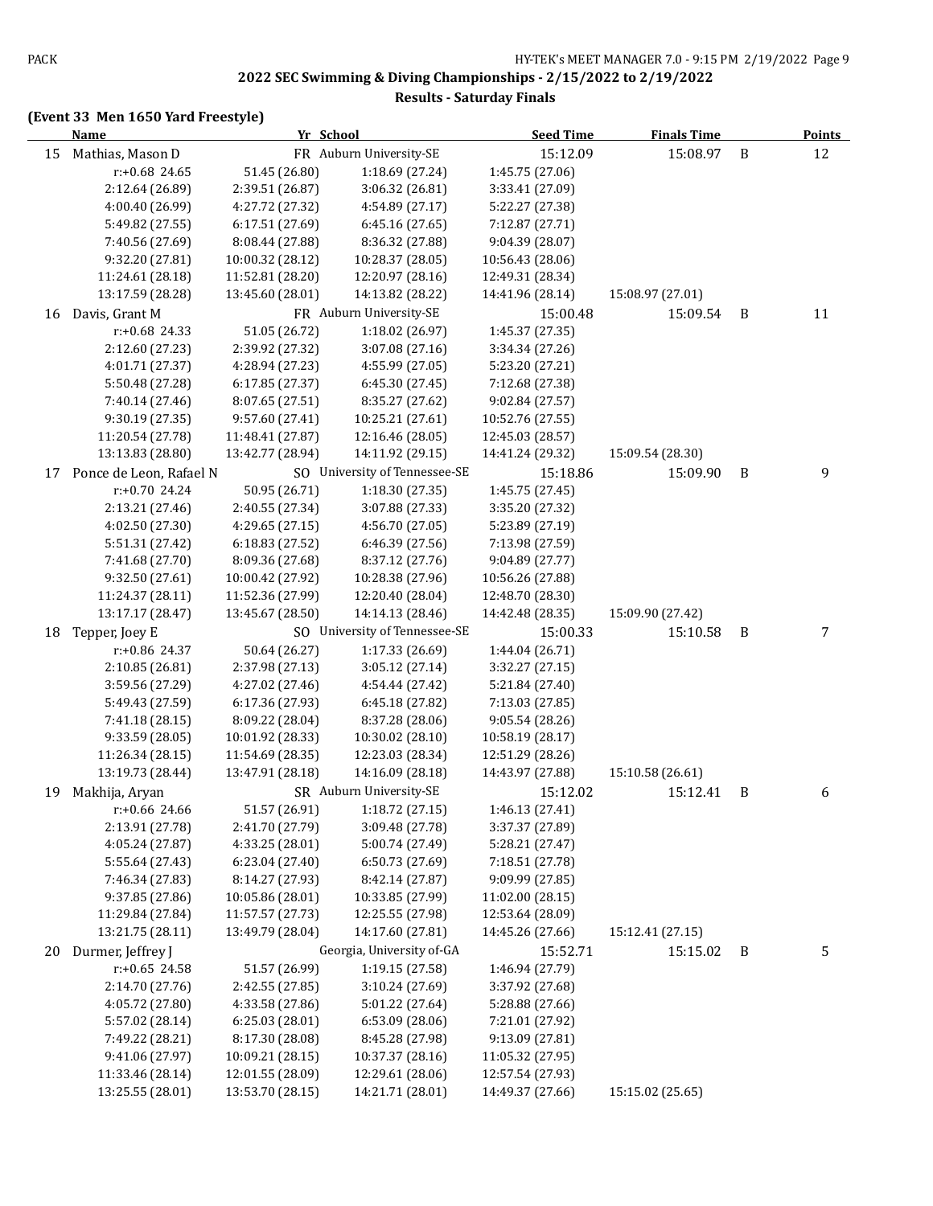## 2022 SEC Swimming & Diving Championships - 2/15/2022 to 2/19/2022

### Results - Saturday Finals

**(Event 33 Men 1650 Yard Freestyle)**

| | Name | Yr | School | Seed Time | Finals Time | | Points |
|---|---|---|---|---|---|---|---|
| 15 | Mathias, Mason D | FR | Auburn University-SE | 15:12.09 | 15:08.97 | B | 12 |
| | r:+0.68 24.65 | 51.45 (26.80) | 1:18.69 (27.24) | 1:45.75 (27.06) | | | |
| | 2:12.64 (26.89) | 2:39.51 (26.87) | 3:06.32 (26.81) | 3:33.41 (27.09) | | | |
| | 4:00.40 (26.99) | 4:27.72 (27.32) | 4:54.89 (27.17) | 5:22.27 (27.38) | | | |
| | 5:49.82 (27.55) | 6:17.51 (27.69) | 6:45.16 (27.65) | 7:12.87 (27.71) | | | |
| | 7:40.56 (27.69) | 8:08.44 (27.88) | 8:36.32 (27.88) | 9:04.39 (28.07) | | | |
| | 9:32.20 (27.81) | 10:00.32 (28.12) | 10:28.37 (28.05) | 10:56.43 (28.06) | | | |
| | 11:24.61 (28.18) | 11:52.81 (28.20) | 12:20.97 (28.16) | 12:49.31 (28.34) | | | |
| | 13:17.59 (28.28) | 13:45.60 (28.01) | 14:13.82 (28.22) | 14:41.96 (28.14) | 15:08.97 (27.01) | | |
| 16 | Davis, Grant M | FR | Auburn University-SE | 15:00.48 | 15:09.54 | B | 11 |
| | r:+0.68 24.33 | 51.05 (26.72) | 1:18.02 (26.97) | 1:45.37 (27.35) | | | |
| | 2:12.60 (27.23) | 2:39.92 (27.32) | 3:07.08 (27.16) | 3:34.34 (27.26) | | | |
| | 4:01.71 (27.37) | 4:28.94 (27.23) | 4:55.99 (27.05) | 5:23.20 (27.21) | | | |
| | 5:50.48 (27.28) | 6:17.85 (27.37) | 6:45.30 (27.45) | 7:12.68 (27.38) | | | |
| | 7:40.14 (27.46) | 8:07.65 (27.51) | 8:35.27 (27.62) | 9:02.84 (27.57) | | | |
| | 9:30.19 (27.35) | 9:57.60 (27.41) | 10:25.21 (27.61) | 10:52.76 (27.55) | | | |
| | 11:20.54 (27.78) | 11:48.41 (27.87) | 12:16.46 (28.05) | 12:45.03 (28.57) | | | |
| | 13:13.83 (28.80) | 13:42.77 (28.94) | 14:11.92 (29.15) | 14:41.24 (29.32) | 15:09.54 (28.30) | | |
| 17 | Ponce de Leon, Rafael N | SO | University of Tennessee-SE | 15:18.86 | 15:09.90 | B | 9 |
| | r:+0.70 24.24 | 50.95 (26.71) | 1:18.30 (27.35) | 1:45.75 (27.45) | | | |
| | 2:13.21 (27.46) | 2:40.55 (27.34) | 3:07.88 (27.33) | 3:35.20 (27.32) | | | |
| | 4:02.50 (27.30) | 4:29.65 (27.15) | 4:56.70 (27.05) | 5:23.89 (27.19) | | | |
| | 5:51.31 (27.42) | 6:18.83 (27.52) | 6:46.39 (27.56) | 7:13.98 (27.59) | | | |
| | 7:41.68 (27.70) | 8:09.36 (27.68) | 8:37.12 (27.76) | 9:04.89 (27.77) | | | |
| | 9:32.50 (27.61) | 10:00.42 (27.92) | 10:28.38 (27.96) | 10:56.26 (27.88) | | | |
| | 11:24.37 (28.11) | 11:52.36 (27.99) | 12:20.40 (28.04) | 12:48.70 (28.30) | | | |
| | 13:17.17 (28.47) | 13:45.67 (28.50) | 14:14.13 (28.46) | 14:42.48 (28.35) | 15:09.90 (27.42) | | |
| 18 | Tepper, Joey E | SO | University of Tennessee-SE | 15:00.33 | 15:10.58 | B | 7 |
| | r:+0.86 24.37 | 50.64 (26.27) | 1:17.33 (26.69) | 1:44.04 (26.71) | | | |
| | 2:10.85 (26.81) | 2:37.98 (27.13) | 3:05.12 (27.14) | 3:32.27 (27.15) | | | |
| | 3:59.56 (27.29) | 4:27.02 (27.46) | 4:54.44 (27.42) | 5:21.84 (27.40) | | | |
| | 5:49.43 (27.59) | 6:17.36 (27.93) | 6:45.18 (27.82) | 7:13.03 (27.85) | | | |
| | 7:41.18 (28.15) | 8:09.22 (28.04) | 8:37.28 (28.06) | 9:05.54 (28.26) | | | |
| | 9:33.59 (28.05) | 10:01.92 (28.33) | 10:30.02 (28.10) | 10:58.19 (28.17) | | | |
| | 11:26.34 (28.15) | 11:54.69 (28.35) | 12:23.03 (28.34) | 12:51.29 (28.26) | | | |
| | 13:19.73 (28.44) | 13:47.91 (28.18) | 14:16.09 (28.18) | 14:43.97 (27.88) | 15:10.58 (26.61) | | |
| 19 | Makhija, Aryan | SR | Auburn University-SE | 15:12.02 | 15:12.41 | B | 6 |
| | r:+0.66 24.66 | 51.57 (26.91) | 1:18.72 (27.15) | 1:46.13 (27.41) | | | |
| | 2:13.91 (27.78) | 2:41.70 (27.79) | 3:09.48 (27.78) | 3:37.37 (27.89) | | | |
| | 4:05.24 (27.87) | 4:33.25 (28.01) | 5:00.74 (27.49) | 5:28.21 (27.47) | | | |
| | 5:55.64 (27.43) | 6:23.04 (27.40) | 6:50.73 (27.69) | 7:18.51 (27.78) | | | |
| | 7:46.34 (27.83) | 8:14.27 (27.93) | 8:42.14 (27.87) | 9:09.99 (27.85) | | | |
| | 9:37.85 (27.86) | 10:05.86 (28.01) | 10:33.85 (27.99) | 11:02.00 (28.15) | | | |
| | 11:29.84 (27.84) | 11:57.57 (27.73) | 12:25.55 (27.98) | 12:53.64 (28.09) | | | |
| | 13:21.75 (28.11) | 13:49.79 (28.04) | 14:17.60 (27.81) | 14:45.26 (27.66) | 15:12.41 (27.15) | | |
| 20 | Durmer, Jeffrey J | | Georgia, University of-GA | 15:52.71 | 15:15.02 | B | 5 |
| | r:+0.65 24.58 | 51.57 (26.99) | 1:19.15 (27.58) | 1:46.94 (27.79) | | | |
| | 2:14.70 (27.76) | 2:42.55 (27.85) | 3:10.24 (27.69) | 3:37.92 (27.68) | | | |
| | 4:05.72 (27.80) | 4:33.58 (27.86) | 5:01.22 (27.64) | 5:28.88 (27.66) | | | |
| | 5:57.02 (28.14) | 6:25.03 (28.01) | 6:53.09 (28.06) | 7:21.01 (27.92) | | | |
| | 7:49.22 (28.21) | 8:17.30 (28.08) | 8:45.28 (27.98) | 9:13.09 (27.81) | | | |
| | 9:41.06 (27.97) | 10:09.21 (28.15) | 10:37.37 (28.16) | 11:05.32 (27.95) | | | |
| | 11:33.46 (28.14) | 12:01.55 (28.09) | 12:29.61 (28.06) | 12:57.54 (27.93) | | | |
| | 13:25.55 (28.01) | 13:53.70 (28.15) | 14:21.71 (28.01) | 14:49.37 (27.66) | 15:15.02 (25.65) | | |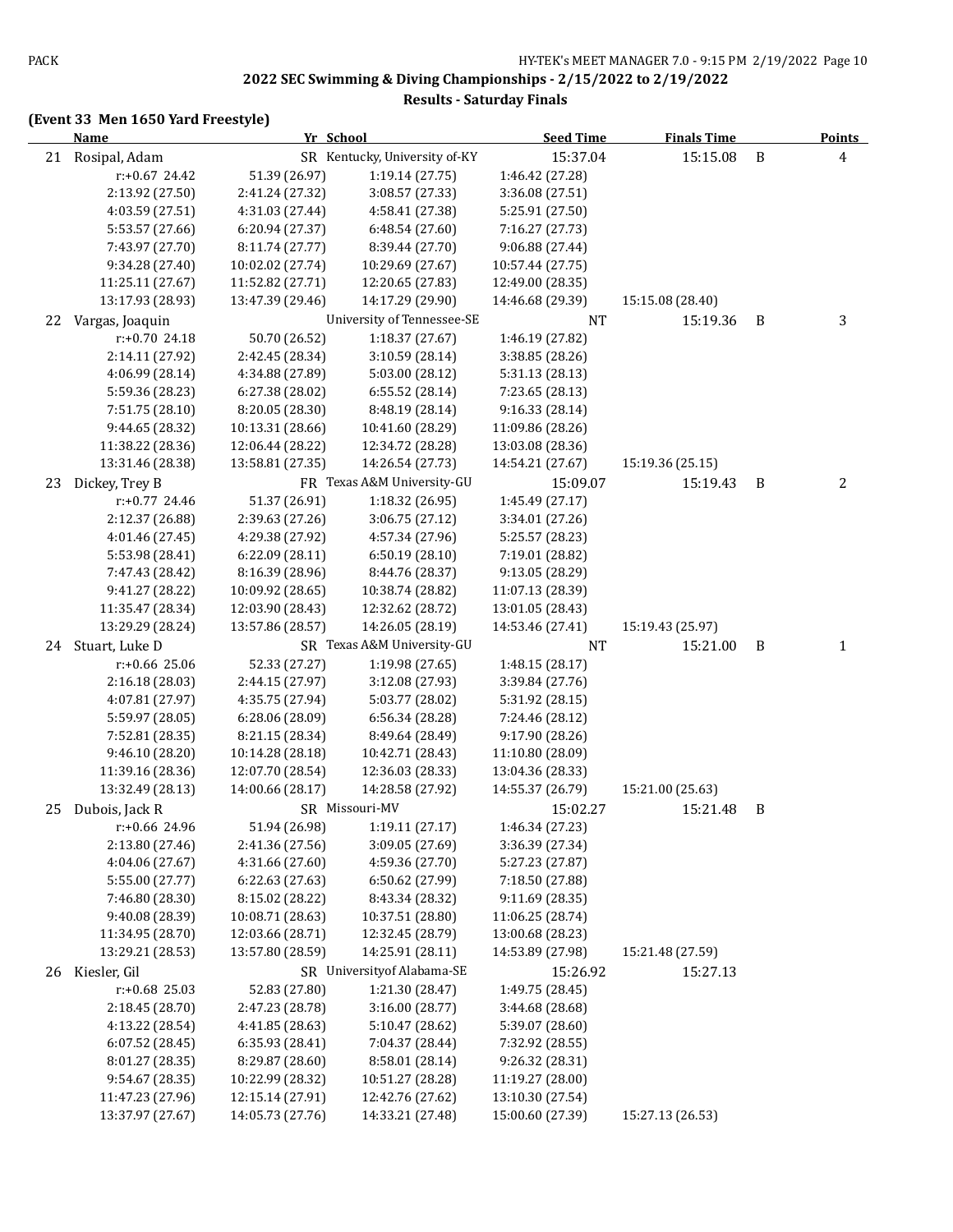## 2022 SEC Swimming & Diving Championships - 2/15/2022 to 2/19/2022

### Results - Saturday Finals

**(Event 33 Men 1650 Yard Freestyle)**

| | Name | Yr | School | Seed Time | Finals Time | | Points |
|---|---|---|---|---|---|---|---|
| 21 | Rosipal, Adam | SR | Kentucky, University of-KY | 15:37.04 | 15:15.08 | B | 4 |
| | r:+0.67 24.42 | 51.39 (26.97) | 1:19.14 (27.75) | 1:46.42 (27.28) | | | |
| | 2:13.92 (27.50) | 2:41.24 (27.32) | 3:08.57 (27.33) | 3:36.08 (27.51) | | | |
| | 4:03.59 (27.51) | 4:31.03 (27.44) | 4:58.41 (27.38) | 5:25.91 (27.50) | | | |
| | 5:53.57 (27.66) | 6:20.94 (27.37) | 6:48.54 (27.60) | 7:16.27 (27.73) | | | |
| | 7:43.97 (27.70) | 8:11.74 (27.77) | 8:39.44 (27.70) | 9:06.88 (27.44) | | | |
| | 9:34.28 (27.40) | 10:02.02 (27.74) | 10:29.69 (27.67) | 10:57.44 (27.75) | | | |
| | 11:25.11 (27.67) | 11:52.82 (27.71) | 12:20.65 (27.83) | 12:49.00 (28.35) | | | |
| | 13:17.93 (28.93) | 13:47.39 (29.46) | 14:17.29 (29.90) | 14:46.68 (29.39) | 15:15.08 (28.40) | | |
| 22 | Vargas, Joaquin | | University of Tennessee-SE | NT | 15:19.36 | B | 3 |
| | r:+0.70 24.18 | 50.70 (26.52) | 1:18.37 (27.67) | 1:46.19 (27.82) | | | |
| | 2:14.11 (27.92) | 2:42.45 (28.34) | 3:10.59 (28.14) | 3:38.85 (28.26) | | | |
| | 4:06.99 (28.14) | 4:34.88 (27.89) | 5:03.00 (28.12) | 5:31.13 (28.13) | | | |
| | 5:59.36 (28.23) | 6:27.38 (28.02) | 6:55.52 (28.14) | 7:23.65 (28.13) | | | |
| | 7:51.75 (28.10) | 8:20.05 (28.30) | 8:48.19 (28.14) | 9:16.33 (28.14) | | | |
| | 9:44.65 (28.32) | 10:13.31 (28.66) | 10:41.60 (28.29) | 11:09.86 (28.26) | | | |
| | 11:38.22 (28.36) | 12:06.44 (28.22) | 12:34.72 (28.28) | 13:03.08 (28.36) | | | |
| | 13:31.46 (28.38) | 13:58.81 (27.35) | 14:26.54 (27.73) | 14:54.21 (27.67) | 15:19.36 (25.15) | | |
| 23 | Dickey, Trey B | FR | Texas A&M University-GU | 15:09.07 | 15:19.43 | B | 2 |
| | r:+0.77 24.46 | 51.37 (26.91) | 1:18.32 (26.95) | 1:45.49 (27.17) | | | |
| | 2:12.37 (26.88) | 2:39.63 (27.26) | 3:06.75 (27.12) | 3:34.01 (27.26) | | | |
| | 4:01.46 (27.45) | 4:29.38 (27.92) | 4:57.34 (27.96) | 5:25.57 (28.23) | | | |
| | 5:53.98 (28.41) | 6:22.09 (28.11) | 6:50.19 (28.10) | 7:19.01 (28.82) | | | |
| | 7:47.43 (28.42) | 8:16.39 (28.96) | 8:44.76 (28.37) | 9:13.05 (28.29) | | | |
| | 9:41.27 (28.22) | 10:09.92 (28.65) | 10:38.74 (28.82) | 11:07.13 (28.39) | | | |
| | 11:35.47 (28.34) | 12:03.90 (28.43) | 12:32.62 (28.72) | 13:01.05 (28.43) | | | |
| | 13:29.29 (28.24) | 13:57.86 (28.57) | 14:26.05 (28.19) | 14:53.46 (27.41) | 15:19.43 (25.97) | | |
| 24 | Stuart, Luke D | SR | Texas A&M University-GU | NT | 15:21.00 | B | 1 |
| | r:+0.66 25.06 | 52.33 (27.27) | 1:19.98 (27.65) | 1:48.15 (28.17) | | | |
| | 2:16.18 (28.03) | 2:44.15 (27.97) | 3:12.08 (27.93) | 3:39.84 (27.76) | | | |
| | 4:07.81 (27.97) | 4:35.75 (27.94) | 5:03.77 (28.02) | 5:31.92 (28.15) | | | |
| | 5:59.97 (28.05) | 6:28.06 (28.09) | 6:56.34 (28.28) | 7:24.46 (28.12) | | | |
| | 7:52.81 (28.35) | 8:21.15 (28.34) | 8:49.64 (28.49) | 9:17.90 (28.26) | | | |
| | 9:46.10 (28.20) | 10:14.28 (28.18) | 10:42.71 (28.43) | 11:10.80 (28.09) | | | |
| | 11:39.16 (28.36) | 12:07.70 (28.54) | 12:36.03 (28.33) | 13:04.36 (28.33) | | | |
| | 13:32.49 (28.13) | 14:00.66 (28.17) | 14:28.58 (27.92) | 14:55.37 (26.79) | 15:21.00 (25.63) | | |
| 25 | Dubois, Jack R | SR | Missouri-MV | 15:02.27 | 15:21.48 | B | |
| | r:+0.66 24.96 | 51.94 (26.98) | 1:19.11 (27.17) | 1:46.34 (27.23) | | | |
| | 2:13.80 (27.46) | 2:41.36 (27.56) | 3:09.05 (27.69) | 3:36.39 (27.34) | | | |
| | 4:04.06 (27.67) | 4:31.66 (27.60) | 4:59.36 (27.70) | 5:27.23 (27.87) | | | |
| | 5:55.00 (27.77) | 6:22.63 (27.63) | 6:50.62 (27.99) | 7:18.50 (27.88) | | | |
| | 7:46.80 (28.30) | 8:15.02 (28.22) | 8:43.34 (28.32) | 9:11.69 (28.35) | | | |
| | 9:40.08 (28.39) | 10:08.71 (28.63) | 10:37.51 (28.80) | 11:06.25 (28.74) | | | |
| | 11:34.95 (28.70) | 12:03.66 (28.71) | 12:32.45 (28.79) | 13:00.68 (28.23) | | | |
| | 13:29.21 (28.53) | 13:57.80 (28.59) | 14:25.91 (28.11) | 14:53.89 (27.98) | 15:21.48 (27.59) | | |
| 26 | Kiesler, Gil | SR | Universityof Alabama-SE | 15:26.92 | 15:27.13 | | |
| | r:+0.68 25.03 | 52.83 (27.80) | 1:21.30 (28.47) | 1:49.75 (28.45) | | | |
| | 2:18.45 (28.70) | 2:47.23 (28.78) | 3:16.00 (28.77) | 3:44.68 (28.68) | | | |
| | 4:13.22 (28.54) | 4:41.85 (28.63) | 5:10.47 (28.62) | 5:39.07 (28.60) | | | |
| | 6:07.52 (28.45) | 6:35.93 (28.41) | 7:04.37 (28.44) | 7:32.92 (28.55) | | | |
| | 8:01.27 (28.35) | 8:29.87 (28.60) | 8:58.01 (28.14) | 9:26.32 (28.31) | | | |
| | 9:54.67 (28.35) | 10:22.99 (28.32) | 10:51.27 (28.28) | 11:19.27 (28.00) | | | |
| | 11:47.23 (27.96) | 12:15.14 (27.91) | 12:42.76 (27.62) | 13:10.30 (27.54) | | | |
| | 13:37.97 (27.67) | 14:05.73 (27.76) | 14:33.21 (27.48) | 15:00.60 (27.39) | 15:27.13 (26.53) | | |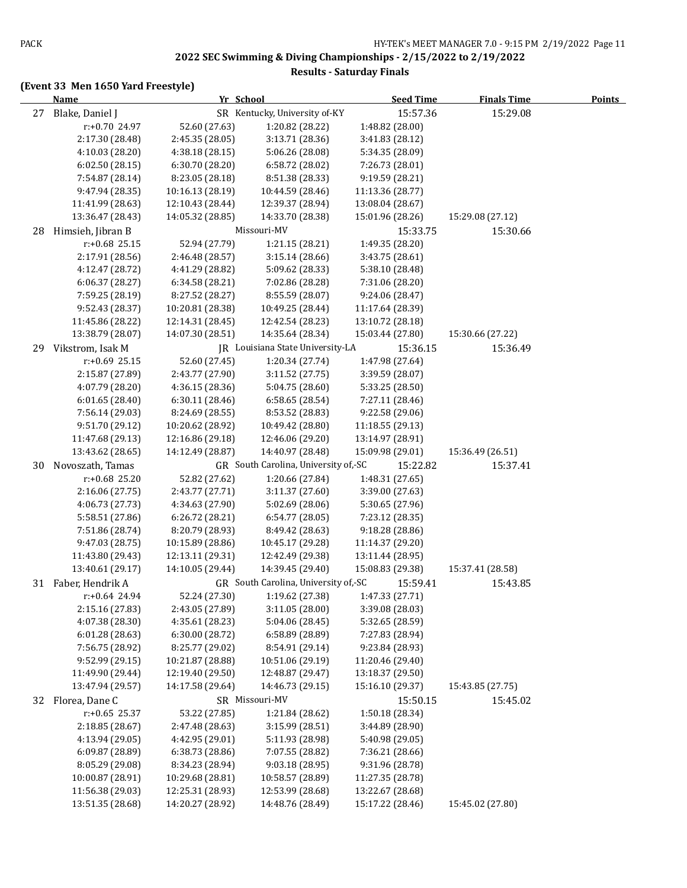# 2022 SEC Swimming & Diving Championships - 2/15/2022 to 2/19/2022

## Results - Saturday Finals

### (Event 33 Men 1650 Yard Freestyle)

| | Name | Yr | School | Seed Time | Finals Time | Points |
|---|---|---|---|---|---|---|
| 27 | Blake, Daniel J | SR | Kentucky, University of-KY | 15:57.36 | 15:29.08 | |
| | r:+0.70 24.97 | 52.60 (27.63) | 1:20.82 (28.22) | 1:48.82 (28.00) | | |
| | 2:17.30 (28.48) | 2:45.35 (28.05) | 3:13.71 (28.36) | 3:41.83 (28.12) | | |
| | 4:10.03 (28.20) | 4:38.18 (28.15) | 5:06.26 (28.08) | 5:34.35 (28.09) | | |
| | 6:02.50 (28.15) | 6:30.70 (28.20) | 6:58.72 (28.02) | 7:26.73 (28.01) | | |
| | 7:54.87 (28.14) | 8:23.05 (28.18) | 8:51.38 (28.33) | 9:19.59 (28.21) | | |
| | 9:47.94 (28.35) | 10:16.13 (28.19) | 10:44.59 (28.46) | 11:13.36 (28.77) | | |
| | 11:41.99 (28.63) | 12:10.43 (28.44) | 12:39.37 (28.94) | 13:08.04 (28.67) | | |
| | 13:36.47 (28.43) | 14:05.32 (28.85) | 14:33.70 (28.38) | 15:01.96 (28.26) | 15:29.08 (27.12) | |
| 28 | Himsieh, Jibran B | | Missouri-MV | 15:33.75 | 15:30.66 | |
| | r:+0.68 25.15 | 52.94 (27.79) | 1:21.15 (28.21) | 1:49.35 (28.20) | | |
| | 2:17.91 (28.56) | 2:46.48 (28.57) | 3:15.14 (28.66) | 3:43.75 (28.61) | | |
| | 4:12.47 (28.72) | 4:41.29 (28.82) | 5:09.62 (28.33) | 5:38.10 (28.48) | | |
| | 6:06.37 (28.27) | 6:34.58 (28.21) | 7:02.86 (28.28) | 7:31.06 (28.20) | | |
| | 7:59.25 (28.19) | 8:27.52 (28.27) | 8:55.59 (28.07) | 9:24.06 (28.47) | | |
| | 9:52.43 (28.37) | 10:20.81 (28.38) | 10:49.25 (28.44) | 11:17.64 (28.39) | | |
| | 11:45.86 (28.22) | 12:14.31 (28.45) | 12:42.54 (28.23) | 13:10.72 (28.18) | | |
| | 13:38.79 (28.07) | 14:07.30 (28.51) | 14:35.64 (28.34) | 15:03.44 (27.80) | 15:30.66 (27.22) | |
| 29 | Vikstrom, Isak M | JR | Louisiana State University-LA | 15:36.15 | 15:36.49 | |
| | r:+0.69 25.15 | 52.60 (27.45) | 1:20.34 (27.74) | 1:47.98 (27.64) | | |
| | 2:15.87 (27.89) | 2:43.77 (27.90) | 3:11.52 (27.75) | 3:39.59 (28.07) | | |
| | 4:07.79 (28.20) | 4:36.15 (28.36) | 5:04.75 (28.60) | 5:33.25 (28.50) | | |
| | 6:01.65 (28.40) | 6:30.11 (28.46) | 6:58.65 (28.54) | 7:27.11 (28.46) | | |
| | 7:56.14 (29.03) | 8:24.69 (28.55) | 8:53.52 (28.83) | 9:22.58 (29.06) | | |
| | 9:51.70 (29.12) | 10:20.62 (28.92) | 10:49.42 (28.80) | 11:18.55 (29.13) | | |
| | 11:47.68 (29.13) | 12:16.86 (29.18) | 12:46.06 (29.20) | 13:14.97 (28.91) | | |
| | 13:43.62 (28.65) | 14:12.49 (28.87) | 14:40.97 (28.48) | 15:09.98 (29.01) | 15:36.49 (26.51) | |
| 30 | Novoszath, Tamas | GR | South Carolina, University of,-SC | 15:22.82 | 15:37.41 | |
| | r:+0.68 25.20 | 52.82 (27.62) | 1:20.66 (27.84) | 1:48.31 (27.65) | | |
| | 2:16.06 (27.75) | 2:43.77 (27.71) | 3:11.37 (27.60) | 3:39.00 (27.63) | | |
| | 4:06.73 (27.73) | 4:34.63 (27.90) | 5:02.69 (28.06) | 5:30.65 (27.96) | | |
| | 5:58.51 (27.86) | 6:26.72 (28.21) | 6:54.77 (28.05) | 7:23.12 (28.35) | | |
| | 7:51.86 (28.74) | 8:20.79 (28.93) | 8:49.42 (28.63) | 9:18.28 (28.86) | | |
| | 9:47.03 (28.75) | 10:15.89 (28.86) | 10:45.17 (29.28) | 11:14.37 (29.20) | | |
| | 11:43.80 (29.43) | 12:13.11 (29.31) | 12:42.49 (29.38) | 13:11.44 (28.95) | | |
| | 13:40.61 (29.17) | 14:10.05 (29.44) | 14:39.45 (29.40) | 15:08.83 (29.38) | 15:37.41 (28.58) | |
| 31 | Faber, Hendrik A | GR | South Carolina, University of,-SC | 15:59.41 | 15:43.85 | |
| | r:+0.64 24.94 | 52.24 (27.30) | 1:19.62 (27.38) | 1:47.33 (27.71) | | |
| | 2:15.16 (27.83) | 2:43.05 (27.89) | 3:11.05 (28.00) | 3:39.08 (28.03) | | |
| | 4:07.38 (28.30) | 4:35.61 (28.23) | 5:04.06 (28.45) | 5:32.65 (28.59) | | |
| | 6:01.28 (28.63) | 6:30.00 (28.72) | 6:58.89 (28.89) | 7:27.83 (28.94) | | |
| | 7:56.75 (28.92) | 8:25.77 (29.02) | 8:54.91 (29.14) | 9:23.84 (28.93) | | |
| | 9:52.99 (29.15) | 10:21.87 (28.88) | 10:51.06 (29.19) | 11:20.46 (29.40) | | |
| | 11:49.90 (29.44) | 12:19.40 (29.50) | 12:48.87 (29.47) | 13:18.37 (29.50) | | |
| | 13:47.94 (29.57) | 14:17.58 (29.64) | 14:46.73 (29.15) | 15:16.10 (29.37) | 15:43.85 (27.75) | |
| 32 | Florea, Dane C | SR | Missouri-MV | 15:50.15 | 15:45.02 | |
| | r:+0.65 25.37 | 53.22 (27.85) | 1:21.84 (28.62) | 1:50.18 (28.34) | | |
| | 2:18.85 (28.67) | 2:47.48 (28.63) | 3:15.99 (28.51) | 3:44.89 (28.90) | | |
| | 4:13.94 (29.05) | 4:42.95 (29.01) | 5:11.93 (28.98) | 5:40.98 (29.05) | | |
| | 6:09.87 (28.89) | 6:38.73 (28.86) | 7:07.55 (28.82) | 7:36.21 (28.66) | | |
| | 8:05.29 (29.08) | 8:34.23 (28.94) | 9:03.18 (28.95) | 9:31.96 (28.78) | | |
| | 10:00.87 (28.91) | 10:29.68 (28.81) | 10:58.57 (28.89) | 11:27.35 (28.78) | | |
| | 11:56.38 (29.03) | 12:25.31 (28.93) | 12:53.99 (28.68) | 13:22.67 (28.68) | | |
| | 13:51.35 (28.68) | 14:20.27 (28.92) | 14:48.76 (28.49) | 15:17.22 (28.46) | 15:45.02 (27.80) | |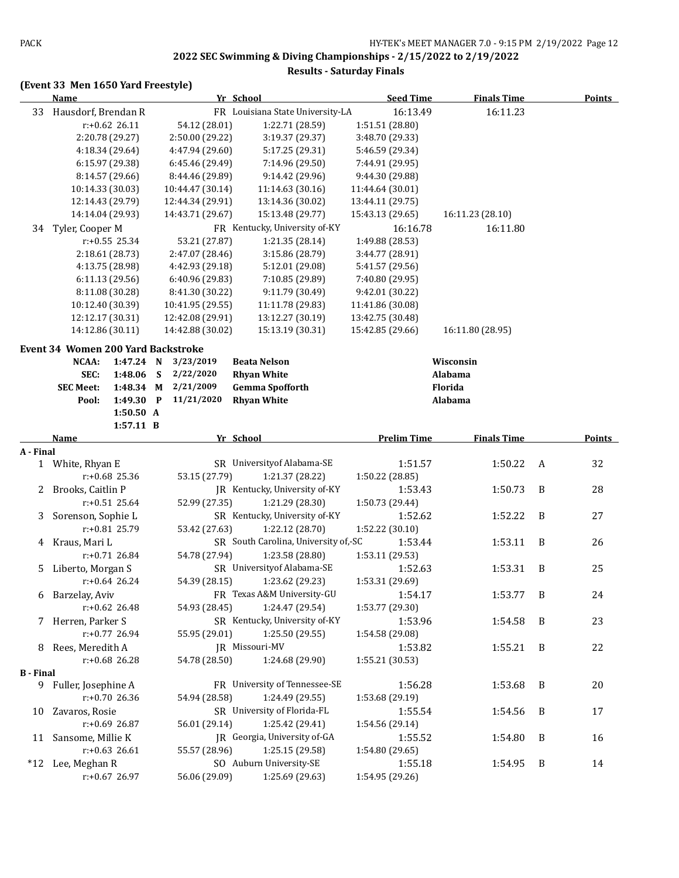## 2022 SEC Swimming & Diving Championships - 2/15/2022 to 2/19/2022

### Results - Saturday Finals

### (Event 33 Men 1650 Yard Freestyle)

| | Name | Yr | School | Seed Time | Finals Time | Points |
|---|---|---|---|---|---|---|
| 33 | Hausdorf, Brendan R | FR | Louisiana State University-LA | 16:13.49 | 16:11.23 | |

r:+0.62 26.11, 54.12 (28.01), 1:22.71 (28.59), 1:51.51 (28.80)
2:20.78 (29.27), 2:50.00 (29.22), 3:19.37 (29.37), 3:48.70 (29.33)
4:18.34 (29.64), 4:47.94 (29.60), 5:17.25 (29.31), 5:46.59 (29.34)
6:15.97 (29.38), 6:45.46 (29.49), 7:14.96 (29.50), 7:44.91 (29.95)
8:14.57 (29.66), 8:44.46 (29.89), 9:14.42 (29.96), 9:44.30 (29.88)
10:14.33 (30.03), 10:44.47 (30.14), 11:14.63 (30.16), 11:44.64 (30.01)
12:14.43 (29.79), 12:44.34 (29.91), 13:14.36 (30.02), 13:44.11 (29.75)
14:14.04 (29.93), 14:43.71 (29.67), 15:13.48 (29.77), 15:43.13 (29.65), 16:11.23 (28.10)

| | Name | Yr | School | Seed Time | Finals Time | Points |
|---|---|---|---|---|---|---|
| 34 | Tyler, Cooper M | FR | Kentucky, University of-KY | 16:16.78 | 16:11.80 | |

r:+0.55 25.34, 53.21 (27.87), 1:21.35 (28.14), 1:49.88 (28.53)
2:18.61 (28.73), 2:47.07 (28.46), 3:15.86 (28.79), 3:44.77 (28.91)
4:13.75 (28.98), 4:42.93 (29.18), 5:12.01 (29.08), 5:41.57 (29.56)
6:11.13 (29.56), 6:40.96 (29.83), 7:10.85 (29.89), 7:40.80 (29.95)
8:11.08 (30.28), 8:41.30 (30.22), 9:11.79 (30.49), 9:42.01 (30.22)
10:12.40 (30.39), 10:41.95 (29.55), 11:11.78 (29.83), 11:41.86 (30.08)
12:12.17 (30.31), 12:42.08 (29.91), 13:12.27 (30.19), 13:42.75 (30.48)
14:12.86 (30.11), 14:42.88 (30.02), 15:13.19 (30.31), 15:42.85 (29.66), 16:11.80 (28.95)

### Event 34 Women 200 Yard Backstroke

| | Time | | Date | Name | School |
|---|---|---|---|---|---|
| NCAA: | 1:47.24 | N | 3/23/2019 | Beata Nelson | Wisconsin |
| SEC: | 1:48.06 | S | 2/22/2020 | Rhyan White | Alabama |
| SEC Meet: | 1:48.34 | M | 2/21/2009 | Gemma Spofforth | Florida |
| Pool: | 1:49.30 | P | 11/21/2020 | Rhyan White | Alabama |
| | 1:50.50 | A | | | |
| | 1:57.11 | B | | | |

| | Name | Yr | School | Prelim Time | Finals Time | | Points |
|---|---|---|---|---|---|---|---|
| **A - Final** | | | | | | | |
| 1 | White, Rhyan E | SR | Universityof Alabama-SE | 1:51.57 | 1:50.22 | A | 32 |
| | r:+0.68 25.36 | | 53.15 (27.79) 1:21.37 (28.22) 1:50.22 (28.85) | | | | |
| 2 | Brooks, Caitlin P | JR | Kentucky, University of-KY | 1:53.43 | 1:50.73 | B | 28 |
| | r:+0.51 25.64 | | 52.99 (27.35) 1:21.29 (28.30) 1:50.73 (29.44) | | | | |
| 3 | Sorenson, Sophie L | SR | Kentucky, University of-KY | 1:52.62 | 1:52.22 | B | 27 |
| | r:+0.81 25.79 | | 53.42 (27.63) 1:22.12 (28.70) 1:52.22 (30.10) | | | | |
| 4 | Kraus, Mari L | SR | South Carolina, University of,-SC | 1:53.44 | 1:53.11 | B | 26 |
| | r:+0.71 26.84 | | 54.78 (27.94) 1:23.58 (28.80) 1:53.11 (29.53) | | | | |
| 5 | Liberto, Morgan S | SR | Universityof Alabama-SE | 1:52.63 | 1:53.31 | B | 25 |
| | r:+0.64 26.24 | | 54.39 (28.15) 1:23.62 (29.23) 1:53.31 (29.69) | | | | |
| 6 | Barzelay, Aviv | FR | Texas A&M University-GU | 1:54.17 | 1:53.77 | B | 24 |
| | r:+0.62 26.48 | | 54.93 (28.45) 1:24.47 (29.54) 1:53.77 (29.30) | | | | |
| 7 | Herren, Parker S | SR | Kentucky, University of-KY | 1:53.96 | 1:54.58 | B | 23 |
| | r:+0.77 26.94 | | 55.95 (29.01) 1:25.50 (29.55) 1:54.58 (29.08) | | | | |
| 8 | Rees, Meredith A | JR | Missouri-MV | 1:53.82 | 1:55.21 | B | 22 |
| | r:+0.68 26.28 | | 54.78 (28.50) 1:24.68 (29.90) 1:55.21 (30.53) | | | | |
| **B - Final** | | | | | | | |
| 9 | Fuller, Josephine A | FR | University of Tennessee-SE | 1:56.28 | 1:53.68 | B | 20 |
| | r:+0.70 26.36 | | 54.94 (28.58) 1:24.49 (29.55) 1:53.68 (29.19) | | | | |
| 10 | Zavaros, Rosie | SR | University of Florida-FL | 1:55.54 | 1:54.56 | B | 17 |
| | r:+0.69 26.87 | | 56.01 (29.14) 1:25.42 (29.41) 1:54.56 (29.14) | | | | |
| 11 | Sansome, Millie K | JR | Georgia, University of-GA | 1:55.52 | 1:54.80 | B | 16 |
| | r:+0.63 26.61 | | 55.57 (28.96) 1:25.15 (29.58) 1:54.80 (29.65) | | | | |
| *12 | Lee, Meghan R | SO | Auburn University-SE | 1:55.18 | 1:54.95 | B | 14 |
| | r:+0.67 26.97 | | 56.06 (29.09) 1:25.69 (29.63) 1:54.95 (29.26) | | | | |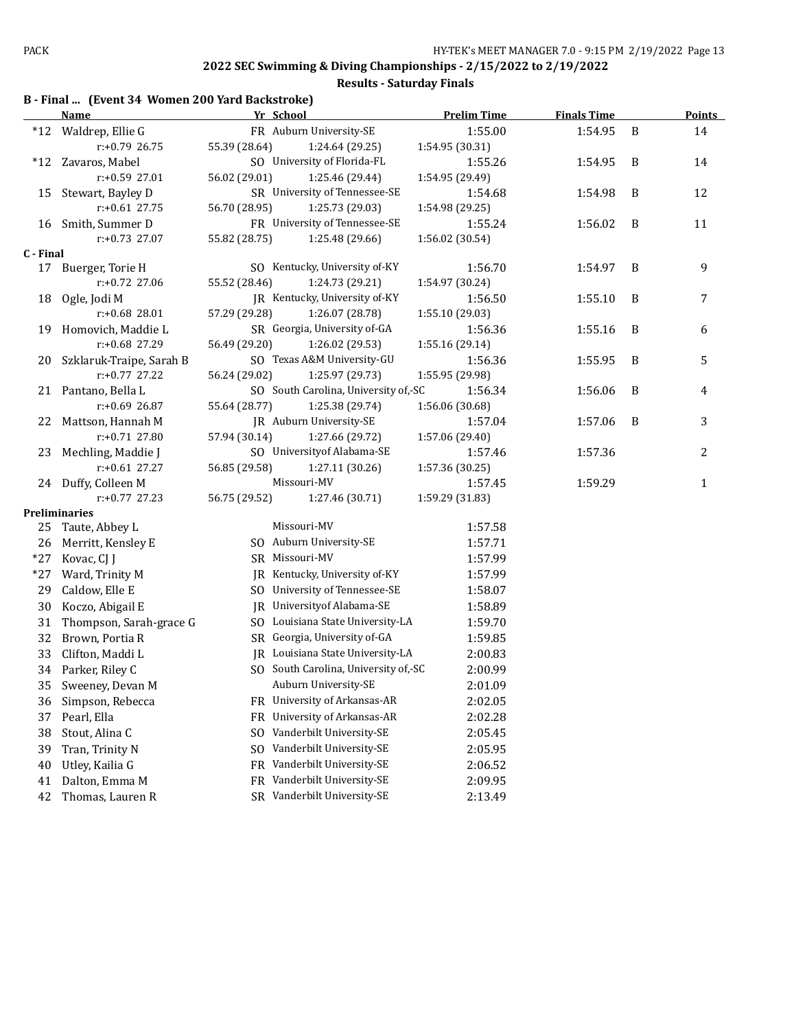## 2022 SEC Swimming & Diving Championships - 2/15/2022 to 2/19/2022

### Results - Saturday Finals

**B - Final ... (Event 34 Women 200 Yard Backstroke)**

| | Name | Yr | School | Prelim Time | Finals Time | | Points |
|---|---|---|---|---|---|---|---|
| *12 | Waldrep, Ellie G | FR | Auburn University-SE | 1:55.00 | 1:54.95 | B | 14 |
| | r:+0.79 26.75 | 55.39 (28.64) | 1:24.64 (29.25) | 1:54.95 (30.31) | | | |
| *12 | Zavaros, Mabel | SO | University of Florida-FL | 1:55.26 | 1:54.95 | B | 14 |
| | r:+0.59 27.01 | 56.02 (29.01) | 1:25.46 (29.44) | 1:54.95 (29.49) | | | |
| 15 | Stewart, Bayley D | SR | University of Tennessee-SE | 1:54.68 | 1:54.98 | B | 12 |
| | r:+0.61 27.75 | 56.70 (28.95) | 1:25.73 (29.03) | 1:54.98 (29.25) | | | |
| 16 | Smith, Summer D | FR | University of Tennessee-SE | 1:55.24 | 1:56.02 | B | 11 |
| | r:+0.73 27.07 | 55.82 (28.75) | 1:25.48 (29.66) | 1:56.02 (30.54) | | | |
| **C - Final** | | | | | | | |
| 17 | Buerger, Torie H | SO | Kentucky, University of-KY | 1:56.70 | 1:54.97 | B | 9 |
| | r:+0.72 27.06 | 55.52 (28.46) | 1:24.73 (29.21) | 1:54.97 (30.24) | | | |
| 18 | Ogle, Jodi M | JR | Kentucky, University of-KY | 1:56.50 | 1:55.10 | B | 7 |
| | r:+0.68 28.01 | 57.29 (29.28) | 1:26.07 (28.78) | 1:55.10 (29.03) | | | |
| 19 | Homovich, Maddie L | SR | Georgia, University of-GA | 1:56.36 | 1:55.16 | B | 6 |
| | r:+0.68 27.29 | 56.49 (29.20) | 1:26.02 (29.53) | 1:55.16 (29.14) | | | |
| 20 | Szklaruk-Traipe, Sarah B | SO | Texas A&M University-GU | 1:56.36 | 1:55.95 | B | 5 |
| | r:+0.77 27.22 | 56.24 (29.02) | 1:25.97 (29.73) | 1:55.95 (29.98) | | | |
| 21 | Pantano, Bella L | SO | South Carolina, University of,-SC | 1:56.34 | 1:56.06 | B | 4 |
| | r:+0.69 26.87 | 55.64 (28.77) | 1:25.38 (29.74) | 1:56.06 (30.68) | | | |
| 22 | Mattson, Hannah M | JR | Auburn University-SE | 1:57.04 | 1:57.06 | B | 3 |
| | r:+0.71 27.80 | 57.94 (30.14) | 1:27.66 (29.72) | 1:57.06 (29.40) | | | |
| 23 | Mechling, Maddie J | SO | Universityof Alabama-SE | 1:57.46 | 1:57.36 | | 2 |
| | r:+0.61 27.27 | 56.85 (29.58) | 1:27.11 (30.26) | 1:57.36 (30.25) | | | |
| 24 | Duffy, Colleen M | | Missouri-MV | 1:57.45 | 1:59.29 | | 1 |
| | r:+0.77 27.23 | 56.75 (29.52) | 1:27.46 (30.71) | 1:59.29 (31.83) | | | |
| **Preliminaries** | | | | | | | |
| 25 | Taute, Abbey L | | Missouri-MV | 1:57.58 | | | |
| 26 | Merritt, Kensley E | SO | Auburn University-SE | 1:57.71 | | | |
| *27 | Kovac, CJ J | SR | Missouri-MV | 1:57.99 | | | |
| *27 | Ward, Trinity M | JR | Kentucky, University of-KY | 1:57.99 | | | |
| 29 | Caldow, Elle E | SO | University of Tennessee-SE | 1:58.07 | | | |
| 30 | Koczo, Abigail E | JR | Universityof Alabama-SE | 1:58.89 | | | |
| 31 | Thompson, Sarah-grace G | SO | Louisiana State University-LA | 1:59.70 | | | |
| 32 | Brown, Portia R | SR | Georgia, University of-GA | 1:59.85 | | | |
| 33 | Clifton, Maddi L | JR | Louisiana State University-LA | 2:00.83 | | | |
| 34 | Parker, Riley C | SO | South Carolina, University of,-SC | 2:00.99 | | | |
| 35 | Sweeney, Devan M | | Auburn University-SE | 2:01.09 | | | |
| 36 | Simpson, Rebecca | FR | University of Arkansas-AR | 2:02.05 | | | |
| 37 | Pearl, Ella | FR | University of Arkansas-AR | 2:02.28 | | | |
| 38 | Stout, Alina C | SO | Vanderbilt University-SE | 2:05.45 | | | |
| 39 | Tran, Trinity N | SO | Vanderbilt University-SE | 2:05.95 | | | |
| 40 | Utley, Kailia G | FR | Vanderbilt University-SE | 2:06.52 | | | |
| 41 | Dalton, Emma M | FR | Vanderbilt University-SE | 2:09.95 | | | |
| 42 | Thomas, Lauren R | SR | Vanderbilt University-SE | 2:13.49 | | | |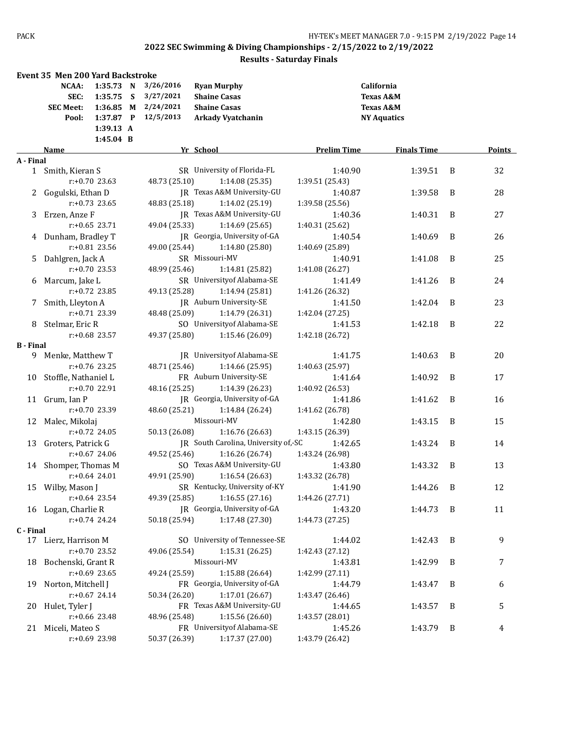## 2022 SEC Swimming & Diving Championships - 2/15/2022 to 2/19/2022

### Results - Saturday Finals

**Event 35 Men 200 Yard Backstroke**

| | | | | | |
|---|---|---|---|---|---|
| NCAA: | 1:35.73 | N | 3/26/2016 | Ryan Murphy | California |
| SEC: | 1:35.75 | S | 3/27/2021 | Shaine Casas | Texas A&M |
| SEC Meet: | 1:36.85 | M | 2/24/2021 | Shaine Casas | Texas A&M |
| Pool: | 1:37.87 | P | 12/5/2013 | Arkady Vyatchanin | NY Aquatics |
| | 1:39.13 | A | | | |
| | 1:45.04 | B | | | |

| | Name | Yr | School | Prelim Time | Finals Time | | Points |
|---|---|---|---|---|---|---|---|
| **A - Final** | | | | | | | |
| 1 | Smith, Kieran S | SR | University of Florida-FL | 1:40.90 | 1:39.51 | B | 32 |
| | r:+0.70 23.63 | 48.73 (25.10) | 1:14.08 (25.35) | 1:39.51 (25.43) | | | |
| 2 | Gogulski, Ethan D | JR | Texas A&M University-GU | 1:40.87 | 1:39.58 | B | 28 |
| | r:+0.73 23.65 | 48.83 (25.18) | 1:14.02 (25.19) | 1:39.58 (25.56) | | | |
| 3 | Erzen, Anze F | JR | Texas A&M University-GU | 1:40.36 | 1:40.31 | B | 27 |
| | r:+0.65 23.71 | 49.04 (25.33) | 1:14.69 (25.65) | 1:40.31 (25.62) | | | |
| 4 | Dunham, Bradley T | JR | Georgia, University of-GA | 1:40.54 | 1:40.69 | B | 26 |
| | r:+0.81 23.56 | 49.00 (25.44) | 1:14.80 (25.80) | 1:40.69 (25.89) | | | |
| 5 | Dahlgren, Jack A | SR | Missouri-MV | 1:40.91 | 1:41.08 | B | 25 |
| | r:+0.70 23.53 | 48.99 (25.46) | 1:14.81 (25.82) | 1:41.08 (26.27) | | | |
| 6 | Marcum, Jake L | SR | Universityof Alabama-SE | 1:41.49 | 1:41.26 | B | 24 |
| | r:+0.72 23.85 | 49.13 (25.28) | 1:14.94 (25.81) | 1:41.26 (26.32) | | | |
| 7 | Smith, Lleyton A | JR | Auburn University-SE | 1:41.50 | 1:42.04 | B | 23 |
| | r:+0.71 23.39 | 48.48 (25.09) | 1:14.79 (26.31) | 1:42.04 (27.25) | | | |
| 8 | Stelmar, Eric R | SO | Universityof Alabama-SE | 1:41.53 | 1:42.18 | B | 22 |
| | r:+0.68 23.57 | 49.37 (25.80) | 1:15.46 (26.09) | 1:42.18 (26.72) | | | |
| **B - Final** | | | | | | | |
| 9 | Menke, Matthew T | JR | Universityof Alabama-SE | 1:41.75 | 1:40.63 | B | 20 |
| | r:+0.76 23.25 | 48.71 (25.46) | 1:14.66 (25.95) | 1:40.63 (25.97) | | | |
| 10 | Stoffle, Nathaniel L | FR | Auburn University-SE | 1:41.64 | 1:40.92 | B | 17 |
| | r:+0.70 22.91 | 48.16 (25.25) | 1:14.39 (26.23) | 1:40.92 (26.53) | | | |
| 11 | Grum, Ian P | JR | Georgia, University of-GA | 1:41.86 | 1:41.62 | B | 16 |
| | r:+0.70 23.39 | 48.60 (25.21) | 1:14.84 (26.24) | 1:41.62 (26.78) | | | |
| 12 | Malec, Mikolaj | | Missouri-MV | 1:42.80 | 1:43.15 | B | 15 |
| | r:+0.72 24.05 | 50.13 (26.08) | 1:16.76 (26.63) | 1:43.15 (26.39) | | | |
| 13 | Groters, Patrick G | JR | South Carolina, University of,-SC | 1:42.65 | 1:43.24 | B | 14 |
| | r:+0.67 24.06 | 49.52 (25.46) | 1:16.26 (26.74) | 1:43.24 (26.98) | | | |
| 14 | Shomper, Thomas M | SO | Texas A&M University-GU | 1:43.80 | 1:43.32 | B | 13 |
| | r:+0.64 24.01 | 49.91 (25.90) | 1:16.54 (26.63) | 1:43.32 (26.78) | | | |
| 15 | Wilby, Mason J | SR | Kentucky, University of-KY | 1:41.90 | 1:44.26 | B | 12 |
| | r:+0.64 23.54 | 49.39 (25.85) | 1:16.55 (27.16) | 1:44.26 (27.71) | | | |
| 16 | Logan, Charlie R | JR | Georgia, University of-GA | 1:43.20 | 1:44.73 | B | 11 |
| | r:+0.74 24.24 | 50.18 (25.94) | 1:17.48 (27.30) | 1:44.73 (27.25) | | | |
| **C - Final** | | | | | | | |
| 17 | Lierz, Harrison M | SO | University of Tennessee-SE | 1:44.02 | 1:42.43 | B | 9 |
| | r:+0.70 23.52 | 49.06 (25.54) | 1:15.31 (26.25) | 1:42.43 (27.12) | | | |
| 18 | Bochenski, Grant R | | Missouri-MV | 1:43.81 | 1:42.99 | B | 7 |
| | r:+0.69 23.65 | 49.24 (25.59) | 1:15.88 (26.64) | 1:42.99 (27.11) | | | |
| 19 | Norton, Mitchell J | FR | Georgia, University of-GA | 1:44.79 | 1:43.47 | B | 6 |
| | r:+0.67 24.14 | 50.34 (26.20) | 1:17.01 (26.67) | 1:43.47 (26.46) | | | |
| 20 | Hulet, Tyler J | FR | Texas A&M University-GU | 1:44.65 | 1:43.57 | B | 5 |
| | r:+0.66 23.48 | 48.96 (25.48) | 1:15.56 (26.60) | 1:43.57 (28.01) | | | |
| 21 | Miceli, Mateo S | FR | Universityof Alabama-SE | 1:45.26 | 1:43.79 | B | 4 |
| | r:+0.69 23.98 | 50.37 (26.39) | 1:17.37 (27.00) | 1:43.79 (26.42) | | | |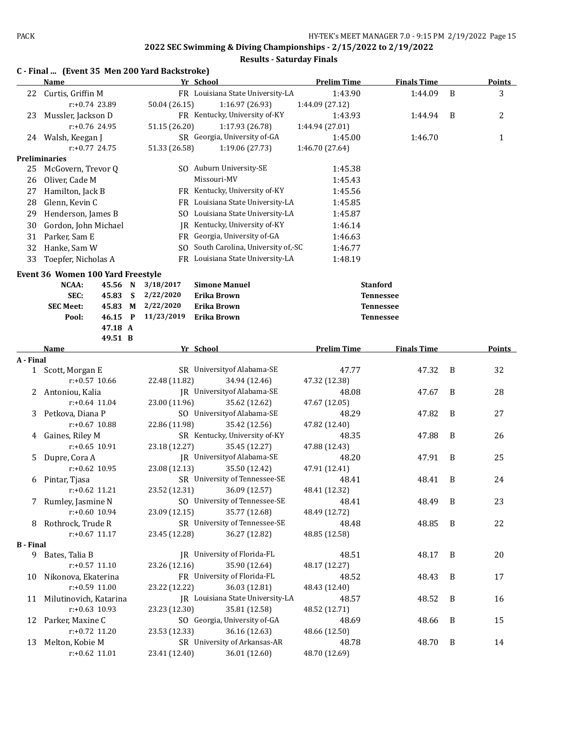## 2022 SEC Swimming & Diving Championships - 2/15/2022 to 2/19/2022

### Results - Saturday Finals

### C - Final ... (Event 35 Men 200 Yard Backstroke)

| | Name | Yr | School | Prelim Time | Finals Time | | Points |
|---|---|---|---|---|---|---|---|
| 22 | Curtis, Griffin M | FR | Louisiana State University-LA | 1:43.90 | 1:44.09 | B | 3 |
| | r:+0.74 23.89 | 50.04 (26.15) | 1:16.97 (26.93) | 1:44.09 (27.12) | | | |
| 23 | Mussler, Jackson D | FR | Kentucky, University of-KY | 1:43.93 | 1:44.94 | B | 2 |
| | r:+0.76 24.95 | 51.15 (26.20) | 1:17.93 (26.78) | 1:44.94 (27.01) | | | |
| 24 | Walsh, Keegan J | SR | Georgia, University of-GA | 1:45.00 | 1:46.70 | | 1 |
| | r:+0.77 24.75 | 51.33 (26.58) | 1:19.06 (27.73) | 1:46.70 (27.64) | | | |

**Preliminaries**

| | Name | Yr | School | Prelim Time |
|---|---|---|---|---|
| 25 | McGovern, Trevor Q | SO | Auburn University-SE | 1:45.38 |
| 26 | Oliver, Cade M | | Missouri-MV | 1:45.43 |
| 27 | Hamilton, Jack B | FR | Kentucky, University of-KY | 1:45.56 |
| 28 | Glenn, Kevin C | FR | Louisiana State University-LA | 1:45.85 |
| 29 | Henderson, James B | SO | Louisiana State University-LA | 1:45.87 |
| 30 | Gordon, John Michael | JR | Kentucky, University of-KY | 1:46.14 |
| 31 | Parker, Sam E | FR | Georgia, University of-GA | 1:46.63 |
| 32 | Hanke, Sam W | SO | South Carolina, University of,-SC | 1:46.77 |
| 33 | Toepfer, Nicholas A | FR | Louisiana State University-LA | 1:48.19 |

### Event 36 Women 100 Yard Freestyle

| | | | | | |
|---|---|---|---|---|---|
| NCAA: | 45.56 | N | 3/18/2017 | Simone Manuel | Stanford |
| SEC: | 45.83 | S | 2/22/2020 | Erika Brown | Tennessee |
| SEC Meet: | 45.83 | M | 2/22/2020 | Erika Brown | Tennessee |
| Pool: | 46.15 | P | 11/23/2019 | Erika Brown | Tennessee |
| | 47.18 | A | | | |
| | 49.51 | B | | | |

| | Name | Yr | School | Prelim Time | Finals Time | | Points |
|---|---|---|---|---|---|---|---|
| **A - Final** | | | | | | | |
| 1 | Scott, Morgan E | SR | Universityof Alabama-SE | 47.77 | 47.32 | B | 32 |
| | r:+0.57 10.66 | 22.48 (11.82) | 34.94 (12.46) | 47.32 (12.38) | | | |
| 2 | Antoniou, Kalia | JR | Universityof Alabama-SE | 48.08 | 47.67 | B | 28 |
| | r:+0.64 11.04 | 23.00 (11.96) | 35.62 (12.62) | 47.67 (12.05) | | | |
| 3 | Petkova, Diana P | SO | Universityof Alabama-SE | 48.29 | 47.82 | B | 27 |
| | r:+0.67 10.88 | 22.86 (11.98) | 35.42 (12.56) | 47.82 (12.40) | | | |
| 4 | Gaines, Riley M | SR | Kentucky, University of-KY | 48.35 | 47.88 | B | 26 |
| | r:+0.65 10.91 | 23.18 (12.27) | 35.45 (12.27) | 47.88 (12.43) | | | |
| 5 | Dupre, Cora A | JR | Universityof Alabama-SE | 48.20 | 47.91 | B | 25 |
| | r:+0.62 10.95 | 23.08 (12.13) | 35.50 (12.42) | 47.91 (12.41) | | | |
| 6 | Pintar, Tjasa | SR | University of Tennessee-SE | 48.41 | 48.41 | B | 24 |
| | r:+0.62 11.21 | 23.52 (12.31) | 36.09 (12.57) | 48.41 (12.32) | | | |
| 7 | Rumley, Jasmine N | SO | University of Tennessee-SE | 48.41 | 48.49 | B | 23 |
| | r:+0.60 10.94 | 23.09 (12.15) | 35.77 (12.68) | 48.49 (12.72) | | | |
| 8 | Rothrock, Trude R | SR | University of Tennessee-SE | 48.48 | 48.85 | B | 22 |
| | r:+0.67 11.17 | 23.45 (12.28) | 36.27 (12.82) | 48.85 (12.58) | | | |
| **B - Final** | | | | | | | |
| 9 | Bates, Talia B | JR | University of Florida-FL | 48.51 | 48.17 | B | 20 |
| | r:+0.57 11.10 | 23.26 (12.16) | 35.90 (12.64) | 48.17 (12.27) | | | |
| 10 | Nikonova, Ekaterina | FR | University of Florida-FL | 48.52 | 48.43 | B | 17 |
| | r:+0.59 11.00 | 23.22 (12.22) | 36.03 (12.81) | 48.43 (12.40) | | | |
| 11 | Milutinovich, Katarina | JR | Louisiana State University-LA | 48.57 | 48.52 | B | 16 |
| | r:+0.63 10.93 | 23.23 (12.30) | 35.81 (12.58) | 48.52 (12.71) | | | |
| 12 | Parker, Maxine C | SO | Georgia, University of-GA | 48.69 | 48.66 | B | 15 |
| | r:+0.72 11.20 | 23.53 (12.33) | 36.16 (12.63) | 48.66 (12.50) | | | |
| 13 | Melton, Kobie M | SR | University of Arkansas-AR | 48.78 | 48.70 | B | 14 |
| | r:+0.62 11.01 | 23.41 (12.40) | 36.01 (12.60) | 48.70 (12.69) | | | |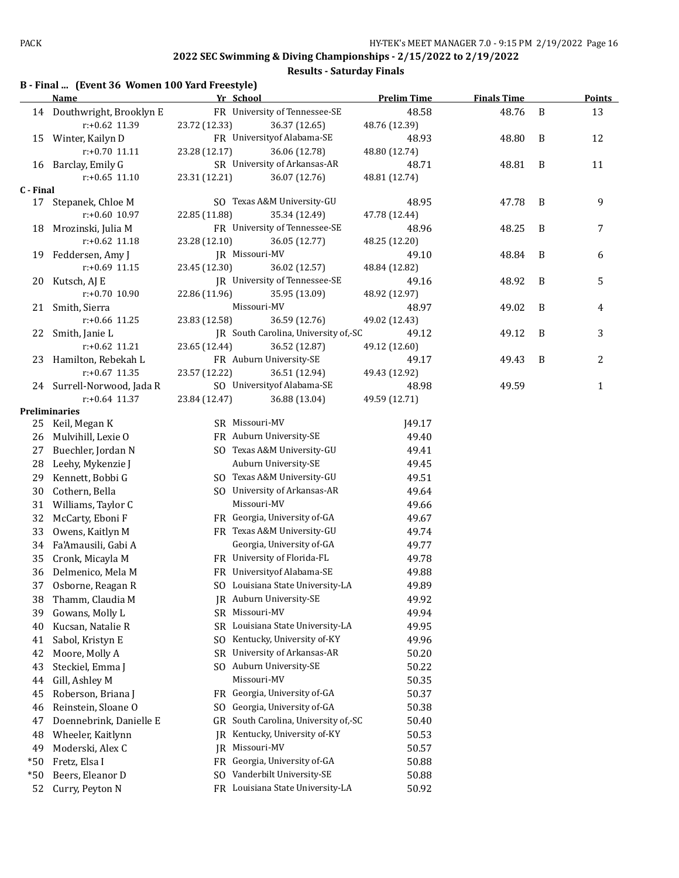## 2022 SEC Swimming & Diving Championships - 2/15/2022 to 2/19/2022

### Results - Saturday Finals

**B - Final ... (Event 36 Women 100 Yard Freestyle)**

| | Name | Yr | School | Prelim Time | Finals Time | | Points |
|---|---|---|---|---|---|---|---|
| 14 | Douthwright, Brooklyn E | FR | University of Tennessee-SE | 48.58 | 48.76 | B | 13 |
| | r:+0.62 11.39 | 23.72 (12.33) | 36.37 (12.65) | 48.76 (12.39) | | | |
| 15 | Winter, Kailyn D | FR | Universityof Alabama-SE | 48.93 | 48.80 | B | 12 |
| | r:+0.70 11.11 | 23.28 (12.17) | 36.06 (12.78) | 48.80 (12.74) | | | |
| 16 | Barclay, Emily G | SR | University of Arkansas-AR | 48.71 | 48.81 | B | 11 |
| | r:+0.65 11.10 | 23.31 (12.21) | 36.07 (12.76) | 48.81 (12.74) | | | |
| **C - Final** | | | | | | | |
| 17 | Stepanek, Chloe M | SO | Texas A&M University-GU | 48.95 | 47.78 | B | 9 |
| | r:+0.60 10.97 | 22.85 (11.88) | 35.34 (12.49) | 47.78 (12.44) | | | |
| 18 | Mrozinski, Julia M | FR | University of Tennessee-SE | 48.96 | 48.25 | B | 7 |
| | r:+0.62 11.18 | 23.28 (12.10) | 36.05 (12.77) | 48.25 (12.20) | | | |
| 19 | Feddersen, Amy J | JR | Missouri-MV | 49.10 | 48.84 | B | 6 |
| | r:+0.69 11.15 | 23.45 (12.30) | 36.02 (12.57) | 48.84 (12.82) | | | |
| 20 | Kutsch, AJ E | JR | University of Tennessee-SE | 49.16 | 48.92 | B | 5 |
| | r:+0.70 10.90 | 22.86 (11.96) | 35.95 (13.09) | 48.92 (12.97) | | | |
| 21 | Smith, Sierra | | Missouri-MV | 48.97 | 49.02 | B | 4 |
| | r:+0.66 11.25 | 23.83 (12.58) | 36.59 (12.76) | 49.02 (12.43) | | | |
| 22 | Smith, Janie L | JR | South Carolina, University of,-SC | 49.12 | 49.12 | B | 3 |
| | r:+0.62 11.21 | 23.65 (12.44) | 36.52 (12.87) | 49.12 (12.60) | | | |
| 23 | Hamilton, Rebekah L | FR | Auburn University-SE | 49.17 | 49.43 | B | 2 |
| | r:+0.67 11.35 | 23.57 (12.22) | 36.51 (12.94) | 49.43 (12.92) | | | |
| 24 | Surrell-Norwood, Jada R | SO | Universityof Alabama-SE | 48.98 | 49.59 | | 1 |
| | r:+0.64 11.37 | 23.84 (12.47) | 36.88 (13.04) | 49.59 (12.71) | | | |
| **Preliminaries** | | | | | | | |
| 25 | Keil, Megan K | SR | Missouri-MV | J49.17 | | | |
| 26 | Mulvihill, Lexie O | FR | Auburn University-SE | 49.40 | | | |
| 27 | Buechler, Jordan N | SO | Texas A&M University-GU | 49.41 | | | |
| 28 | Leehy, Mykenzie J | | Auburn University-SE | 49.45 | | | |
| 29 | Kennett, Bobbi G | SO | Texas A&M University-GU | 49.51 | | | |
| 30 | Cothern, Bella | SO | University of Arkansas-AR | 49.64 | | | |
| 31 | Williams, Taylor C | | Missouri-MV | 49.66 | | | |
| 32 | McCarty, Eboni F | FR | Georgia, University of-GA | 49.67 | | | |
| 33 | Owens, Kaitlyn M | FR | Texas A&M University-GU | 49.74 | | | |
| 34 | Fa'Amausili, Gabi A | | Georgia, University of-GA | 49.77 | | | |
| 35 | Cronk, Micayla M | FR | University of Florida-FL | 49.78 | | | |
| 36 | Delmenico, Mela M | FR | Universityof Alabama-SE | 49.88 | | | |
| 37 | Osborne, Reagan R | SO | Louisiana State University-LA | 49.89 | | | |
| 38 | Thamm, Claudia M | JR | Auburn University-SE | 49.92 | | | |
| 39 | Gowans, Molly L | SR | Missouri-MV | 49.94 | | | |
| 40 | Kucsan, Natalie R | SR | Louisiana State University-LA | 49.95 | | | |
| 41 | Sabol, Kristyn E | SO | Kentucky, University of-KY | 49.96 | | | |
| 42 | Moore, Molly A | SR | University of Arkansas-AR | 50.20 | | | |
| 43 | Steckiel, Emma J | SO | Auburn University-SE | 50.22 | | | |
| 44 | Gill, Ashley M | | Missouri-MV | 50.35 | | | |
| 45 | Roberson, Briana J | FR | Georgia, University of-GA | 50.37 | | | |
| 46 | Reinstein, Sloane O | SO | Georgia, University of-GA | 50.38 | | | |
| 47 | Doennebrink, Danielle E | GR | South Carolina, University of,-SC | 50.40 | | | |
| 48 | Wheeler, Kaitlynn | JR | Kentucky, University of-KY | 50.53 | | | |
| 49 | Moderski, Alex C | JR | Missouri-MV | 50.57 | | | |
| *50 | Fretz, Elsa I | FR | Georgia, University of-GA | 50.88 | | | |
| *50 | Beers, Eleanor D | SO | Vanderbilt University-SE | 50.88 | | | |
| 52 | Curry, Peyton N | FR | Louisiana State University-LA | 50.92 | | | |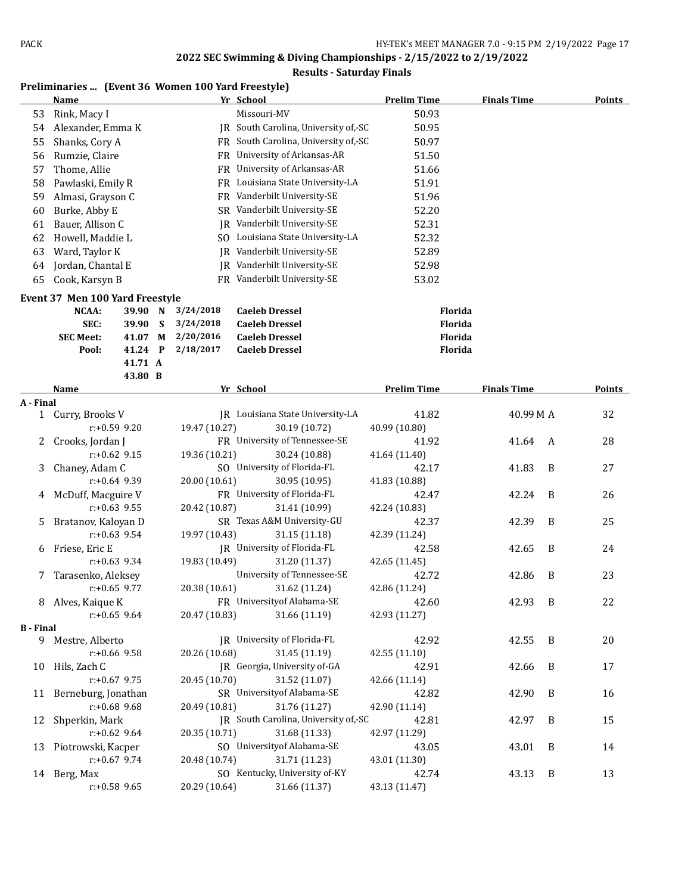## 2022 SEC Swimming & Diving Championships - 2/15/2022 to 2/19/2022

### Results - Saturday Finals

### Preliminaries ... (Event 36 Women 100 Yard Freestyle)

| | Name | Yr | School | Prelim Time | Finals Time | Points |
|---|---|---|---|---|---|---|
| 53 | Rink, Macy I | | Missouri-MV | 50.93 | | |
| 54 | Alexander, Emma K | JR | South Carolina, University of,-SC | 50.95 | | |
| 55 | Shanks, Cory A | FR | South Carolina, University of,-SC | 50.97 | | |
| 56 | Rumzie, Claire | FR | University of Arkansas-AR | 51.50 | | |
| 57 | Thome, Allie | FR | University of Arkansas-AR | 51.66 | | |
| 58 | Pawlaski, Emily R | FR | Louisiana State University-LA | 51.91 | | |
| 59 | Almasi, Grayson C | FR | Vanderbilt University-SE | 51.96 | | |
| 60 | Burke, Abby E | SR | Vanderbilt University-SE | 52.20 | | |
| 61 | Bauer, Allison C | JR | Vanderbilt University-SE | 52.31 | | |
| 62 | Howell, Maddie L | SO | Louisiana State University-LA | 52.32 | | |
| 63 | Ward, Taylor K | JR | Vanderbilt University-SE | 52.89 | | |
| 64 | Jordan, Chantal E | JR | Vanderbilt University-SE | 52.98 | | |
| 65 | Cook, Karsyn B | FR | Vanderbilt University-SE | 53.02 | | |

### Event 37 Men 100 Yard Freestyle

| | Time | | Date | Name | School |
|---|---|---|---|---|---|
| NCAA: | 39.90 | N | 3/24/2018 | Caeleb Dressel | Florida |
| SEC: | 39.90 | S | 3/24/2018 | Caeleb Dressel | Florida |
| SEC Meet: | 41.07 | M | 2/20/2016 | Caeleb Dressel | Florida |
| Pool: | 41.24 | P | 2/18/2017 | Caeleb Dressel | Florida |
| | 41.71 | A | | | |
| | 43.80 | B | | | |

| | Name | Yr | School | Prelim Time | Finals Time | Points |
|---|---|---|---|---|---|---|
| **A - Final** | | | | | | |
| 1 | Curry, Brooks V | JR | Louisiana State University-LA | 41.82 | 40.99 M A | 32 |
| | r:+0.59 9.20 | 19.47 (10.27) | 30.19 (10.72) | 40.99 (10.80) | | |
| 2 | Crooks, Jordan J | FR | University of Tennessee-SE | 41.92 | 41.64 A | 28 |
| | r:+0.62 9.15 | 19.36 (10.21) | 30.24 (10.88) | 41.64 (11.40) | | |
| 3 | Chaney, Adam C | SO | University of Florida-FL | 42.17 | 41.83 B | 27 |
| | r:+0.64 9.39 | 20.00 (10.61) | 30.95 (10.95) | 41.83 (10.88) | | |
| 4 | McDuff, Macguire V | FR | University of Florida-FL | 42.47 | 42.24 B | 26 |
| | r:+0.63 9.55 | 20.42 (10.87) | 31.41 (10.99) | 42.24 (10.83) | | |
| 5 | Bratanov, Kaloyan D | SR | Texas A&M University-GU | 42.37 | 42.39 B | 25 |
| | r:+0.63 9.54 | 19.97 (10.43) | 31.15 (11.18) | 42.39 (11.24) | | |
| 6 | Friese, Eric E | JR | University of Florida-FL | 42.58 | 42.65 B | 24 |
| | r:+0.63 9.34 | 19.83 (10.49) | 31.20 (11.37) | 42.65 (11.45) | | |
| 7 | Tarasenko, Aleksey | | University of Tennessee-SE | 42.72 | 42.86 B | 23 |
| | r:+0.65 9.77 | 20.38 (10.61) | 31.62 (11.24) | 42.86 (11.24) | | |
| 8 | Alves, Kaique K | FR | Universityof Alabama-SE | 42.60 | 42.93 B | 22 |
| | r:+0.65 9.64 | 20.47 (10.83) | 31.66 (11.19) | 42.93 (11.27) | | |
| **B - Final** | | | | | | |
| 9 | Mestre, Alberto | JR | University of Florida-FL | 42.92 | 42.55 B | 20 |
| | r:+0.66 9.58 | 20.26 (10.68) | 31.45 (11.19) | 42.55 (11.10) | | |
| 10 | Hils, Zach C | JR | Georgia, University of-GA | 42.91 | 42.66 B | 17 |
| | r:+0.67 9.75 | 20.45 (10.70) | 31.52 (11.07) | 42.66 (11.14) | | |
| 11 | Berneburg, Jonathan | SR | Universityof Alabama-SE | 42.82 | 42.90 B | 16 |
| | r:+0.68 9.68 | 20.49 (10.81) | 31.76 (11.27) | 42.90 (11.14) | | |
| 12 | Shperkin, Mark | JR | South Carolina, University of,-SC | 42.81 | 42.97 B | 15 |
| | r:+0.62 9.64 | 20.35 (10.71) | 31.68 (11.33) | 42.97 (11.29) | | |
| 13 | Piotrowski, Kacper | SO | Universityof Alabama-SE | 43.05 | 43.01 B | 14 |
| | r:+0.67 9.74 | 20.48 (10.74) | 31.71 (11.23) | 43.01 (11.30) | | |
| 14 | Berg, Max | SO | Kentucky, University of-KY | 42.74 | 43.13 B | 13 |
| | r:+0.58 9.65 | 20.29 (10.64) | 31.66 (11.37) | 43.13 (11.47) | | |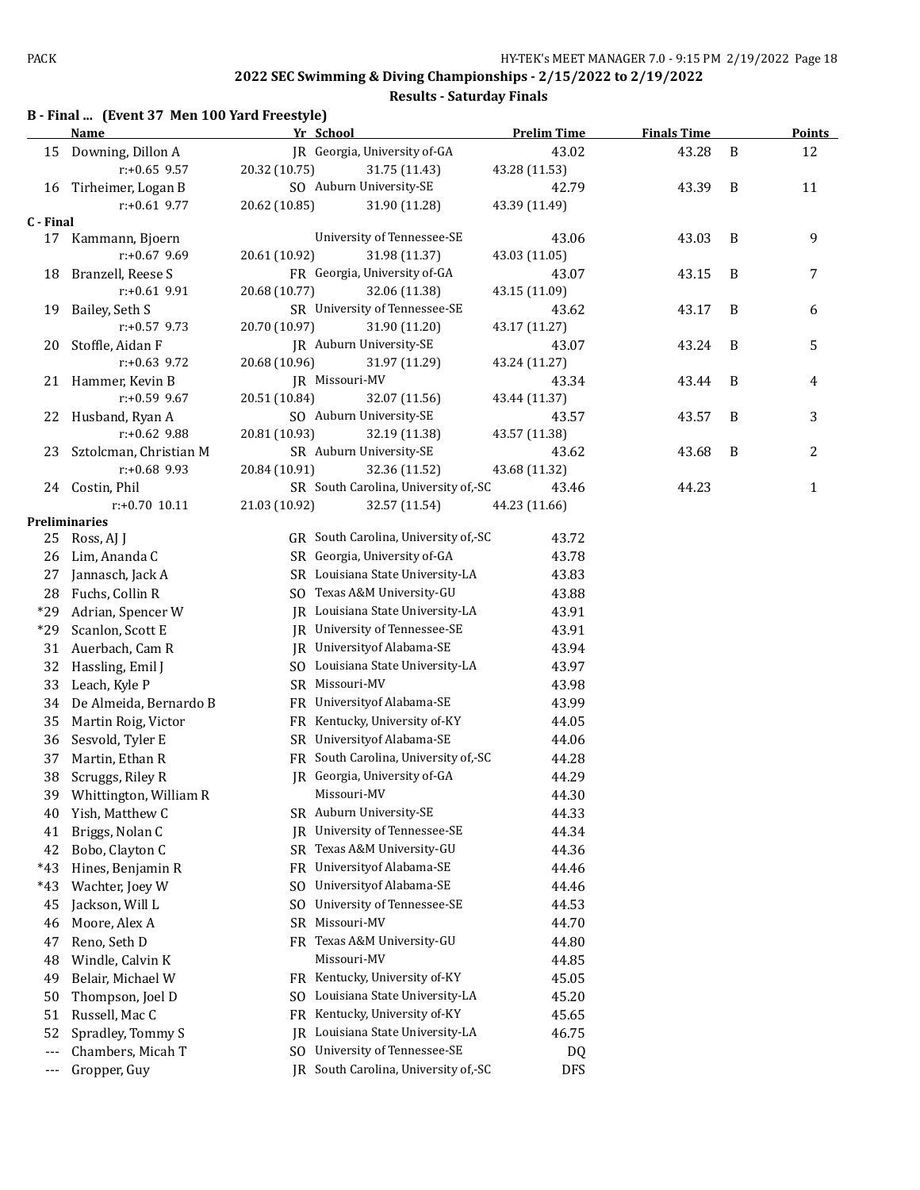## 2022 SEC Swimming & Diving Championships - 2/15/2022 to 2/19/2022

### Results - Saturday Finals

### B - Final ... (Event 37 Men 100 Yard Freestyle)

| | Name | Yr | School | Prelim Time | Finals Time | | Points |
|---|---|---|---|---|---|---|---|
| 15 | Downing, Dillon A | JR | Georgia, University of-GA | 43.02 | 43.28 | B | 12 |
| | r:+0.65 9.57 | 20.32 (10.75) | 31.75 (11.43) | 43.28 (11.53) | | | |
| 16 | Tirheimer, Logan B | SO | Auburn University-SE | 42.79 | 43.39 | B | 11 |
| | r:+0.61 9.77 | 20.62 (10.85) | 31.90 (11.28) | 43.39 (11.49) | | | |
| **C - Final** | | | | | | | |
| 17 | Kammann, Bjoern | | University of Tennessee-SE | 43.06 | 43.03 | B | 9 |
| | r:+0.67 9.69 | 20.61 (10.92) | 31.98 (11.37) | 43.03 (11.05) | | | |
| 18 | Branzell, Reese S | FR | Georgia, University of-GA | 43.07 | 43.15 | B | 7 |
| | r:+0.61 9.91 | 20.68 (10.77) | 32.06 (11.38) | 43.15 (11.09) | | | |
| 19 | Bailey, Seth S | SR | University of Tennessee-SE | 43.62 | 43.17 | B | 6 |
| | r:+0.57 9.73 | 20.70 (10.97) | 31.90 (11.20) | 43.17 (11.27) | | | |
| 20 | Stoffle, Aidan F | JR | Auburn University-SE | 43.07 | 43.24 | B | 5 |
| | r:+0.63 9.72 | 20.68 (10.96) | 31.97 (11.29) | 43.24 (11.27) | | | |
| 21 | Hammer, Kevin B | JR | Missouri-MV | 43.34 | 43.44 | B | 4 |
| | r:+0.59 9.67 | 20.51 (10.84) | 32.07 (11.56) | 43.44 (11.37) | | | |
| 22 | Husband, Ryan A | SO | Auburn University-SE | 43.57 | 43.57 | B | 3 |
| | r:+0.62 9.88 | 20.81 (10.93) | 32.19 (11.38) | 43.57 (11.38) | | | |
| 23 | Sztolcman, Christian M | SR | Auburn University-SE | 43.62 | 43.68 | B | 2 |
| | r:+0.68 9.93 | 20.84 (10.91) | 32.36 (11.52) | 43.68 (11.32) | | | |
| 24 | Costin, Phil | SR | South Carolina, University of,-SC | 43.46 | 44.23 | | 1 |
| | r:+0.70 10.11 | 21.03 (10.92) | 32.57 (11.54) | 44.23 (11.66) | | | |
| **Preliminaries** | | | | | | | |
| 25 | Ross, AJ J | GR | South Carolina, University of,-SC | 43.72 | | | |
| 26 | Lim, Ananda C | SR | Georgia, University of-GA | 43.78 | | | |
| 27 | Jannasch, Jack A | SR | Louisiana State University-LA | 43.83 | | | |
| 28 | Fuchs, Collin R | SO | Texas A&M University-GU | 43.88 | | | |
| *29 | Adrian, Spencer W | JR | Louisiana State University-LA | 43.91 | | | |
| *29 | Scanlon, Scott E | JR | University of Tennessee-SE | 43.91 | | | |
| 31 | Auerbach, Cam R | JR | Universityof Alabama-SE | 43.94 | | | |
| 32 | Hassling, Emil J | SO | Louisiana State University-LA | 43.97 | | | |
| 33 | Leach, Kyle P | SR | Missouri-MV | 43.98 | | | |
| 34 | De Almeida, Bernardo B | FR | Universityof Alabama-SE | 43.99 | | | |
| 35 | Martin Roig, Victor | FR | Kentucky, University of-KY | 44.05 | | | |
| 36 | Sesvold, Tyler E | SR | Universityof Alabama-SE | 44.06 | | | |
| 37 | Martin, Ethan R | FR | South Carolina, University of,-SC | 44.28 | | | |
| 38 | Scruggs, Riley R | JR | Georgia, University of-GA | 44.29 | | | |
| 39 | Whittington, William R | | Missouri-MV | 44.30 | | | |
| 40 | Yish, Matthew C | SR | Auburn University-SE | 44.33 | | | |
| 41 | Briggs, Nolan C | JR | University of Tennessee-SE | 44.34 | | | |
| 42 | Bobo, Clayton C | SR | Texas A&M University-GU | 44.36 | | | |
| *43 | Hines, Benjamin R | FR | Universityof Alabama-SE | 44.46 | | | |
| *43 | Wachter, Joey W | SO | Universityof Alabama-SE | 44.46 | | | |
| 45 | Jackson, Will L | SO | University of Tennessee-SE | 44.53 | | | |
| 46 | Moore, Alex A | SR | Missouri-MV | 44.70 | | | |
| 47 | Reno, Seth D | FR | Texas A&M University-GU | 44.80 | | | |
| 48 | Windle, Calvin K | | Missouri-MV | 44.85 | | | |
| 49 | Belair, Michael W | FR | Kentucky, University of-KY | 45.05 | | | |
| 50 | Thompson, Joel D | SO | Louisiana State University-LA | 45.20 | | | |
| 51 | Russell, Mac C | FR | Kentucky, University of-KY | 45.65 | | | |
| 52 | Spradley, Tommy S | JR | Louisiana State University-LA | 46.75 | | | |
| --- | Chambers, Micah T | SO | University of Tennessee-SE | DQ | | | |
| --- | Gropper, Guy | JR | South Carolina, University of,-SC | DFS | | | |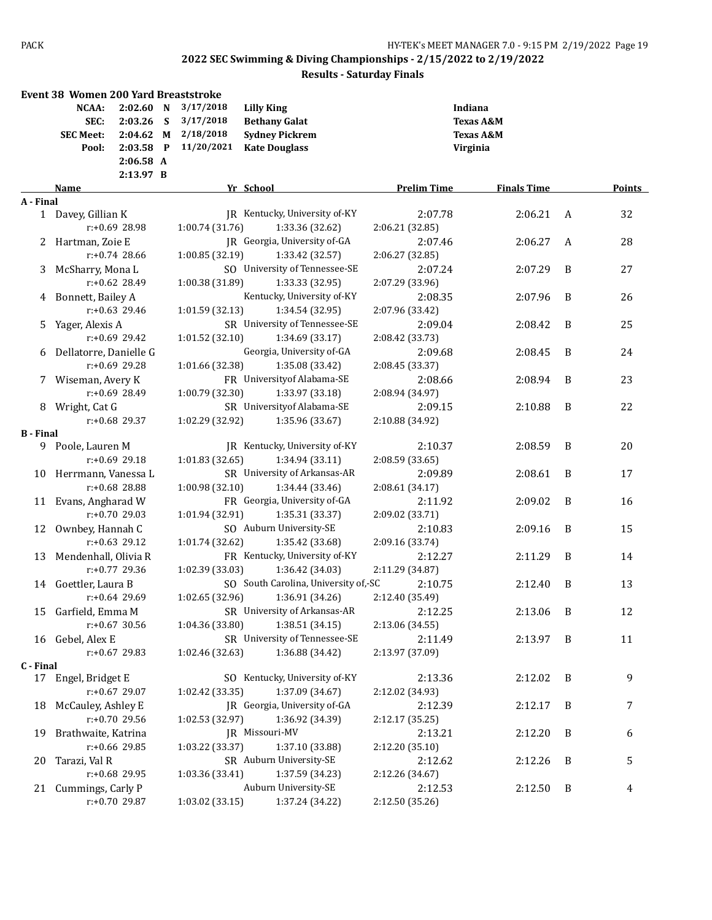## 2022 SEC Swimming & Diving Championships - 2/15/2022 to 2/19/2022

### Results - Saturday Finals

**Event 38 Women 200 Yard Breaststroke**

| | | | | | |
|---|---|---|---|---|---|
| NCAA: | 2:02.60 | N | 3/17/2018 | Lilly King | Indiana |
| SEC: | 2:03.26 | S | 3/17/2018 | Bethany Galat | Texas A&M |
| SEC Meet: | 2:04.62 | M | 2/18/2018 | Sydney Pickrem | Texas A&M |
| Pool: | 2:03.58 | P | 11/20/2021 | Kate Douglass | Virginia |
| | 2:06.58 | A | | | |
| | 2:13.97 | B | | | |

| | Name | Yr | School | Prelim Time | Finals Time | | Points |
|---|---|---|---|---|---|---|---|
| **A - Final** | | | | | | | |
| 1 | Davey, Gillian K | JR | Kentucky, University of-KY | 2:07.78 | 2:06.21 | A | 32 |
| | r:+0.69 28.98 | 1:00.74 (31.76) | 1:33.36 (32.62) | 2:06.21 (32.85) | | | |
| 2 | Hartman, Zoie E | JR | Georgia, University of-GA | 2:07.46 | 2:06.27 | A | 28 |
| | r:+0.74 28.66 | 1:00.85 (32.19) | 1:33.42 (32.57) | 2:06.27 (32.85) | | | |
| 3 | McSharry, Mona L | SO | University of Tennessee-SE | 2:07.24 | 2:07.29 | B | 27 |
| | r:+0.62 28.49 | 1:00.38 (31.89) | 1:33.33 (32.95) | 2:07.29 (33.96) | | | |
| 4 | Bonnett, Bailey A | | Kentucky, University of-KY | 2:08.35 | 2:07.96 | B | 26 |
| | r:+0.63 29.46 | 1:01.59 (32.13) | 1:34.54 (32.95) | 2:07.96 (33.42) | | | |
| 5 | Yager, Alexis A | SR | University of Tennessee-SE | 2:09.04 | 2:08.42 | B | 25 |
| | r:+0.69 29.42 | 1:01.52 (32.10) | 1:34.69 (33.17) | 2:08.42 (33.73) | | | |
| 6 | Dellatorre, Danielle G | | Georgia, University of-GA | 2:09.68 | 2:08.45 | B | 24 |
| | r:+0.69 29.28 | 1:01.66 (32.38) | 1:35.08 (33.42) | 2:08.45 (33.37) | | | |
| 7 | Wiseman, Avery K | FR | Universityof Alabama-SE | 2:08.66 | 2:08.94 | B | 23 |
| | r:+0.69 28.49 | 1:00.79 (32.30) | 1:33.97 (33.18) | 2:08.94 (34.97) | | | |
| 8 | Wright, Cat G | SR | Universityof Alabama-SE | 2:09.15 | 2:10.88 | B | 22 |
| | r:+0.68 29.37 | 1:02.29 (32.92) | 1:35.96 (33.67) | 2:10.88 (34.92) | | | |
| **B - Final** | | | | | | | |
| 9 | Poole, Lauren M | JR | Kentucky, University of-KY | 2:10.37 | 2:08.59 | B | 20 |
| | r:+0.69 29.18 | 1:01.83 (32.65) | 1:34.94 (33.11) | 2:08.59 (33.65) | | | |
| 10 | Herrmann, Vanessa L | SR | University of Arkansas-AR | 2:09.89 | 2:08.61 | B | 17 |
| | r:+0.68 28.88 | 1:00.98 (32.10) | 1:34.44 (33.46) | 2:08.61 (34.17) | | | |
| 11 | Evans, Angharad W | FR | Georgia, University of-GA | 2:11.92 | 2:09.02 | B | 16 |
| | r:+0.70 29.03 | 1:01.94 (32.91) | 1:35.31 (33.37) | 2:09.02 (33.71) | | | |
| 12 | Ownbey, Hannah C | SO | Auburn University-SE | 2:10.83 | 2:09.16 | B | 15 |
| | r:+0.63 29.12 | 1:01.74 (32.62) | 1:35.42 (33.68) | 2:09.16 (33.74) | | | |
| 13 | Mendenhall, Olivia R | FR | Kentucky, University of-KY | 2:12.27 | 2:11.29 | B | 14 |
| | r:+0.77 29.36 | 1:02.39 (33.03) | 1:36.42 (34.03) | 2:11.29 (34.87) | | | |
| 14 | Goettler, Laura B | SO | South Carolina, University of,-SC | 2:10.75 | 2:12.40 | B | 13 |
| | r:+0.64 29.69 | 1:02.65 (32.96) | 1:36.91 (34.26) | 2:12.40 (35.49) | | | |
| 15 | Garfield, Emma M | SR | University of Arkansas-AR | 2:12.25 | 2:13.06 | B | 12 |
| | r:+0.67 30.56 | 1:04.36 (33.80) | 1:38.51 (34.15) | 2:13.06 (34.55) | | | |
| 16 | Gebel, Alex E | SR | University of Tennessee-SE | 2:11.49 | 2:13.97 | B | 11 |
| | r:+0.67 29.83 | 1:02.46 (32.63) | 1:36.88 (34.42) | 2:13.97 (37.09) | | | |
| **C - Final** | | | | | | | |
| 17 | Engel, Bridget E | SO | Kentucky, University of-KY | 2:13.36 | 2:12.02 | B | 9 |
| | r:+0.67 29.07 | 1:02.42 (33.35) | 1:37.09 (34.67) | 2:12.02 (34.93) | | | |
| 18 | McCauley, Ashley E | JR | Georgia, University of-GA | 2:12.39 | 2:12.17 | B | 7 |
| | r:+0.70 29.56 | 1:02.53 (32.97) | 1:36.92 (34.39) | 2:12.17 (35.25) | | | |
| 19 | Brathwaite, Katrina | JR | Missouri-MV | 2:13.21 | 2:12.20 | B | 6 |
| | r:+0.66 29.85 | 1:03.22 (33.37) | 1:37.10 (33.88) | 2:12.20 (35.10) | | | |
| 20 | Tarazi, Val R | SR | Auburn University-SE | 2:12.62 | 2:12.26 | B | 5 |
| | r:+0.68 29.95 | 1:03.36 (33.41) | 1:37.59 (34.23) | 2:12.26 (34.67) | | | |
| 21 | Cummings, Carly P | | Auburn University-SE | 2:12.53 | 2:12.50 | B | 4 |
| | r:+0.70 29.87 | 1:03.02 (33.15) | 1:37.24 (34.22) | 2:12.50 (35.26) | | | |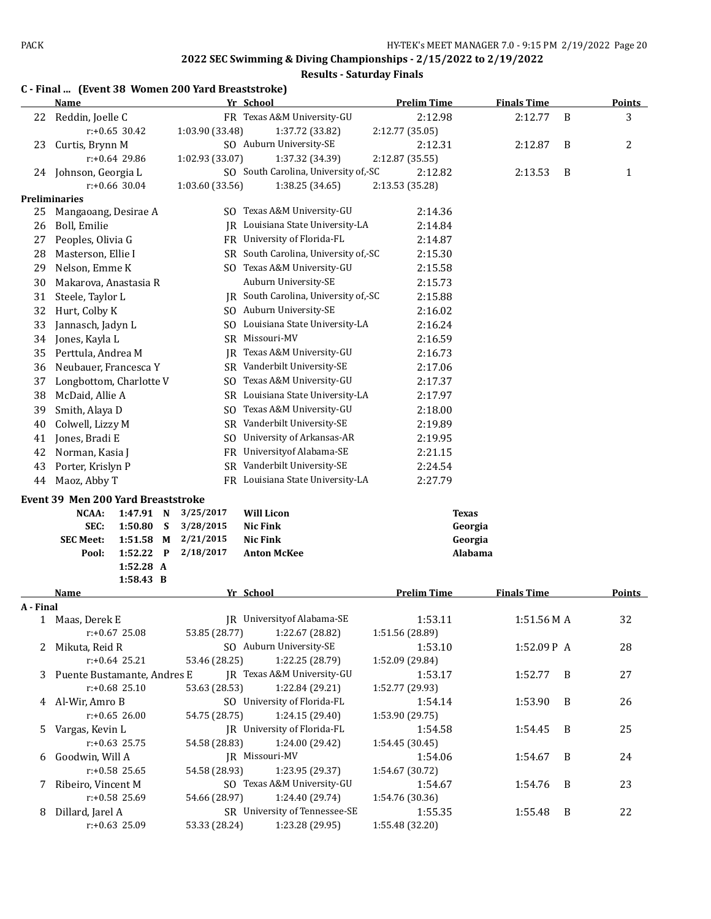## 2022 SEC Swimming & Diving Championships - 2/15/2022 to 2/19/2022

### Results - Saturday Finals

### C - Final ... (Event 38 Women 200 Yard Breaststroke)

| | Name | Yr | School | Prelim Time | Finals Time | | Points |
|---|---|---|---|---|---|---|---|
| 22 | Reddin, Joelle C | FR | Texas A&M University-GU | 2:12.98 | 2:12.77 | B | 3 |
| | r:+0.65 30.42 | 1:03.90 (33.48) | 1:37.72 (33.82) | 2:12.77 (35.05) | | | |
| 23 | Curtis, Brynn M | SO | Auburn University-SE | 2:12.31 | 2:12.87 | B | 2 |
| | r:+0.64 29.86 | 1:02.93 (33.07) | 1:37.32 (34.39) | 2:12.87 (35.55) | | | |
| 24 | Johnson, Georgia L | SO | South Carolina, University of,-SC | 2:12.82 | 2:13.53 | B | 1 |
| | r:+0.66 30.04 | 1:03.60 (33.56) | 1:38.25 (34.65) | 2:13.53 (35.28) | | | |

**Preliminaries**

| | Name | Yr | School | Prelim Time |
|---|---|---|---|---|
| 25 | Mangaoang, Desirae A | SO | Texas A&M University-GU | 2:14.36 |
| 26 | Boll, Emilie | JR | Louisiana State University-LA | 2:14.84 |
| 27 | Peoples, Olivia G | FR | University of Florida-FL | 2:14.87 |
| 28 | Masterson, Ellie I | SR | South Carolina, University of,-SC | 2:15.30 |
| 29 | Nelson, Emme K | SO | Texas A&M University-GU | 2:15.58 |
| 30 | Makarova, Anastasia R | | Auburn University-SE | 2:15.73 |
| 31 | Steele, Taylor L | JR | South Carolina, University of,-SC | 2:15.88 |
| 32 | Hurt, Colby K | SO | Auburn University-SE | 2:16.02 |
| 33 | Jannasch, Jadyn L | SO | Louisiana State University-LA | 2:16.24 |
| 34 | Jones, Kayla L | SR | Missouri-MV | 2:16.59 |
| 35 | Perttula, Andrea M | JR | Texas A&M University-GU | 2:16.73 |
| 36 | Neubauer, Francesca Y | SR | Vanderbilt University-SE | 2:17.06 |
| 37 | Longbottom, Charlotte V | SO | Texas A&M University-GU | 2:17.37 |
| 38 | McDaid, Allie A | SR | Louisiana State University-LA | 2:17.97 |
| 39 | Smith, Alaya D | SO | Texas A&M University-GU | 2:18.00 |
| 40 | Colwell, Lizzy M | SR | Vanderbilt University-SE | 2:19.89 |
| 41 | Jones, Bradi E | SO | University of Arkansas-AR | 2:19.95 |
| 42 | Norman, Kasia J | FR | Universityof Alabama-SE | 2:21.15 |
| 43 | Porter, Krislyn P | SR | Vanderbilt University-SE | 2:24.54 |
| 44 | Maoz, Abby T | FR | Louisiana State University-LA | 2:27.79 |

### Event 39 Men 200 Yard Breaststroke

| | | | | | |
|---|---|---|---|---|---|
| NCAA: | 1:47.91 | N | 3/25/2017 | Will Licon | Texas |
| SEC: | 1:50.80 | S | 3/28/2015 | Nic Fink | Georgia |
| SEC Meet: | 1:51.58 | M | 2/21/2015 | Nic Fink | Georgia |
| Pool: | 1:52.22 | P | 2/18/2017 | Anton McKee | Alabama |
| | 1:52.28 | A | | | |
| | 1:58.43 | B | | | |

**A - Final**

| | Name | Yr | School | Prelim Time | Finals Time | | Points |
|---|---|---|---|---|---|---|---|
| 1 | Maas, Derek E | JR | Universityof Alabama-SE | 1:53.11 | 1:51.56 M | A | 32 |
| | r:+0.67 25.08 | 53.85 (28.77) | 1:22.67 (28.82) | 1:51.56 (28.89) | | | |
| 2 | Mikuta, Reid R | SO | Auburn University-SE | 1:53.10 | 1:52.09 P | A | 28 |
| | r:+0.64 25.21 | 53.46 (28.25) | 1:22.25 (28.79) | 1:52.09 (29.84) | | | |
| 3 | Puente Bustamante, Andres E | JR | Texas A&M University-GU | 1:53.17 | 1:52.77 | B | 27 |
| | r:+0.68 25.10 | 53.63 (28.53) | 1:22.84 (29.21) | 1:52.77 (29.93) | | | |
| 4 | Al-Wir, Amro B | SO | University of Florida-FL | 1:54.14 | 1:53.90 | B | 26 |
| | r:+0.65 26.00 | 54.75 (28.75) | 1:24.15 (29.40) | 1:53.90 (29.75) | | | |
| 5 | Vargas, Kevin L | JR | University of Florida-FL | 1:54.58 | 1:54.45 | B | 25 |
| | r:+0.63 25.75 | 54.58 (28.83) | 1:24.00 (29.42) | 1:54.45 (30.45) | | | |
| 6 | Goodwin, Will A | JR | Missouri-MV | 1:54.06 | 1:54.67 | B | 24 |
| | r:+0.58 25.65 | 54.58 (28.93) | 1:23.95 (29.37) | 1:54.67 (30.72) | | | |
| 7 | Ribeiro, Vincent M | SO | Texas A&M University-GU | 1:54.67 | 1:54.76 | B | 23 |
| | r:+0.58 25.69 | 54.66 (28.97) | 1:24.40 (29.74) | 1:54.76 (30.36) | | | |
| 8 | Dillard, Jarel A | SR | University of Tennessee-SE | 1:55.35 | 1:55.48 | B | 22 |
| | r:+0.63 25.09 | 53.33 (28.24) | 1:23.28 (29.95) | 1:55.48 (32.20) | | | |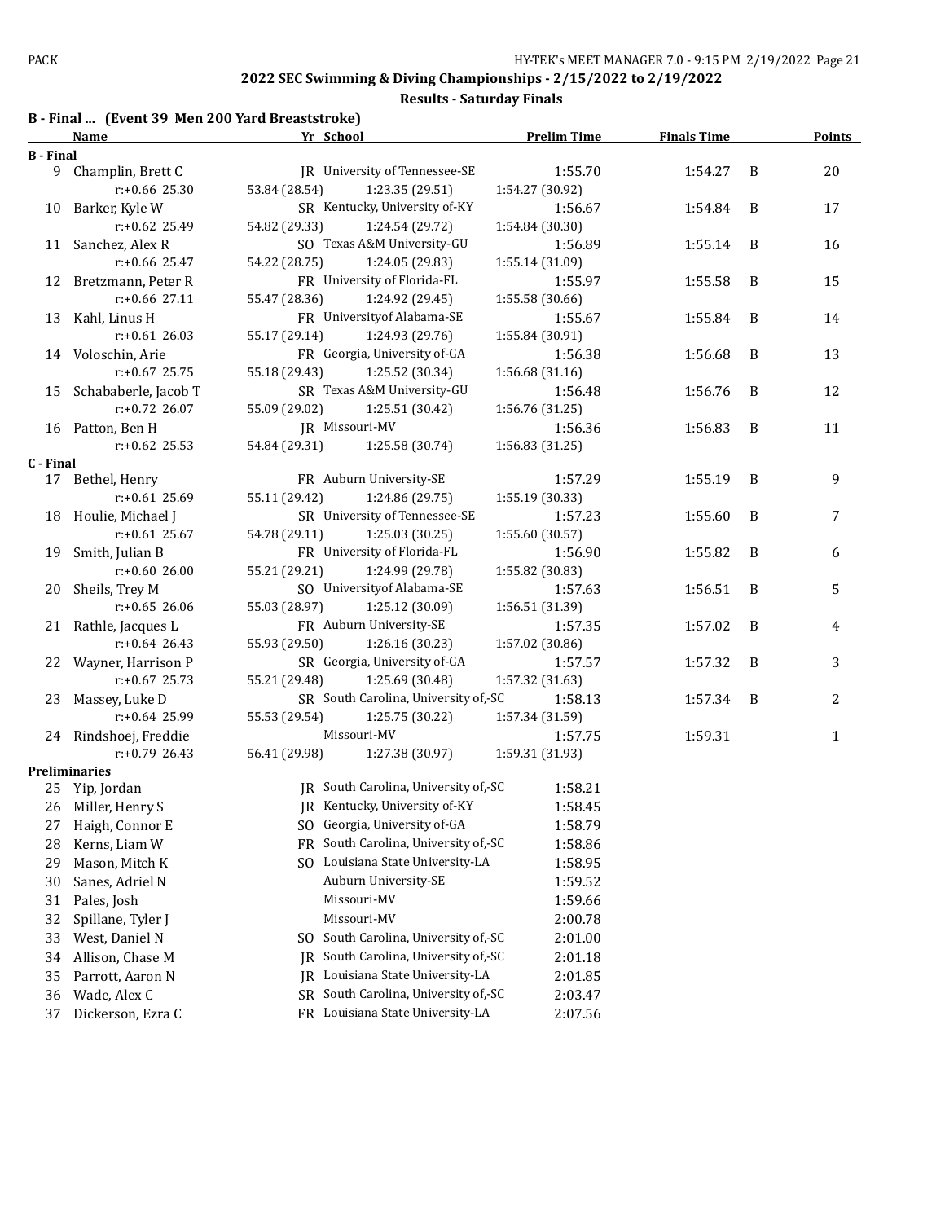## 2022 SEC Swimming & Diving Championships - 2/15/2022 to 2/19/2022

### Results - Saturday Finals

#### B - Final ... (Event 39 Men 200 Yard Breaststroke)

| | Name | Yr | School | Prelim Time | Finals Time | | Points |
|---|---|---|---|---|---|---|---|
| **B - Final** | | | | | | | |
| 9 | Champlin, Brett C | JR | University of Tennessee-SE | 1:55.70 | 1:54.27 | B | 20 |
| | r:+0.66 25.30 | 53.84 (28.54) | 1:23.35 (29.51) | 1:54.27 (30.92) | | | |
| 10 | Barker, Kyle W | SR | Kentucky, University of-KY | 1:56.67 | 1:54.84 | B | 17 |
| | r:+0.62 25.49 | 54.82 (29.33) | 1:24.54 (29.72) | 1:54.84 (30.30) | | | |
| 11 | Sanchez, Alex R | SO | Texas A&M University-GU | 1:56.89 | 1:55.14 | B | 16 |
| | r:+0.66 25.47 | 54.22 (28.75) | 1:24.05 (29.83) | 1:55.14 (31.09) | | | |
| 12 | Bretzmann, Peter R | FR | University of Florida-FL | 1:55.97 | 1:55.58 | B | 15 |
| | r:+0.66 27.11 | 55.47 (28.36) | 1:24.92 (29.45) | 1:55.58 (30.66) | | | |
| 13 | Kahl, Linus H | FR | Universityof Alabama-SE | 1:55.67 | 1:55.84 | B | 14 |
| | r:+0.61 26.03 | 55.17 (29.14) | 1:24.93 (29.76) | 1:55.84 (30.91) | | | |
| 14 | Voloschin, Arie | FR | Georgia, University of-GA | 1:56.38 | 1:56.68 | B | 13 |
| | r:+0.67 25.75 | 55.18 (29.43) | 1:25.52 (30.34) | 1:56.68 (31.16) | | | |
| 15 | Schababerle, Jacob T | SR | Texas A&M University-GU | 1:56.48 | 1:56.76 | B | 12 |
| | r:+0.72 26.07 | 55.09 (29.02) | 1:25.51 (30.42) | 1:56.76 (31.25) | | | |
| 16 | Patton, Ben H | JR | Missouri-MV | 1:56.36 | 1:56.83 | B | 11 |
| | r:+0.62 25.53 | 54.84 (29.31) | 1:25.58 (30.74) | 1:56.83 (31.25) | | | |
| **C - Final** | | | | | | | |
| 17 | Bethel, Henry | FR | Auburn University-SE | 1:57.29 | 1:55.19 | B | 9 |
| | r:+0.61 25.69 | 55.11 (29.42) | 1:24.86 (29.75) | 1:55.19 (30.33) | | | |
| 18 | Houlie, Michael J | SR | University of Tennessee-SE | 1:57.23 | 1:55.60 | B | 7 |
| | r:+0.61 25.67 | 54.78 (29.11) | 1:25.03 (30.25) | 1:55.60 (30.57) | | | |
| 19 | Smith, Julian B | FR | University of Florida-FL | 1:56.90 | 1:55.82 | B | 6 |
| | r:+0.60 26.00 | 55.21 (29.21) | 1:24.99 (29.78) | 1:55.82 (30.83) | | | |
| 20 | Sheils, Trey M | SO | Universityof Alabama-SE | 1:57.63 | 1:56.51 | B | 5 |
| | r:+0.65 26.06 | 55.03 (28.97) | 1:25.12 (30.09) | 1:56.51 (31.39) | | | |
| 21 | Rathle, Jacques L | FR | Auburn University-SE | 1:57.35 | 1:57.02 | B | 4 |
| | r:+0.64 26.43 | 55.93 (29.50) | 1:26.16 (30.23) | 1:57.02 (30.86) | | | |
| 22 | Wayner, Harrison P | SR | Georgia, University of-GA | 1:57.57 | 1:57.32 | B | 3 |
| | r:+0.67 25.73 | 55.21 (29.48) | 1:25.69 (30.48) | 1:57.32 (31.63) | | | |
| 23 | Massey, Luke D | SR | South Carolina, University of,-SC | 1:58.13 | 1:57.34 | B | 2 |
| | r:+0.64 25.99 | 55.53 (29.54) | 1:25.75 (30.22) | 1:57.34 (31.59) | | | |
| 24 | Rindshoej, Freddie | | Missouri-MV | 1:57.75 | 1:59.31 | | 1 |
| | r:+0.79 26.43 | 56.41 (29.98) | 1:27.38 (30.97) | 1:59.31 (31.93) | | | |
| **Preliminaries** | | | | | | | |
| 25 | Yip, Jordan | JR | South Carolina, University of,-SC | 1:58.21 | | | |
| 26 | Miller, Henry S | JR | Kentucky, University of-KY | 1:58.45 | | | |
| 27 | Haigh, Connor E | SO | Georgia, University of-GA | 1:58.79 | | | |
| 28 | Kerns, Liam W | FR | South Carolina, University of,-SC | 1:58.86 | | | |
| 29 | Mason, Mitch K | SO | Louisiana State University-LA | 1:58.95 | | | |
| 30 | Sanes, Adriel N | | Auburn University-SE | 1:59.52 | | | |
| 31 | Pales, Josh | | Missouri-MV | 1:59.66 | | | |
| 32 | Spillane, Tyler J | | Missouri-MV | 2:00.78 | | | |
| 33 | West, Daniel N | SO | South Carolina, University of,-SC | 2:01.00 | | | |
| 34 | Allison, Chase M | JR | South Carolina, University of,-SC | 2:01.18 | | | |
| 35 | Parrott, Aaron N | JR | Louisiana State University-LA | 2:01.85 | | | |
| 36 | Wade, Alex C | SR | South Carolina, University of,-SC | 2:03.47 | | | |
| 37 | Dickerson, Ezra C | FR | Louisiana State University-LA | 2:07.56 | | | |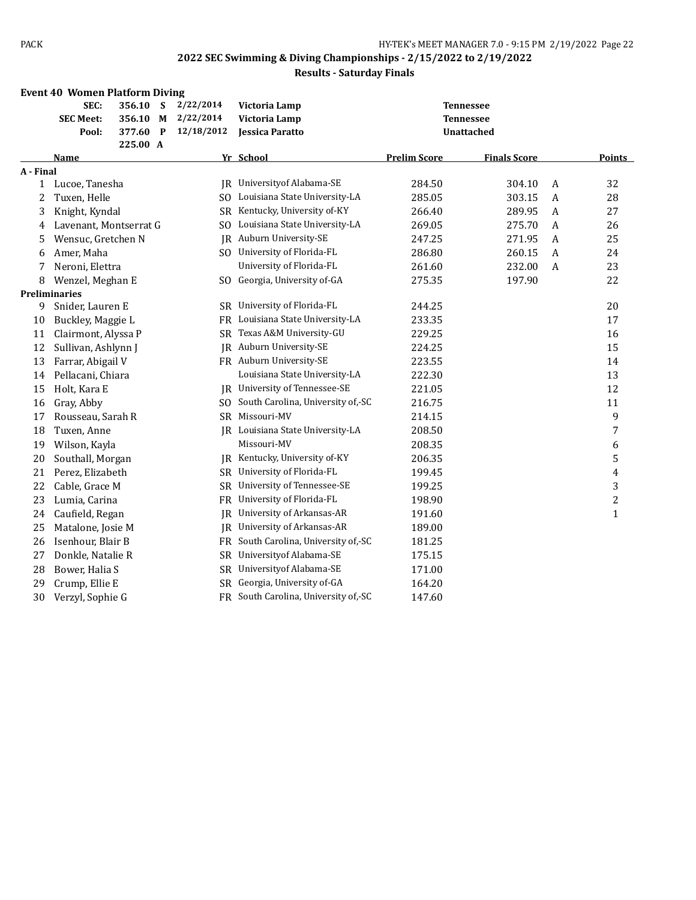## 2022 SEC Swimming & Diving Championships - 2/15/2022 to 2/19/2022

### Results - Saturday Finals

#### Event 40 Women Platform Diving

| | | | | | |
|---|---|---|---|---|---|
| SEC: | 356.10 | S | 2/22/2014 | Victoria Lamp | Tennessee |
| SEC Meet: | 356.10 | M | 2/22/2014 | Victoria Lamp | Tennessee |
| Pool: | 377.60 | P | 12/18/2012 | Jessica Paratto | Unattached |
| | 225.00 | A | | | |

| | Name | Yr | School | Prelim Score | Finals Score | | Points |
|---|---|---|---|---|---|---|---|
| **A - Final** | | | | | | | |
| 1 | Lucoe, Tanesha | JR | Universityof Alabama-SE | 284.50 | 304.10 | A | 32 |
| 2 | Tuxen, Helle | SO | Louisiana State University-LA | 285.05 | 303.15 | A | 28 |
| 3 | Knight, Kyndal | SR | Kentucky, University of-KY | 266.40 | 289.95 | A | 27 |
| 4 | Lavenant, Montserrat G | SO | Louisiana State University-LA | 269.05 | 275.70 | A | 26 |
| 5 | Wensuc, Gretchen N | JR | Auburn University-SE | 247.25 | 271.95 | A | 25 |
| 6 | Amer, Maha | SO | University of Florida-FL | 286.80 | 260.15 | A | 24 |
| 7 | Neroni, Elettra | | University of Florida-FL | 261.60 | 232.00 | A | 23 |
| 8 | Wenzel, Meghan E | SO | Georgia, University of-GA | 275.35 | 197.90 | | 22 |
| **Preliminaries** | | | | | | | |
| 9 | Snider, Lauren E | SR | University of Florida-FL | 244.25 | | | 20 |
| 10 | Buckley, Maggie L | FR | Louisiana State University-LA | 233.35 | | | 17 |
| 11 | Clairmont, Alyssa P | SR | Texas A&M University-GU | 229.25 | | | 16 |
| 12 | Sullivan, Ashlynn J | JR | Auburn University-SE | 224.25 | | | 15 |
| 13 | Farrar, Abigail V | FR | Auburn University-SE | 223.55 | | | 14 |
| 14 | Pellacani, Chiara | | Louisiana State University-LA | 222.30 | | | 13 |
| 15 | Holt, Kara E | JR | University of Tennessee-SE | 221.05 | | | 12 |
| 16 | Gray, Abby | SO | South Carolina, University of,-SC | 216.75 | | | 11 |
| 17 | Rousseau, Sarah R | SR | Missouri-MV | 214.15 | | | 9 |
| 18 | Tuxen, Anne | JR | Louisiana State University-LA | 208.50 | | | 7 |
| 19 | Wilson, Kayla | | Missouri-MV | 208.35 | | | 6 |
| 20 | Southall, Morgan | JR | Kentucky, University of-KY | 206.35 | | | 5 |
| 21 | Perez, Elizabeth | SR | University of Florida-FL | 199.45 | | | 4 |
| 22 | Cable, Grace M | SR | University of Tennessee-SE | 199.25 | | | 3 |
| 23 | Lumia, Carina | FR | University of Florida-FL | 198.90 | | | 2 |
| 24 | Caufield, Regan | JR | University of Arkansas-AR | 191.60 | | | 1 |
| 25 | Matalone, Josie M | JR | University of Arkansas-AR | 189.00 | | | |
| 26 | Isenhour, Blair B | FR | South Carolina, University of,-SC | 181.25 | | | |
| 27 | Donkle, Natalie R | SR | Universityof Alabama-SE | 175.15 | | | |
| 28 | Bower, Halia S | SR | Universityof Alabama-SE | 171.00 | | | |
| 29 | Crump, Ellie E | SR | Georgia, University of-GA | 164.20 | | | |
| 30 | Verzyl, Sophie G | FR | South Carolina, University of,-SC | 147.60 | | | |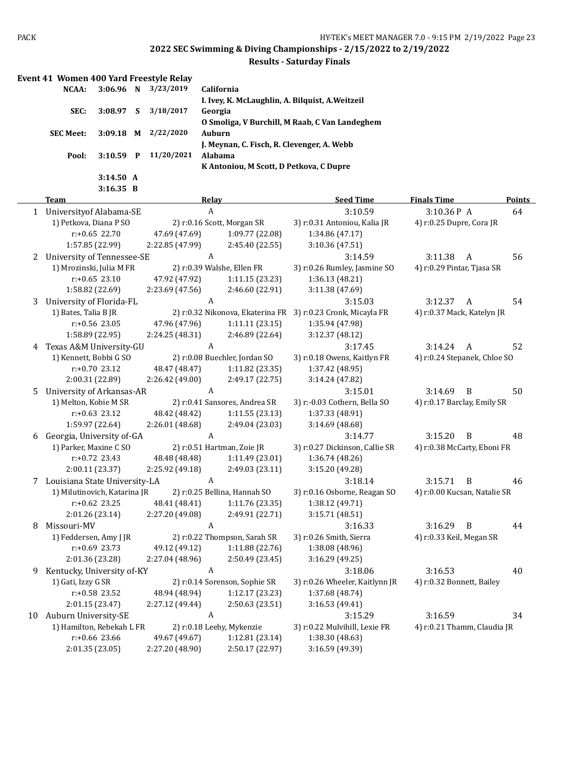## 2022 SEC Swimming & Diving Championships - 2/15/2022 to 2/19/2022

### Results - Saturday Finals

**Event 41 Women 400 Yard Freestyle Relay**

| | | | | |
|---|---|---|---|---|
| **NCAA:** | **3:06.96** | **N** | **3/23/2019** | **California** |
| | | | | **I. Ivey, K. McLaughlin, A. Bilquist, A.Weitzeil** |
| **SEC:** | **3:08.97** | **S** | **3/18/2017** | **Georgia** |
| | | | | **O Smoliga, V Burchill, M Raab, C Van Landeghem** |
| **SEC Meet:** | **3:09.18** | **M** | **2/22/2020** | **Auburn** |
| | | | | **J. Meynan, C. Fisch, R. Clevenger, A. Webb** |
| **Pool:** | **3:10.59** | **P** | **11/20/2021** | **Alabama** |
| | | | | **K Antoniou, M Scott, D Petkova, C Dupre** |
| | **3:14.50** | **A** | | |
| | **3:16.35** | **B** | | |

| | Team | | Relay | Seed Time | Finals Time | Points |
|---|---|---|---|---|---|---|
| 1 | Universityof Alabama-SE | | A | 3:10.59 | 3:10.36P A | 64 |
| | 1) Petkova, Diana P SO | 2) r:0.16 Scott, Morgan SR | | 3) r:0.31 Antoniou, Kalia JR | 4) r:0.25 Dupre, Cora JR | |
| | r:+0.65 22.70 | 47.69 (47.69) | 1:09.77 (22.08) | 1:34.86 (47.17) | | |
| | 1:57.85 (22.99) | 2:22.85 (47.99) | 2:45.40 (22.55) | 3:10.36 (47.51) | | |
| 2 | University of Tennessee-SE | | A | 3:14.59 | 3:11.38 A | 56 |
| | 1) Mrozinski, Julia M FR | 2) r:0.39 Walshe, Ellen FR | | 3) r:0.26 Rumley, Jasmine SO | 4) r:0.29 Pintar, Tjasa SR | |
| | r:+0.65 23.10 | 47.92 (47.92) | 1:11.15 (23.23) | 1:36.13 (48.21) | | |
| | 1:58.82 (22.69) | 2:23.69 (47.56) | 2:46.60 (22.91) | 3:11.38 (47.69) | | |
| 3 | University of Florida-FL | | A | 3:15.03 | 3:12.37 A | 54 |
| | 1) Bates, Talia B JR | 2) r:0.32 Nikonova, Ekaterina FR | | 3) r:0.23 Cronk, Micayla FR | 4) r:0.37 Mack, Katelyn JR | |
| | r:+0.56 23.05 | 47.96 (47.96) | 1:11.11 (23.15) | 1:35.94 (47.98) | | |
| | 1:58.89 (22.95) | 2:24.25 (48.31) | 2:46.89 (22.64) | 3:12.37 (48.12) | | |
| 4 | Texas A&M University-GU | | A | 3:17.45 | 3:14.24 A | 52 |
| | 1) Kennett, Bobbi G SO | 2) r:0.08 Buechler, Jordan SO | | 3) r:0.18 Owens, Kaitlyn FR | 4) r:0.24 Stepanek, Chloe SO | |
| | r:+0.70 23.12 | 48.47 (48.47) | 1:11.82 (23.35) | 1:37.42 (48.95) | | |
| | 2:00.31 (22.89) | 2:26.42 (49.00) | 2:49.17 (22.75) | 3:14.24 (47.82) | | |
| 5 | University of Arkansas-AR | | A | 3:15.01 | 3:14.69 B | 50 |
| | 1) Melton, Kobie M SR | 2) r:0.41 Sansores, Andrea SR | | 3) r:-0.03 Cothern, Bella SO | 4) r:0.17 Barclay, Emily SR | |
| | r:+0.63 23.12 | 48.42 (48.42) | 1:11.55 (23.13) | 1:37.33 (48.91) | | |
| | 1:59.97 (22.64) | 2:26.01 (48.68) | 2:49.04 (23.03) | 3:14.69 (48.68) | | |
| 6 | Georgia, University of-GA | | A | 3:14.77 | 3:15.20 B | 48 |
| | 1) Parker, Maxine C SO | 2) r:0.51 Hartman, Zoie JR | | 3) r:0.27 Dickinson, Callie SR | 4) r:0.38 McCarty, Eboni FR | |
| | r:+0.72 23.43 | 48.48 (48.48) | 1:11.49 (23.01) | 1:36.74 (48.26) | | |
| | 2:00.11 (23.37) | 2:25.92 (49.18) | 2:49.03 (23.11) | 3:15.20 (49.28) | | |
| 7 | Louisiana State University-LA | | A | 3:18.14 | 3:15.71 B | 46 |
| | 1) Milutinovich, Katarina JR | 2) r:0.25 Bellina, Hannah SO | | 3) r:0.16 Osborne, Reagan SO | 4) r:0.00 Kucsan, Natalie SR | |
| | r:+0.62 23.25 | 48.41 (48.41) | 1:11.76 (23.35) | 1:38.12 (49.71) | | |
| | 2:01.26 (23.14) | 2:27.20 (49.08) | 2:49.91 (22.71) | 3:15.71 (48.51) | | |
| 8 | Missouri-MV | | A | 3:16.33 | 3:16.29 B | 44 |
| | 1) Feddersen, Amy J JR | 2) r:0.22 Thompson, Sarah SR | | 3) r:0.26 Smith, Sierra | 4) r:0.33 Keil, Megan SR | |
| | r:+0.69 23.73 | 49.12 (49.12) | 1:11.88 (22.76) | 1:38.08 (48.96) | | |
| | 2:01.36 (23.28) | 2:27.04 (48.96) | 2:50.49 (23.45) | 3:16.29 (49.25) | | |
| 9 | Kentucky, University of-KY | | A | 3:18.06 | 3:16.53 | 40 |
| | 1) Gati, Izzy G SR | 2) r:0.14 Sorenson, Sophie SR | | 3) r:0.26 Wheeler, Kaitlynn JR | 4) r:0.32 Bonnett, Bailey | |
| | r:+0.58 23.52 | 48.94 (48.94) | 1:12.17 (23.23) | 1:37.68 (48.74) | | |
| | 2:01.15 (23.47) | 2:27.12 (49.44) | 2:50.63 (23.51) | 3:16.53 (49.41) | | |
| 10 | Auburn University-SE | | A | 3:15.29 | 3:16.59 | 34 |
| | 1) Hamilton, Rebekah L FR | 2) r:0.18 Leehy, Mykenzie | | 3) r:0.22 Mulvihill, Lexie FR | 4) r:0.21 Thamm, Claudia JR | |
| | r:+0.66 23.66 | 49.67 (49.67) | 1:12.81 (23.14) | 1:38.30 (48.63) | | |
| | 2:01.35 (23.05) | 2:27.20 (48.90) | 2:50.17 (22.97) | 3:16.59 (49.39) | | |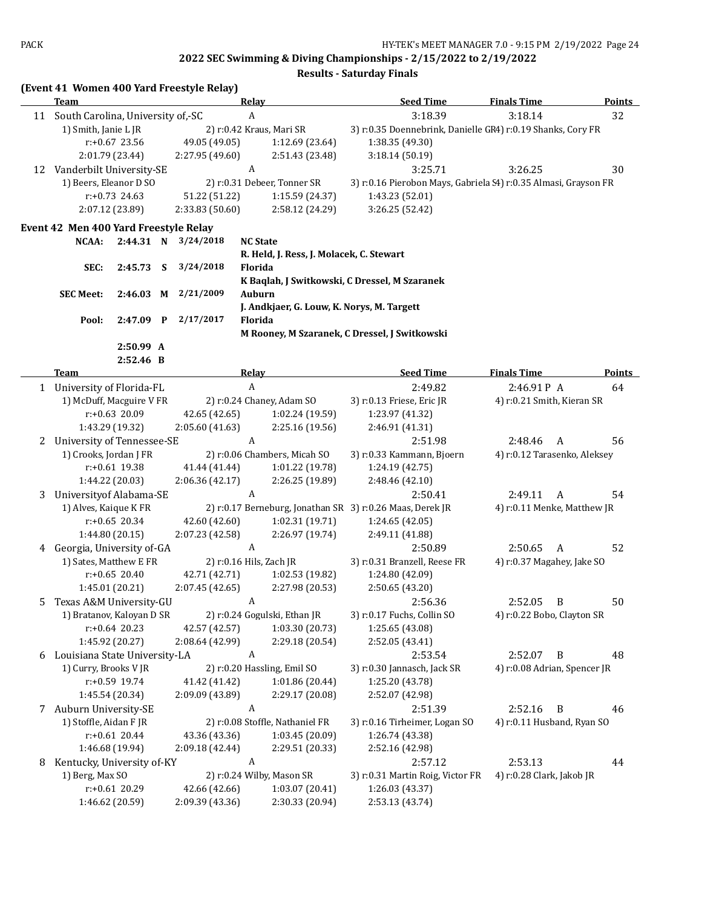## 2022 SEC Swimming & Diving Championships - 2/15/2022 to 2/19/2022

### Results - Saturday Finals

**(Event 41 Women 400 Yard Freestyle Relay)**

| | Team | Relay | Seed Time | Finals Time | Points |
|---|---|---|---|---|---|
| 11 | South Carolina, University of,-SC | A | 3:18.39 | 3:18.14 | 32 |
| | 1) Smith, Janie L JR | 2) r:0.42 Kraus, Mari SR | 3) r:0.35 Doennebrink, Danielle GR | 4) r:0.19 Shanks, Cory FR | |
| | r:+0.67 23.56 | 49.05 (49.05) | 1:12.69 (23.64) | 1:38.35 (49.30) | |
| | 2:01.79 (23.44) | 2:27.95 (49.60) | 2:51.43 (23.48) | 3:18.14 (50.19) | |
| 12 | Vanderbilt University-SE | A | 3:25.71 | 3:26.25 | 30 |
| | 1) Beers, Eleanor D SO | 2) r:0.31 Debeer, Tonner SR | 3) r:0.16 Pierobon Mays, Gabriela S | 4) r:0.35 Almasi, Grayson FR | |
| | r:+0.73 24.63 | 51.22 (51.22) | 1:15.59 (24.37) | 1:43.23 (52.01) | |
| | 2:07.12 (23.89) | 2:33.83 (50.60) | 2:58.12 (24.29) | 3:26.25 (52.42) | |

**Event 42 Men 400 Yard Freestyle Relay**

| | | | | |
|---|---|---|---|---|
| NCAA: | 2:44.31 | N | 3/24/2018 | NC State — R. Held, J. Ress, J. Molacek, C. Stewart |
| SEC: | 2:45.73 | S | 3/24/2018 | Florida — K Baqlah, J Switkowski, C Dressel, M Szaranek |
| SEC Meet: | 2:46.03 | M | 2/21/2009 | Auburn — J. Andkjaer, G. Louw, K. Norys, M. Targett |
| Pool: | 2:47.09 | P | 2/17/2017 | Florida — M Rooney, M Szaranek, C Dressel, J Switkowski |
| | 2:50.99 | A | | |
| | 2:52.46 | B | | |

| | Team | Relay | Seed Time | Finals Time | Points |
|---|---|---|---|---|---|
| 1 | University of Florida-FL | A | 2:49.82 | 2:46.91 P A | 64 |
| | 1) McDuff, Macguire V FR | 2) r:0.24 Chaney, Adam SO | 3) r:0.13 Friese, Eric JR | 4) r:0.21 Smith, Kieran SR | |
| | r:+0.63 20.09 | 42.65 (42.65) | 1:02.24 (19.59) | 1:23.97 (41.32) | |
| | 1:43.29 (19.32) | 2:05.60 (41.63) | 2:25.16 (19.56) | 2:46.91 (41.31) | |
| 2 | University of Tennessee-SE | A | 2:51.98 | 2:48.46 A | 56 |
| | 1) Crooks, Jordan J FR | 2) r:0.06 Chambers, Micah SO | 3) r:0.33 Kammann, Bjoern | 4) r:0.12 Tarasenko, Aleksey | |
| | r:+0.61 19.38 | 41.44 (41.44) | 1:01.22 (19.78) | 1:24.19 (42.75) | |
| | 1:44.22 (20.03) | 2:06.36 (42.17) | 2:26.25 (19.89) | 2:48.46 (42.10) | |
| 3 | Universityof Alabama-SE | A | 2:50.41 | 2:49.11 A | 54 |
| | 1) Alves, Kaique K FR | 2) r:0.17 Berneburg, Jonathan SR | 3) r:0.26 Maas, Derek JR | 4) r:0.11 Menke, Matthew JR | |
| | r:+0.65 20.34 | 42.60 (42.60) | 1:02.31 (19.71) | 1:24.65 (42.05) | |
| | 1:44.80 (20.15) | 2:07.23 (42.58) | 2:26.97 (19.74) | 2:49.11 (41.88) | |
| 4 | Georgia, University of-GA | A | 2:50.89 | 2:50.65 A | 52 |
| | 1) Sates, Matthew E FR | 2) r:0.16 Hils, Zach JR | 3) r:0.31 Branzell, Reese FR | 4) r:0.37 Magahey, Jake SO | |
| | r:+0.65 20.40 | 42.71 (42.71) | 1:02.53 (19.82) | 1:24.80 (42.09) | |
| | 1:45.01 (20.21) | 2:07.45 (42.65) | 2:27.98 (20.53) | 2:50.65 (43.20) | |
| 5 | Texas A&M University-GU | A | 2:56.36 | 2:52.05 B | 50 |
| | 1) Bratanov, Kaloyan D SR | 2) r:0.24 Gogulski, Ethan JR | 3) r:0.17 Fuchs, Collin SO | 4) r:0.22 Bobo, Clayton SR | |
| | r:+0.64 20.23 | 42.57 (42.57) | 1:03.30 (20.73) | 1:25.65 (43.08) | |
| | 1:45.92 (20.27) | 2:08.64 (42.99) | 2:29.18 (20.54) | 2:52.05 (43.41) | |
| 6 | Louisiana State University-LA | A | 2:53.54 | 2:52.07 B | 48 |
| | 1) Curry, Brooks V JR | 2) r:0.20 Hassling, Emil SO | 3) r:0.30 Jannasch, Jack SR | 4) r:0.08 Adrian, Spencer JR | |
| | r:+0.59 19.74 | 41.42 (41.42) | 1:01.86 (20.44) | 1:25.20 (43.78) | |
| | 1:45.54 (20.34) | 2:09.09 (43.89) | 2:29.17 (20.08) | 2:52.07 (42.98) | |
| 7 | Auburn University-SE | A | 2:51.39 | 2:52.16 B | 46 |
| | 1) Stoffle, Aidan F JR | 2) r:0.08 Stoffle, Nathaniel FR | 3) r:0.16 Tirheimer, Logan SO | 4) r:0.11 Husband, Ryan SO | |
| | r:+0.61 20.44 | 43.36 (43.36) | 1:03.45 (20.09) | 1:26.74 (43.38) | |
| | 1:46.68 (19.94) | 2:09.18 (42.44) | 2:29.51 (20.33) | 2:52.16 (42.98) | |
| 8 | Kentucky, University of-KY | A | 2:57.12 | 2:53.13 | 44 |
| | 1) Berg, Max SO | 2) r:0.24 Wilby, Mason SR | 3) r:0.31 Martin Roig, Victor FR | 4) r:0.28 Clark, Jakob JR | |
| | r:+0.61 20.29 | 42.66 (42.66) | 1:03.07 (20.41) | 1:26.03 (43.37) | |
| | 1:46.62 (20.59) | 2:09.39 (43.36) | 2:30.33 (20.94) | 2:53.13 (43.74) | |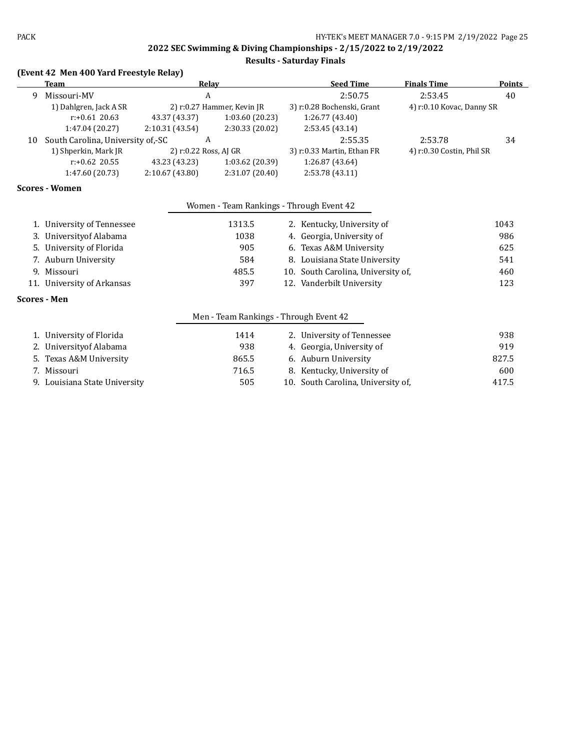## 2022 SEC Swimming & Diving Championships - 2/15/2022 to 2/19/2022

### Results - Saturday Finals

**(Event 42 Men 400 Yard Freestyle Relay)**

| | Team | Relay | | Seed Time | Finals Time | Points |
|---|---|---|---|---|---|---|
| 9 | Missouri-MV | A | | 2:50.75 | 2:53.45 | 40 |
| | 1) Dahlgren, Jack A SR | 2) r:0.27 Hammer, Kevin JR | | 3) r:0.28 Bochenski, Grant | 4) r:0.10 Kovac, Danny SR | |
| | r:+0.61 20.63 | 43.37 (43.37) | 1:03.60 (20.23) | 1:26.77 (43.40) | | |
| | 1:47.04 (20.27) | 2:10.31 (43.54) | 2:30.33 (20.02) | 2:53.45 (43.14) | | |
| 10 | South Carolina, University of,-SC | A | | 2:55.35 | 2:53.78 | 34 |
| | 1) Shperkin, Mark JR | 2) r:0.22 Ross, AJ GR | | 3) r:0.33 Martin, Ethan FR | 4) r:0.30 Costin, Phil SR | |
| | r:+0.62 20.55 | 43.23 (43.23) | 1:03.62 (20.39) | 1:26.87 (43.64) | | |
| | 1:47.60 (20.73) | 2:10.67 (43.80) | 2:31.07 (20.40) | 2:53.78 (43.11) | | |

**Scores - Women**

Women - Team Rankings - Through Event 42

| | | | |
|---|---|---|---|
| 1. University of Tennessee | 1313.5 | 2. Kentucky, University of | 1043 |
| 3. Universityof Alabama | 1038 | 4. Georgia, University of | 986 |
| 5. University of Florida | 905 | 6. Texas A&M University | 625 |
| 7. Auburn University | 584 | 8. Louisiana State University | 541 |
| 9. Missouri | 485.5 | 10. South Carolina, University of, | 460 |
| 11. University of Arkansas | 397 | 12. Vanderbilt University | 123 |

**Scores - Men**

Men - Team Rankings - Through Event 42

| | | | |
|---|---|---|---|
| 1. University of Florida | 1414 | 2. University of Tennessee | 938 |
| 2. Universityof Alabama | 938 | 4. Georgia, University of | 919 |
| 5. Texas A&M University | 865.5 | 6. Auburn University | 827.5 |
| 7. Missouri | 716.5 | 8. Kentucky, University of | 600 |
| 9. Louisiana State University | 505 | 10. South Carolina, University of, | 417.5 |